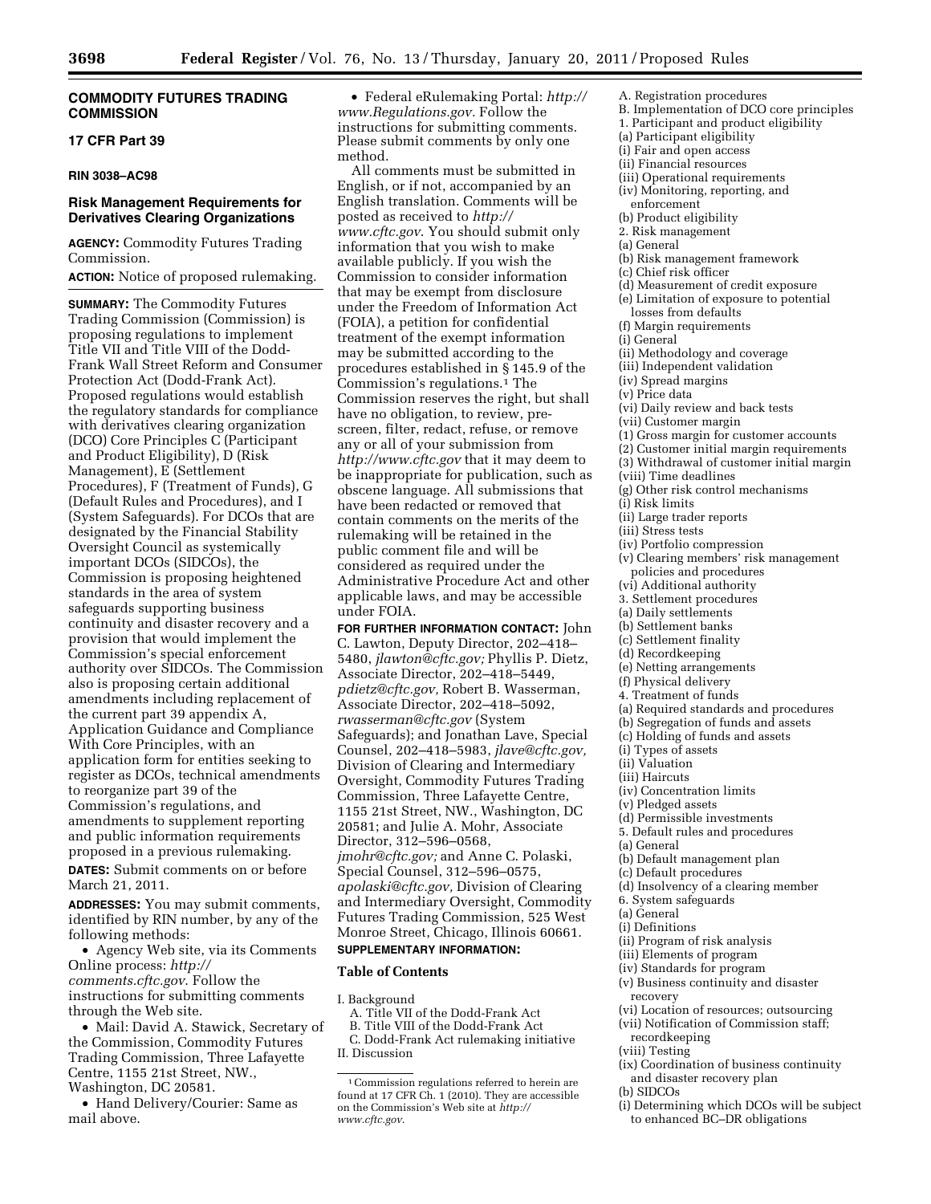## COMMODITY FUTURES TRADING COMMISSION

### 17 CFR Part 39

**RIN 3038–AC98**

### Risk Management Requirements for Derivatives Clearing Organizations

**AGENCY:** Commodity Futures Trading Commission.

**ACTION:** Notice of proposed rulemaking.

**SUMMARY:** The Commodity Futures Trading Commission (Commission) is proposing regulations to implement Title VII and Title VIII of the Dodd-Frank Wall Street Reform and Consumer Protection Act (Dodd-Frank Act). Proposed regulations would establish the regulatory standards for compliance with derivatives clearing organization (DCO) Core Principles C (Participant and Product Eligibility), D (Risk Management), E (Settlement Procedures), F (Treatment of Funds), G (Default Rules and Procedures), and I (System Safeguards). For DCOs that are designated by the Financial Stability Oversight Council as systemically important DCOs (SIDCOs), the Commission is proposing heightened standards in the area of system safeguards supporting business continuity and disaster recovery and a provision that would implement the Commission's special enforcement authority over SIDCOs. The Commission also is proposing certain additional amendments including replacement of the current part 39 appendix A, Application Guidance and Compliance With Core Principles, with an application form for entities seeking to register as DCOs, technical amendments to reorganize part 39 of the Commission's regulations, and amendments to supplement reporting and public information requirements proposed in a previous rulemaking.

**DATES:** Submit comments on or before March 21, 2011.

**ADDRESSES:** You may submit comments, identified by RIN number, by any of the following methods:

- Agency Web site, via its Comments Online process: *http://comments.cftc.gov*. Follow the instructions for submitting comments through the Web site.
- Mail: David A. Stawick, Secretary of the Commission, Commodity Futures Trading Commission, Three Lafayette Centre, 1155 21st Street, NW., Washington, DC 20581.
- Hand Delivery/Courier: Same as mail above.
- Federal eRulemaking Portal: *http://www.Regulations.gov*. Follow the instructions for submitting comments. Please submit comments by only one method.

All comments must be submitted in English, or if not, accompanied by an English translation. Comments will be posted as received to *http://www.cftc.gov*. You should submit only information that you wish to make available publicly. If you wish the Commission to consider information that may be exempt from disclosure under the Freedom of Information Act (FOIA), a petition for confidential treatment of the exempt information may be submitted according to the procedures established in § 145.9 of the Commission's regulations.[1] The Commission reserves the right, but shall have no obligation, to review, pre-screen, filter, redact, refuse, or remove any or all of your submission from *http://www.cftc.gov* that it may deem to be inappropriate for publication, such as obscene language. All submissions that have been redacted or removed that contain comments on the merits of the rulemaking will be retained in the public comment file and will be considered as required under the Administrative Procedure Act and other applicable laws, and may be accessible under FOIA.

**FOR FURTHER INFORMATION CONTACT:** John C. Lawton, Deputy Director, 202–418–5480, *jlawton@cftc.gov;* Phyllis P. Dietz, Associate Director, 202–418–5449, *pdietz@cftc.gov,* Robert B. Wasserman, Associate Director, 202–418–5092, *rwasserman@cftc.gov* (System Safeguards); and Jonathan Lave, Special Counsel, 202–418–5983, *jlave@cftc.gov,* Division of Clearing and Intermediary Oversight, Commodity Futures Trading Commission, Three Lafayette Centre, 1155 21st Street, NW., Washington, DC 20581; and Julie A. Mohr, Associate Director, 312–596–0568, *jmohr@cftc.gov;* and Anne C. Polaski, Special Counsel, 312–596–0575, *apolaski@cftc.gov,* Division of Clearing and Intermediary Oversight, Commodity Futures Trading Commission, 525 West Monroe Street, Chicago, Illinois 60661.

**SUPPLEMENTARY INFORMATION:**

**Table of Contents**

I. Background
  A. Title VII of the Dodd-Frank Act
  B. Title VIII of the Dodd-Frank Act
  C. Dodd-Frank Act rulemaking initiative
II. Discussion
  A. Registration procedures
  B. Implementation of DCO core principles
  1. Participant and product eligibility
  (a) Participant eligibility
  (i) Fair and open access
  (ii) Financial resources
  (iii) Operational requirements
  (iv) Monitoring, reporting, and enforcement
  (b) Product eligibility
  2. Risk management
  (a) General
  (b) Risk management framework
  (c) Chief risk officer
  (d) Measurement of credit exposure
  (e) Limitation of exposure to potential losses from defaults
  (f) Margin requirements
  (i) General
  (ii) Methodology and coverage
  (iii) Independent validation
  (iv) Spread margins
  (v) Price data
  (vi) Daily review and back tests
  (vii) Customer margin
  (1) Gross margin for customer accounts
  (2) Customer initial margin requirements
  (3) Withdrawal of customer initial margin
  (viii) Time deadlines
  (g) Other risk control mechanisms
  (i) Risk limits
  (ii) Large trader reports
  (iii) Stress tests
  (iv) Portfolio compression
  (v) Clearing members' risk management policies and procedures
  (vi) Additional authority
  3. Settlement procedures
  (a) Daily settlements
  (b) Settlement banks
  (c) Settlement finality
  (d) Recordkeeping
  (e) Netting arrangements
  (f) Physical delivery
  4. Treatment of funds
  (a) Required standards and procedures
  (b) Segregation of funds and assets
  (c) Holding of funds and assets
  (i) Types of assets
  (ii) Valuation
  (iii) Haircuts
  (iv) Concentration limits
  (v) Pledged assets
  (d) Permissible investments
  5. Default rules and procedures
  (a) General
  (b) Default management plan
  (c) Default procedures
  (d) Insolvency of a clearing member
  6. System safeguards
  (a) General
  (i) Definitions
  (ii) Program of risk analysis
  (iii) Elements of program
  (iv) Standards for program
  (v) Business continuity and disaster recovery
  (vi) Location of resources; outsourcing
  (vii) Notification of Commission staff; recordkeeping
  (viii) Testing
  (ix) Coordination of business continuity and disaster recovery plan
  (b) SIDCOs
  (i) Determining which DCOs will be subject to enhanced BC–DR obligations

[1] Commission regulations referred to herein are found at 17 CFR Ch. 1 (2010). They are accessible on the Commission's Web site at *http://www.cftc.gov*.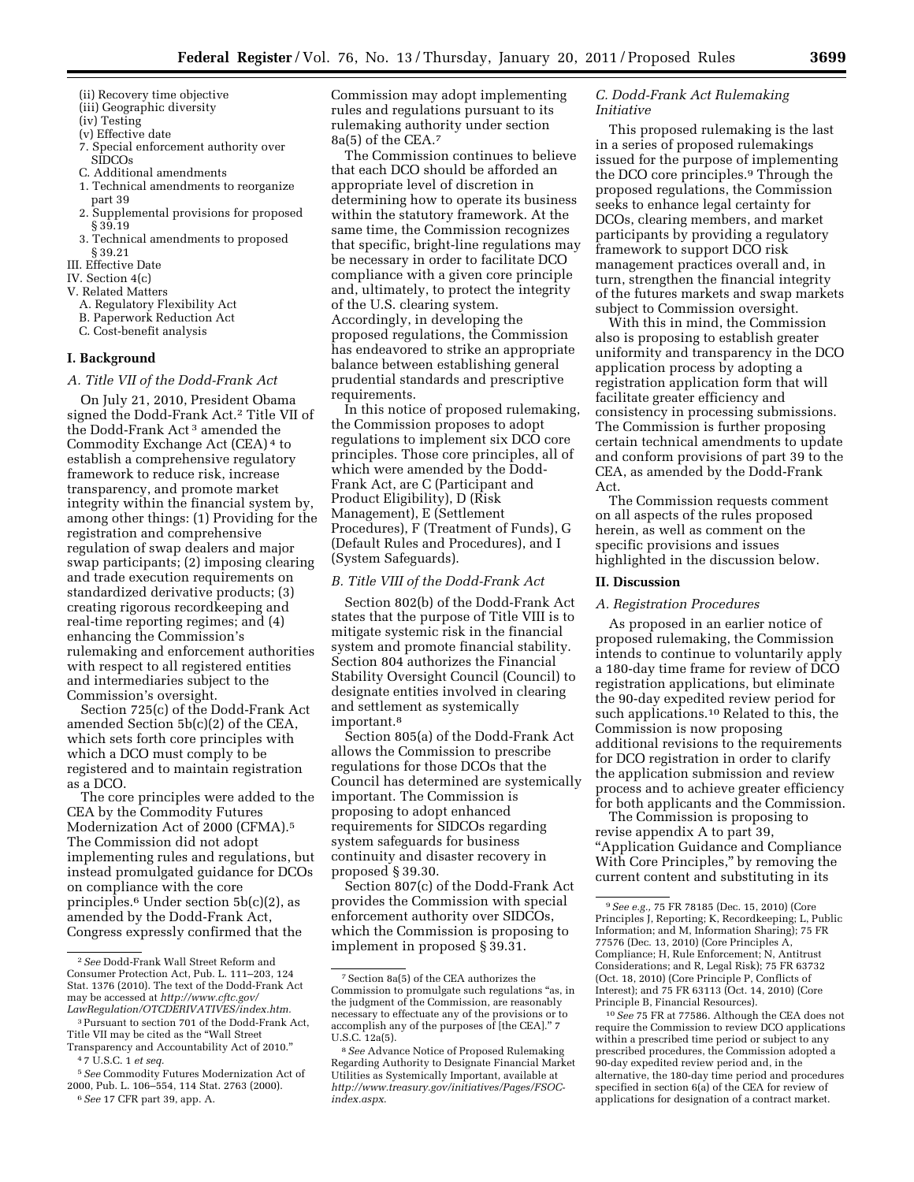(ii) Recovery time objective
(iii) Geographic diversity
(iv) Testing
(v) Effective date
7. Special enforcement authority over SIDCOs
C. Additional amendments
1. Technical amendments to reorganize part 39
2. Supplemental provisions for proposed § 39.19
3. Technical amendments to proposed § 39.21
III. Effective Date
IV. Section 4(c)
V. Related Matters
A. Regulatory Flexibility Act
B. Paperwork Reduction Act
C. Cost-benefit analysis

## I. Background

### A. Title VII of the Dodd-Frank Act

On July 21, 2010, President Obama signed the Dodd-Frank Act.[2] Title VII of the Dodd-Frank Act [3] amended the Commodity Exchange Act (CEA) [4] to establish a comprehensive regulatory framework to reduce risk, increase transparency, and promote market integrity within the financial system by, among other things: (1) Providing for the registration and comprehensive regulation of swap dealers and major swap participants; (2) imposing clearing and trade execution requirements on standardized derivative products; (3) creating rigorous recordkeeping and real-time reporting regimes; and (4) enhancing the Commission's rulemaking and enforcement authorities with respect to all registered entities and intermediaries subject to the Commission's oversight.

Section 725(c) of the Dodd-Frank Act amended Section 5b(c)(2) of the CEA, which sets forth core principles with which a DCO must comply to be registered and to maintain registration as a DCO.

The core principles were added to the CEA by the Commodity Futures Modernization Act of 2000 (CFMA).[5] The Commission did not adopt implementing rules and regulations, but instead promulgated guidance for DCOs on compliance with the core principles.[6] Under section 5b(c)(2), as amended by the Dodd-Frank Act, Congress expressly confirmed that the Commission may adopt implementing rules and regulations pursuant to its rulemaking authority under section 8a(5) of the CEA.[7]

The Commission continues to believe that each DCO should be afforded an appropriate level of discretion in determining how to operate its business within the statutory framework. At the same time, the Commission recognizes that specific, bright-line regulations may be necessary in order to facilitate DCO compliance with a given core principle and, ultimately, to protect the integrity of the U.S. clearing system. Accordingly, in developing the proposed regulations, the Commission has endeavored to strike an appropriate balance between establishing general prudential standards and prescriptive requirements.

In this notice of proposed rulemaking, the Commission proposes to adopt regulations to implement six DCO core principles. Those core principles, all of which were amended by the Dodd-Frank Act, are C (Participant and Product Eligibility), D (Risk Management), E (Settlement Procedures), F (Treatment of Funds), G (Default Rules and Procedures), and I (System Safeguards).

### B. Title VIII of the Dodd-Frank Act

Section 802(b) of the Dodd-Frank Act states that the purpose of Title VIII is to mitigate systemic risk in the financial system and promote financial stability. Section 804 authorizes the Financial Stability Oversight Council (Council) to designate entities involved in clearing and settlement as systemically important.[8]

Section 805(a) of the Dodd-Frank Act allows the Commission to prescribe regulations for those DCOs that the Council has determined are systemically important. The Commission is proposing to adopt enhanced requirements for SIDCOs regarding system safeguards for business continuity and disaster recovery in proposed § 39.30.

Section 807(c) of the Dodd-Frank Act provides the Commission with special enforcement authority over SIDCOs, which the Commission is proposing to implement in proposed § 39.31.

### C. Dodd-Frank Act Rulemaking Initiative

This proposed rulemaking is the last in a series of proposed rulemakings issued for the purpose of implementing the DCO core principles.[9] Through the proposed regulations, the Commission seeks to enhance legal certainty for DCOs, clearing members, and market participants by providing a regulatory framework to support DCO risk management practices overall and, in turn, strengthen the financial integrity of the futures markets and swap markets subject to Commission oversight.

With this in mind, the Commission also is proposing to establish greater uniformity and transparency in the DCO application process by adopting a registration application form that will facilitate greater efficiency and consistency in processing submissions. The Commission is further proposing certain technical amendments to update and conform provisions of part 39 to the CEA, as amended by the Dodd-Frank Act.

The Commission requests comment on all aspects of the rules proposed herein, as well as comment on the specific provisions and issues highlighted in the discussion below.

## II. Discussion

### A. Registration Procedures

As proposed in an earlier notice of proposed rulemaking, the Commission intends to continue to voluntarily apply a 180-day time frame for review of DCO registration applications, but eliminate the 90-day expedited review period for such applications.[10] Related to this, the Commission is now proposing additional revisions to the requirements for DCO registration in order to clarify the application submission and review process and to achieve greater efficiency for both applicants and the Commission.

The Commission is proposing to revise appendix A to part 39, "Application Guidance and Compliance With Core Principles," by removing the current content and substituting in its

---

[2] *See* Dodd-Frank Wall Street Reform and Consumer Protection Act, Pub. L. 111–203, 124 Stat. 1376 (2010). The text of the Dodd-Frank Act may be accessed at *http://www.cftc.gov/LawRegulation/OTCDERIVATIVES/index.htm.*

[3] Pursuant to section 701 of the Dodd-Frank Act, Title VII may be cited as the "Wall Street Transparency and Accountability Act of 2010."

[4] 7 U.S.C. 1 *et seq.*

[5] *See* Commodity Futures Modernization Act of 2000, Pub. L. 106–554, 114 Stat. 2763 (2000).

[6] *See* 17 CFR part 39, app. A.

[7] Section 8a(5) of the CEA authorizes the Commission to promulgate such regulations "as, in the judgment of the Commission, are reasonably necessary to effectuate any of the provisions or to accomplish any of the purposes of [the CEA]." 7 U.S.C. 12a(5).

[8] *See* Advance Notice of Proposed Rulemaking Regarding Authority to Designate Financial Market Utilities as Systemically Important, available at *http://www.treasury.gov/initiatives/Pages/FSOC-index.aspx.*

[9] *See e.g.,* 75 FR 78185 (Dec. 15, 2010) (Core Principles J, Reporting; K, Recordkeeping; L, Public Information; and M, Information Sharing); 75 FR 77576 (Dec. 13, 2010) (Core Principles A, Compliance; H, Rule Enforcement; N, Antitrust Considerations; and R, Legal Risk); 75 FR 63732 (Oct. 18, 2010) (Core Principle P, Conflicts of Interest); and 75 FR 63113 (Oct. 14, 2010) (Core Principle B, Financial Resources).

[10] *See* 75 FR at 77586. Although the CEA does not require the Commission to review DCO applications within a prescribed time period or subject to any prescribed procedures, the Commission adopted a 90-day expedited review period and, in the alternative, the 180-day time period and procedures specified in section 6(a) of the CEA for review of applications for designation of a contract market.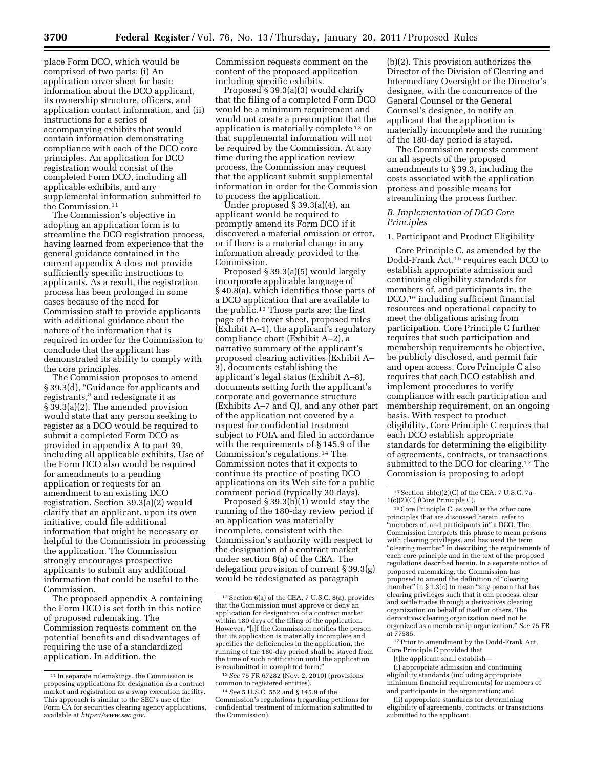place Form DCO, which would be comprised of two parts: (i) An application cover sheet for basic information about the DCO applicant, its ownership structure, officers, and application contact information, and (ii) instructions for a series of accompanying exhibits that would contain information demonstrating compliance with each of the DCO core principles. An application for DCO registration would consist of the completed Form DCO, including all applicable exhibits, and any supplemental information submitted to the Commission.[11]

The Commission's objective in adopting an application form is to streamline the DCO registration process, having learned from experience that the general guidance contained in the current appendix A does not provide sufficiently specific instructions to applicants. As a result, the registration process has been prolonged in some cases because of the need for Commission staff to provide applicants with additional guidance about the nature of the information that is required in order for the Commission to conclude that the applicant has demonstrated its ability to comply with the core principles.

The Commission proposes to amend § 39.3(d), "Guidance for applicants and registrants," and redesignate it as § 39.3(a)(2). The amended provision would state that any person seeking to register as a DCO would be required to submit a completed Form DCO as provided in appendix A to part 39, including all applicable exhibits. Use of the Form DCO also would be required for amendments to a pending application or requests for an amendment to an existing DCO registration. Section 39.3(a)(2) would clarify that an applicant, upon its own initiative, could file additional information that might be necessary or helpful to the Commission in processing the application. The Commission strongly encourages prospective applicants to submit any additional information that could be useful to the Commission.

The proposed appendix A containing the Form DCO is set forth in this notice of proposed rulemaking. The Commission requests comment on the potential benefits and disadvantages of requiring the use of a standardized application. In addition, the Commission requests comment on the content of the proposed application including specific exhibits.

Proposed § 39.3(a)(3) would clarify that the filing of a completed Form DCO would be a minimum requirement and would not create a presumption that the application is materially complete[12] or that supplemental information will not be required by the Commission. At any time during the application review process, the Commission may request that the applicant submit supplemental information in order for the Commission to process the application.

Under proposed § 39.3(a)(4), an applicant would be required to promptly amend its Form DCO if it discovered a material omission or error, or if there is a material change in any information already provided to the Commission.

Proposed § 39.3(a)(5) would largely incorporate applicable language of § 40.8(a), which identifies those parts of a DCO application that are available to the public.[13] Those parts are: the first page of the cover sheet, proposed rules (Exhibit A–1), the applicant's regulatory compliance chart (Exhibit A–2), a narrative summary of the applicant's proposed clearing activities (Exhibit A–3), documents establishing the applicant's legal status (Exhibit A–8), documents setting forth the applicant's corporate and governance structure (Exhibits A–7 and Q), and any other part of the application not covered by a request for confidential treatment subject to FOIA and filed in accordance with the requirements of § 145.9 of the Commission's regulations.[14] The Commission notes that it expects to continue its practice of posting DCO applications on its Web site for a public comment period (typically 30 days).

Proposed § 39.3(b)(1) would stay the running of the 180-day review period if an application was materially incomplete, consistent with the Commission's authority with respect to the designation of a contract market under section 6(a) of the CEA. The delegation provision of current § 39.3(g) would be redesignated as paragraph (b)(2). This provision authorizes the Director of the Division of Clearing and Intermediary Oversight or the Director's designee, with the concurrence of the General Counsel or the General Counsel's designee, to notify an applicant that the application is materially incomplete and the running of the 180-day period is stayed.

The Commission requests comment on all aspects of the proposed amendments to § 39.3, including the costs associated with the application process and possible means for streamlining the process further.

### *B. Implementation of DCO Core Principles*

#### 1. Participant and Product Eligibility

Core Principle C, as amended by the Dodd-Frank Act,[15] requires each DCO to establish appropriate admission and continuing eligibility standards for members of, and participants in, the DCO,[16] including sufficient financial resources and operational capacity to meet the obligations arising from participation. Core Principle C further requires that such participation and membership requirements be objective, be publicly disclosed, and permit fair and open access. Core Principle C also requires that each DCO establish and implement procedures to verify compliance with each participation and membership requirement, on an ongoing basis. With respect to product eligibility, Core Principle C requires that each DCO establish appropriate standards for determining the eligibility of agreements, contracts, or transactions submitted to the DCO for clearing.[17] The Commission is proposing to adopt

---

[11] In separate rulemakings, the Commission is proposing applications for designation as a contract market and registration as a swap execution facility. This approach is similar to the SEC's use of the Form CA for securities clearing agency applications, available at *https://www.sec.gov.*

[12] Section 6(a) of the CEA, 7 U.S.C. 8(a), provides that the Commission must approve or deny an application for designation of a contract market within 180 days of the filing of the application. However, "[i]f the Commission notifies the person that its application is materially incomplete and specifies the deficiencies in the application, the running of the 180-day period shall be stayed from the time of such notification until the application is resubmitted in completed form."

[13] *See* 75 FR 67282 (Nov. 2, 2010) (provisions common to registered entities).

[14] *See* 5 U.S.C. 552 and § 145.9 of the Commission's regulations (regarding petitions for confidential treatment of information submitted to the Commission).

[15] Section 5b(c)(2)(C) of the CEA; 7 U.S.C. 7a–1(c)(2)(C) (Core Principle C).

[16] Core Principle C, as well as the other core principles that are discussed herein, refer to "members of, and participants in" a DCO. The Commission interprets this phrase to mean persons with clearing privileges, and has used the term "clearing member" in describing the requirements of each core principle and in the text of the proposed regulations described herein. In a separate notice of proposed rulemaking, the Commission has proposed to amend the definition of "clearing member" in § 1.3(c) to mean "any person that has clearing privileges such that it can process, clear and settle trades through a derivatives clearing organization on behalf of itself or others. The derivatives clearing organization need not be organized as a membership organization." *See* 75 FR at 77585.

[17] Prior to amendment by the Dodd-Frank Act, Core Principle C provided that

[t]he applicant shall establish—

(i) appropriate admission and continuing eligibility standards (including appropriate minimum financial requirements) for members of and participants in the organization; and

(ii) appropriate standards for determining eligibility of agreements, contracts, or transactions submitted to the applicant.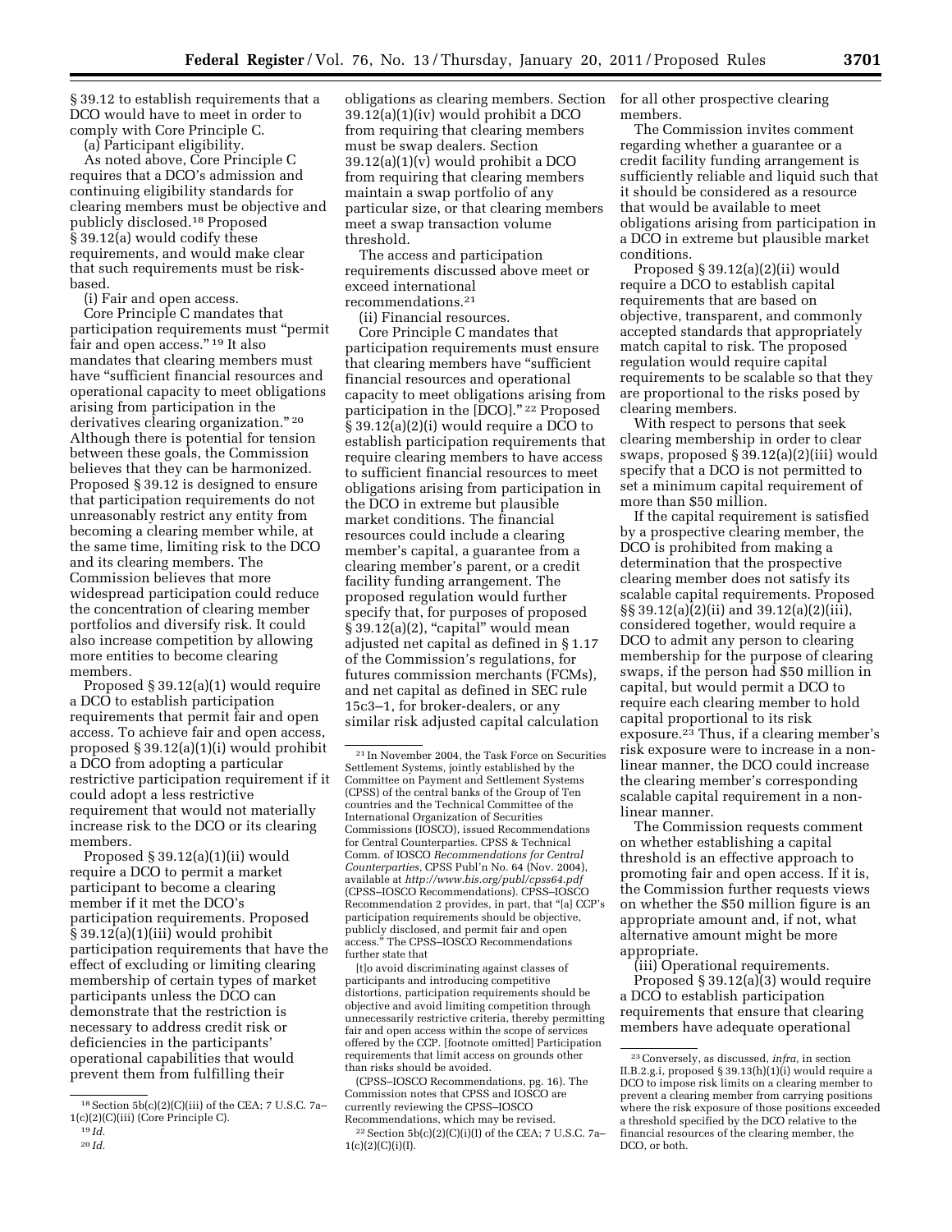§ 39.12 to establish requirements that a DCO would have to meet in order to comply with Core Principle C.

(a) Participant eligibility.

As noted above, Core Principle C requires that a DCO's admission and continuing eligibility standards for clearing members must be objective and publicly disclosed.[18] Proposed § 39.12(a) would codify these requirements, and would make clear that such requirements must be risk-based.

(i) Fair and open access.

Core Principle C mandates that participation requirements must "permit fair and open access."[19] It also mandates that clearing members must have "sufficient financial resources and operational capacity to meet obligations arising from participation in the derivatives clearing organization."[20] Although there is potential for tension between these goals, the Commission believes that they can be harmonized. Proposed § 39.12 is designed to ensure that participation requirements do not unreasonably restrict any entity from becoming a clearing member while, at the same time, limiting risk to the DCO and its clearing members. The Commission believes that more widespread participation could reduce the concentration of clearing member portfolios and diversify risk. It could also increase competition by allowing more entities to become clearing members.

Proposed § 39.12(a)(1) would require a DCO to establish participation requirements that permit fair and open access. To achieve fair and open access, proposed § 39.12(a)(1)(i) would prohibit a DCO from adopting a particular restrictive participation requirement if it could adopt a less restrictive requirement that would not materially increase risk to the DCO or its clearing members.

Proposed § 39.12(a)(1)(ii) would require a DCO to permit a market participant to become a clearing member if it met the DCO's participation requirements. Proposed § 39.12(a)(1)(iii) would prohibit participation requirements that have the effect of excluding or limiting clearing membership of certain types of market participants unless the DCO can demonstrate that the restriction is necessary to address credit risk or deficiencies in the participants' operational capabilities that would prevent them from fulfilling their obligations as clearing members. Section 39.12(a)(1)(iv) would prohibit a DCO from requiring that clearing members must be swap dealers. Section 39.12(a)(1)(v) would prohibit a DCO from requiring that clearing members maintain a swap portfolio of any particular size, or that clearing members meet a swap transaction volume threshold.

The access and participation requirements discussed above meet or exceed international recommendations.[21]

(ii) Financial resources.

Core Principle C mandates that participation requirements must ensure that clearing members have "sufficient financial resources and operational capacity to meet obligations arising from participation in the [DCO]."[22] Proposed § 39.12(a)(2)(i) would require a DCO to establish participation requirements that require clearing members to have access to sufficient financial resources to meet obligations arising from participation in the DCO in extreme but plausible market conditions. The financial resources could include a clearing member's capital, a guarantee from a clearing member's parent, or a credit facility funding arrangement. The proposed regulation would further specify that, for purposes of proposed § 39.12(a)(2), "capital" would mean adjusted net capital as defined in § 1.17 of the Commission's regulations, for futures commission merchants (FCMs), and net capital as defined in SEC rule 15c3–1, for broker-dealers, or any similar risk adjusted capital calculation for all other prospective clearing members.

The Commission invites comment regarding whether a guarantee or a credit facility funding arrangement is sufficiently reliable and liquid such that it should be considered as a resource that would be available to meet obligations arising from participation in a DCO in extreme but plausible market conditions.

Proposed § 39.12(a)(2)(ii) would require a DCO to establish capital requirements that are based on objective, transparent, and commonly accepted standards that appropriately match capital to risk. The proposed regulation would require capital requirements to be scalable so that they are proportional to the risks posed by clearing members.

With respect to persons that seek clearing membership in order to clear swaps, proposed § 39.12(a)(2)(iii) would specify that a DCO is not permitted to set a minimum capital requirement of more than $50 million.

If the capital requirement is satisfied by a prospective clearing member, the DCO is prohibited from making a determination that the prospective clearing member does not satisfy its scalable capital requirements. Proposed §§ 39.12(a)(2)(ii) and 39.12(a)(2)(iii), considered together, would require a DCO to admit any person to clearing membership for the purpose of clearing swaps, if the person had $50 million in capital, but would permit a DCO to require each clearing member to hold capital proportional to its risk exposure.[23] Thus, if a clearing member's risk exposure were to increase in a non-linear manner, the DCO could increase the clearing member's corresponding scalable capital requirement in a non-linear manner.

The Commission requests comment on whether establishing a capital threshold is an effective approach to promoting fair and open access. If it is, the Commission further requests views on whether the $50 million figure is an appropriate amount and, if not, what alternative amount might be more appropriate.

(iii) Operational requirements.

Proposed § 39.12(a)(3) would require a DCO to establish participation requirements that ensure that clearing members have adequate operational

---

[18] Section 5b(c)(2)(C)(iii) of the CEA; 7 U.S.C. 7a–1(c)(2)(C)(iii) (Core Principle C).

[19] *Id.*

[20] *Id.*

[21] In November 2004, the Task Force on Securities Settlement Systems, jointly established by the Committee on Payment and Settlement Systems (CPSS) of the central banks of the Group of Ten countries and the Technical Committee of the International Organization of Securities Commissions (IOSCO), issued Recommendations for Central Counterparties. CPSS & Technical Comm. of IOSCO *Recommendations for Central Counterparties,* CPSS Publ'n No. 64 (Nov. 2004), available at *http://www.bis.org/publ/cpss64.pdf* (CPSS–IOSCO Recommendations). CPSS–IOSCO Recommendation 2 provides, in part, that "[a] CCP's participation requirements should be objective, publicly disclosed, and permit fair and open access." The CPSS–IOSCO Recommendations further state that

> [t]o avoid discriminating against classes of participants and introducing competitive distortions, participation requirements should be objective and avoid limiting competition through unnecessarily restrictive criteria, thereby permitting fair and open access within the scope of services offered by the CCP. [footnote omitted] Participation requirements that limit access on grounds other than risks should be avoided.

(CPSS–IOSCO Recommendations, pg. 16). The Commission notes that CPSS and IOSCO are currently reviewing the CPSS–IOSCO Recommendations, which may be revised.

[22] Section 5b(c)(2)(C)(i)(I) of the CEA; 7 U.S.C. 7a–1(c)(2)(C)(i)(I).

[23] Conversely, as discussed, *infra*, in section II.B.2.g.i, proposed § 39.13(h)(1)(i) would require a DCO to impose risk limits on a clearing member to prevent a clearing member from carrying positions where the risk exposure of those positions exceeded a threshold specified by the DCO relative to the financial resources of the clearing member, the DCO, or both.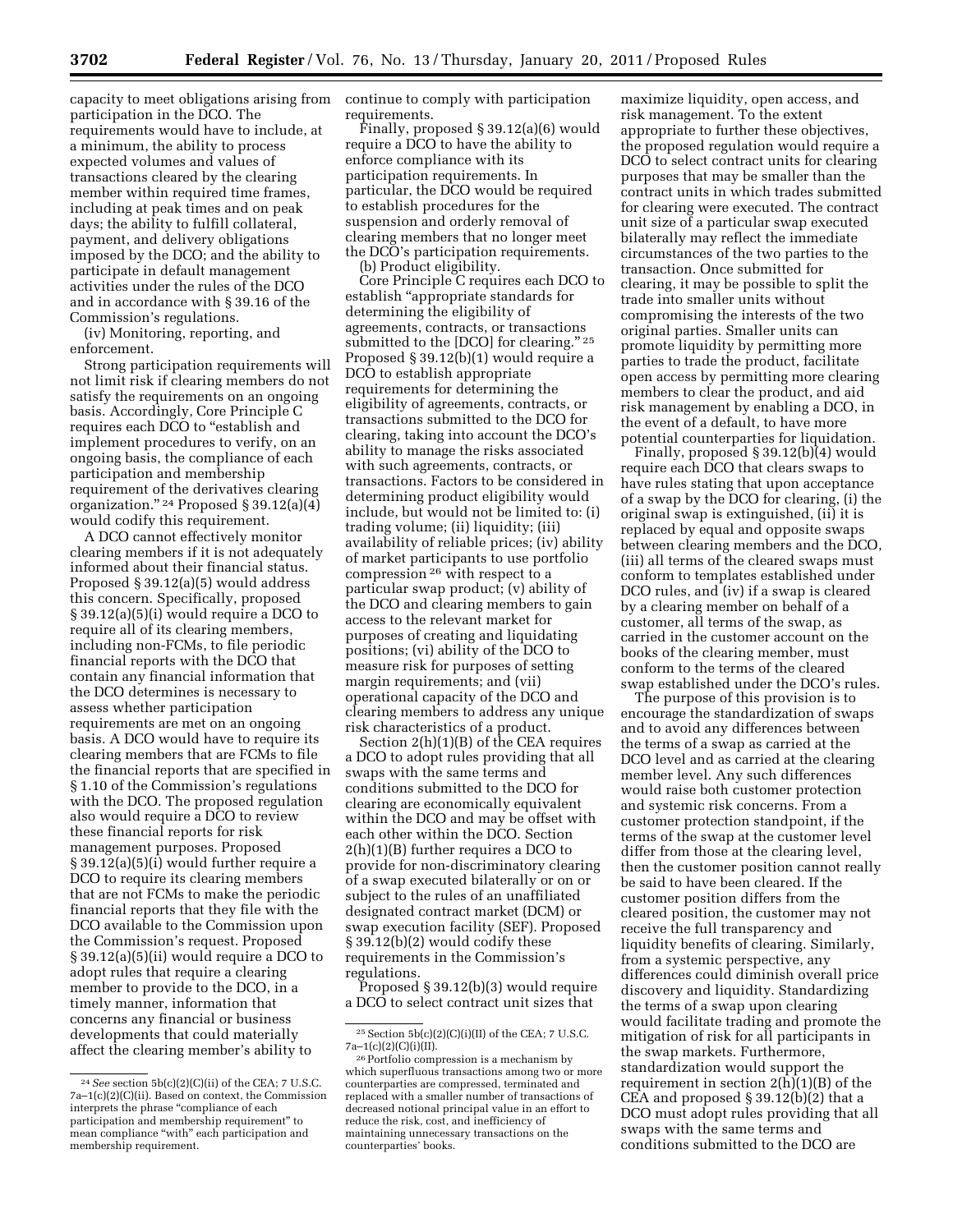capacity to meet obligations arising from participation in the DCO. The requirements would have to include, at a minimum, the ability to process expected volumes and values of transactions cleared by the clearing member within required time frames, including at peak times and on peak days; the ability to fulfill collateral, payment, and delivery obligations imposed by the DCO; and the ability to participate in default management activities under the rules of the DCO and in accordance with § 39.16 of the Commission's regulations.

(iv) Monitoring, reporting, and enforcement.

Strong participation requirements will not limit risk if clearing members do not satisfy the requirements on an ongoing basis. Accordingly, Core Principle C requires each DCO to "establish and implement procedures to verify, on an ongoing basis, the compliance of each participation and membership requirement of the derivatives clearing organization." [24] Proposed § 39.12(a)(4) would codify this requirement.

A DCO cannot effectively monitor clearing members if it is not adequately informed about their financial status. Proposed § 39.12(a)(5) would address this concern. Specifically, proposed § 39.12(a)(5)(i) would require a DCO to require all of its clearing members, including non-FCMs, to file periodic financial reports with the DCO that contain any financial information that the DCO determines is necessary to assess whether participation requirements are met on an ongoing basis. A DCO would have to require its clearing members that are FCMs to file the financial reports that are specified in § 1.10 of the Commission's regulations with the DCO. The proposed regulation also would require a DCO to review these financial reports for risk management purposes. Proposed § 39.12(a)(5)(i) would further require a DCO to require its clearing members that are not FCMs to make the periodic financial reports that they file with the DCO available to the Commission upon the Commission's request. Proposed § 39.12(a)(5)(ii) would require a DCO to adopt rules that require a clearing member to provide to the DCO, in a timely manner, information that concerns any financial or business developments that could materially affect the clearing member's ability to continue to comply with participation requirements.

Finally, proposed § 39.12(a)(6) would require a DCO to have the ability to enforce compliance with its participation requirements. In particular, the DCO would be required to establish procedures for the suspension and orderly removal of clearing members that no longer meet the DCO's participation requirements.

(b) Product eligibility.

Core Principle C requires each DCO to establish "appropriate standards for determining the eligibility of agreements, contracts, or transactions submitted to the [DCO] for clearing." [25] Proposed § 39.12(b)(1) would require a DCO to establish appropriate requirements for determining the eligibility of agreements, contracts, or transactions submitted to the DCO for clearing, taking into account the DCO's ability to manage the risks associated with such agreements, contracts, or transactions. Factors to be considered in determining product eligibility would include, but would not be limited to: (i) trading volume; (ii) liquidity; (iii) availability of reliable prices; (iv) ability of market participants to use portfolio compression [26] with respect to a particular swap product; (v) ability of the DCO and clearing members to gain access to the relevant market for purposes of creating and liquidating positions; (vi) ability of the DCO to measure risk for purposes of setting margin requirements; and (vii) operational capacity of the DCO and clearing members to address any unique risk characteristics of a product.

Section 2(h)(1)(B) of the CEA requires a DCO to adopt rules providing that all swaps with the same terms and conditions submitted to the DCO for clearing are economically equivalent within the DCO and may be offset with each other within the DCO. Section 2(h)(1)(B) further requires a DCO to provide for non-discriminatory clearing of a swap executed bilaterally or on or subject to the rules of an unaffiliated designated contract market (DCM) or swap execution facility (SEF). Proposed § 39.12(b)(2) would codify these requirements in the Commission's regulations.

Proposed § 39.12(b)(3) would require a DCO to select contract unit sizes that maximize liquidity, open access, and risk management. To the extent appropriate to further these objectives, the proposed regulation would require a DCO to select contract units for clearing purposes that may be smaller than the contract units in which trades submitted for clearing were executed. The contract unit size of a particular swap executed bilaterally may reflect the immediate circumstances of the two parties to the transaction. Once submitted for clearing, it may be possible to split the trade into smaller units without compromising the interests of the two original parties. Smaller units can promote liquidity by permitting more parties to trade the product, facilitate open access by permitting more clearing members to clear the product, and aid risk management by enabling a DCO, in the event of a default, to have more potential counterparties for liquidation.

Finally, proposed § 39.12(b)(4) would require each DCO that clears swaps to have rules stating that upon acceptance of a swap by the DCO for clearing, (i) the original swap is extinguished, (ii) it is replaced by equal and opposite swaps between clearing members and the DCO, (iii) all terms of the cleared swaps must conform to templates established under DCO rules, and (iv) if a swap is cleared by a clearing member on behalf of a customer, all terms of the swap, as carried in the customer account on the books of the clearing member, must conform to the terms of the cleared swap established under the DCO's rules.

The purpose of this provision is to encourage the standardization of swaps and to avoid any differences between the terms of a swap as carried at the DCO level and as carried at the clearing member level. Any such differences would raise both customer protection and systemic risk concerns. From a customer protection standpoint, if the terms of the swap at the customer level differ from those at the clearing level, then the customer position cannot really be said to have been cleared. If the customer position differs from the cleared position, the customer may not receive the full transparency and liquidity benefits of clearing. Similarly, from a systemic perspective, any differences could diminish overall price discovery and liquidity. Standardizing the terms of a swap upon clearing would facilitate trading and promote the mitigation of risk for all participants in the swap markets. Furthermore, standardization would support the requirement in section 2(h)(1)(B) of the CEA and proposed § 39.12(b)(2) that a DCO must adopt rules providing that all swaps with the same terms and conditions submitted to the DCO are

---

[24] *See* section 5b(c)(2)(C)(ii) of the CEA; 7 U.S.C. 7a–1(c)(2)(C)(ii). Based on context, the Commission interprets the phrase "compliance of each participation and membership requirement" to mean compliance "with" each participation and membership requirement.

[25] Section 5b(c)(2)(C)(i)(II) of the CEA; 7 U.S.C. 7a–1(c)(2)(C)(i)(II).

[26] Portfolio compression is a mechanism by which superfluous transactions among two or more counterparties are compressed, terminated and replaced with a smaller number of transactions of decreased notional principal value in an effort to reduce the risk, cost, and inefficiency of maintaining unnecessary transactions on the counterparties' books.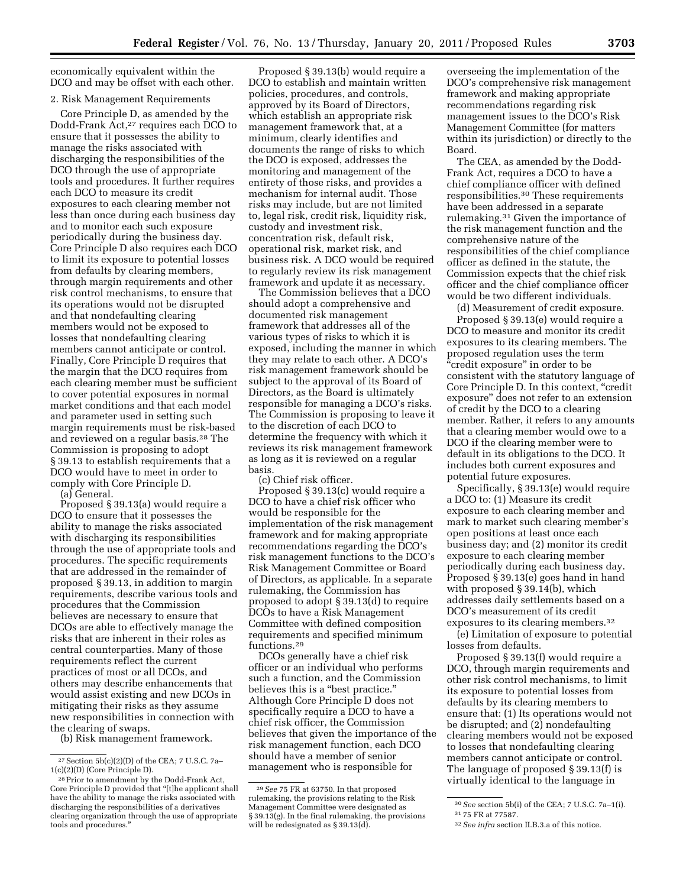economically equivalent within the DCO and may be offset with each other.

2. Risk Management Requirements

Core Principle D, as amended by the Dodd-Frank Act,[27] requires each DCO to ensure that it possesses the ability to manage the risks associated with discharging the responsibilities of the DCO through the use of appropriate tools and procedures. It further requires each DCO to measure its credit exposures to each clearing member not less than once during each business day and to monitor each such exposure periodically during the business day. Core Principle D also requires each DCO to limit its exposure to potential losses from defaults by clearing members, through margin requirements and other risk control mechanisms, to ensure that its operations would not be disrupted and that nondefaulting clearing members would not be exposed to losses that nondefaulting clearing members cannot anticipate or control. Finally, Core Principle D requires that the margin that the DCO requires from each clearing member must be sufficient to cover potential exposures in normal market conditions and that each model and parameter used in setting such margin requirements must be risk-based and reviewed on a regular basis.[28] The Commission is proposing to adopt § 39.13 to establish requirements that a DCO would have to meet in order to comply with Core Principle D.

(a) General.

Proposed § 39.13(a) would require a DCO to ensure that it possesses the ability to manage the risks associated with discharging its responsibilities through the use of appropriate tools and procedures. The specific requirements that are addressed in the remainder of proposed § 39.13, in addition to margin requirements, describe various tools and procedures that the Commission believes are necessary to ensure that DCOs are able to effectively manage the risks that are inherent in their roles as central counterparties. Many of those requirements reflect the current practices of most or all DCOs, and others may describe enhancements that would assist existing and new DCOs in mitigating their risks as they assume new responsibilities in connection with the clearing of swaps.

(b) Risk management framework.

Proposed § 39.13(b) would require a DCO to establish and maintain written policies, procedures, and controls, approved by its Board of Directors, which establish an appropriate risk management framework that, at a minimum, clearly identifies and documents the range of risks to which the DCO is exposed, addresses the monitoring and management of the entirety of those risks, and provides a mechanism for internal audit. Those risks may include, but are not limited to, legal risk, credit risk, liquidity risk, custody and investment risk, concentration risk, default risk, operational risk, market risk, and business risk. A DCO would be required to regularly review its risk management framework and update it as necessary.

The Commission believes that a DCO should adopt a comprehensive and documented risk management framework that addresses all of the various types of risks to which it is exposed, including the manner in which they may relate to each other. A DCO's risk management framework should be subject to the approval of its Board of Directors, as the Board is ultimately responsible for managing a DCO's risks. The Commission is proposing to leave it to the discretion of each DCO to determine the frequency with which it reviews its risk management framework as long as it is reviewed on a regular basis.

(c) Chief risk officer.

Proposed § 39.13(c) would require a DCO to have a chief risk officer who would be responsible for the implementation of the risk management framework and for making appropriate recommendations regarding the DCO's risk management functions to the DCO's Risk Management Committee or Board of Directors, as applicable. In a separate rulemaking, the Commission has proposed to adopt § 39.13(d) to require DCOs to have a Risk Management Committee with defined composition requirements and specified minimum functions.[29]

DCOs generally have a chief risk officer or an individual who performs such a function, and the Commission believes this is a "best practice." Although Core Principle D does not specifically require a DCO to have a chief risk officer, the Commission believes that given the importance of the risk management function, each DCO should have a member of senior management who is responsible for overseeing the implementation of the DCO's comprehensive risk management framework and making appropriate recommendations regarding risk management issues to the DCO's Risk Management Committee (for matters within its jurisdiction) or directly to the Board.

The CEA, as amended by the Dodd-Frank Act, requires a DCO to have a chief compliance officer with defined responsibilities.[30] These requirements have been addressed in a separate rulemaking.[31] Given the importance of the risk management function and the comprehensive nature of the responsibilities of the chief compliance officer as defined in the statute, the Commission expects that the chief risk officer and the chief compliance officer would be two different individuals.

(d) Measurement of credit exposure.

Proposed § 39.13(e) would require a DCO to measure and monitor its credit exposures to its clearing members. The proposed regulation uses the term "credit exposure" in order to be consistent with the statutory language of Core Principle D. In this context, "credit exposure" does not refer to an extension of credit by the DCO to a clearing member. Rather, it refers to any amounts that a clearing member would owe to a DCO if the clearing member were to default in its obligations to the DCO. It includes both current exposures and potential future exposures.

Specifically, § 39.13(e) would require a DCO to: (1) Measure its credit exposure to each clearing member and mark to market such clearing member's open positions at least once each business day; and (2) monitor its credit exposure to each clearing member periodically during each business day. Proposed § 39.13(e) goes hand in hand with proposed § 39.14(b), which addresses daily settlements based on a DCO's measurement of its credit exposures to its clearing members.[32]

(e) Limitation of exposure to potential losses from defaults.

Proposed § 39.13(f) would require a DCO, through margin requirements and other risk control mechanisms, to limit its exposure to potential losses from defaults by its clearing members to ensure that: (1) Its operations would not be disrupted; and (2) nondefaulting clearing members would not be exposed to losses that nondefaulting clearing members cannot anticipate or control. The language of proposed § 39.13(f) is virtually identical to the language in

---

[27] Section 5b(c)(2)(D) of the CEA; 7 U.S.C. 7a–1(c)(2)(D) (Core Principle D).

[28] Prior to amendment by the Dodd-Frank Act, Core Principle D provided that "[t]he applicant shall have the ability to manage the risks associated with discharging the responsibilities of a derivatives clearing organization through the use of appropriate tools and procedures."

[29] *See* 75 FR at 63750. In that proposed rulemaking, the provisions relating to the Risk Management Committee were designated as § 39.13(g). In the final rulemaking, the provisions will be redesignated as § 39.13(d).

[30] *See* section 5b(i) of the CEA; 7 U.S.C. 7a–1(i).

[31] 75 FR at 77587.

[32] *See infra* section II.B.3.a of this notice.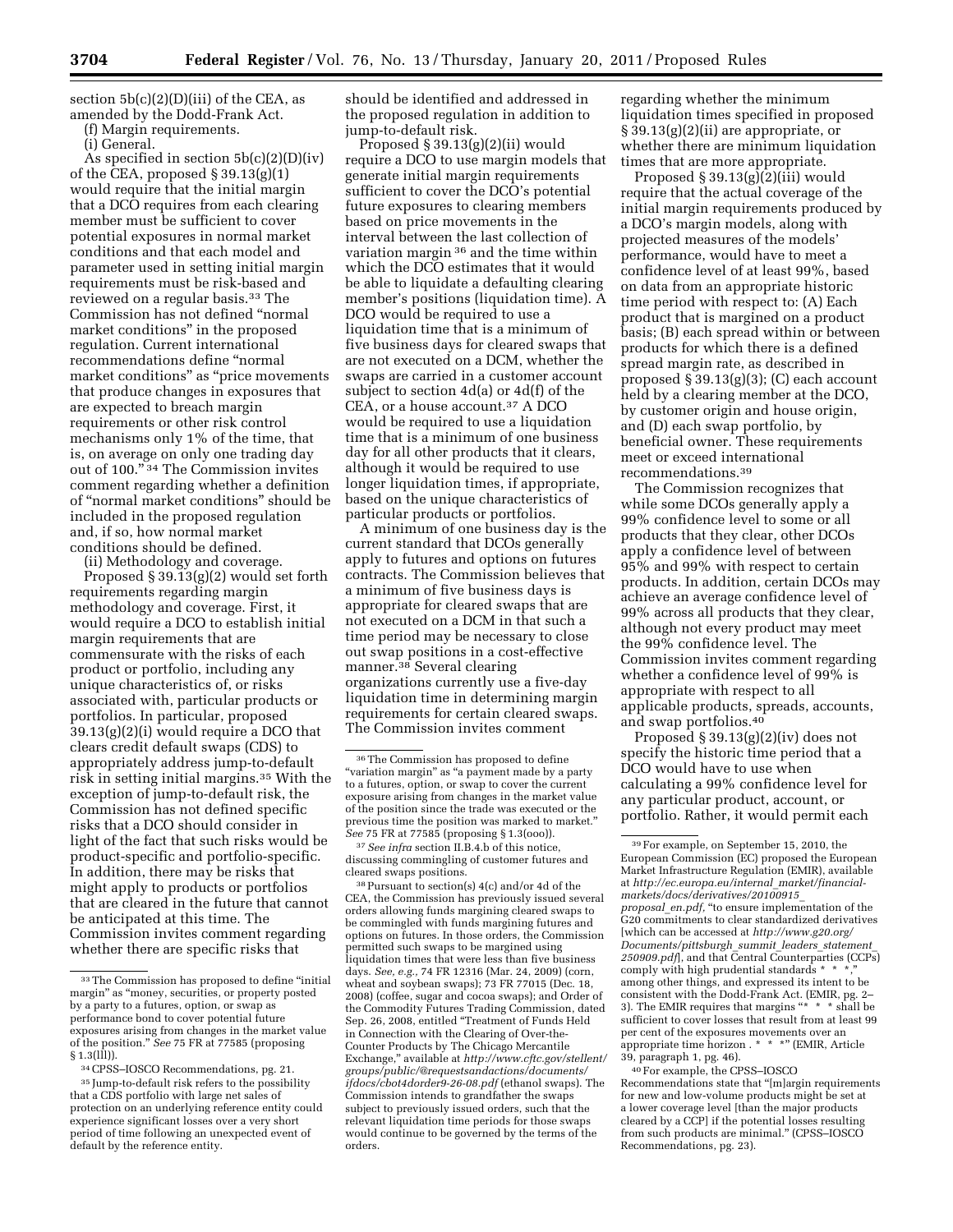section 5b(c)(2)(D)(iii) of the CEA, as amended by the Dodd-Frank Act.

(f) Margin requirements.

(i) General.

As specified in section 5b(c)(2)(D)(iv) of the CEA, proposed § 39.13(g)(1) would require that the initial margin that a DCO requires from each clearing member must be sufficient to cover potential exposures in normal market conditions and that each model and parameter used in setting initial margin requirements must be risk-based and reviewed on a regular basis.[33] The Commission has not defined "normal market conditions" in the proposed regulation. Current international recommendations define "normal market conditions" as "price movements that produce changes in exposures that are expected to breach margin requirements or other risk control mechanisms only 1% of the time, that is, on average on only one trading day out of 100."[34] The Commission invites comment regarding whether a definition of "normal market conditions" should be included in the proposed regulation and, if so, how normal market conditions should be defined.

(ii) Methodology and coverage.

Proposed § 39.13(g)(2) would set forth requirements regarding margin methodology and coverage. First, it would require a DCO to establish initial margin requirements that are commensurate with the risks of each product or portfolio, including any unique characteristics of, or risks associated with, particular products or portfolios. In particular, proposed 39.13(g)(2)(i) would require a DCO that clears credit default swaps (CDS) to appropriately address jump-to-default risk in setting initial margins.[35] With the exception of jump-to-default risk, the Commission has not defined specific risks that a DCO should consider in light of the fact that such risks would be product-specific and portfolio-specific. In addition, there may be risks that might apply to products or portfolios that are cleared in the future that cannot be anticipated at this time. The Commission invites comment regarding whether there are specific risks that should be identified and addressed in the proposed regulation in addition to jump-to-default risk.

Proposed § 39.13(g)(2)(ii) would require a DCO to use margin models that generate initial margin requirements sufficient to cover the DCO's potential future exposures to clearing members based on price movements in the interval between the last collection of variation margin[36] and the time within which the DCO estimates that it would be able to liquidate a defaulting clearing member's positions (liquidation time). A DCO would be required to use a liquidation time that is a minimum of five business days for cleared swaps that are not executed on a DCM, whether the swaps are carried in a customer account subject to section 4d(a) or 4d(f) of the CEA, or a house account.[37] A DCO would be required to use a liquidation time that is a minimum of one business day for all other products that it clears, although it would be required to use longer liquidation times, if appropriate, based on the unique characteristics of particular products or portfolios.

A minimum of one business day is the current standard that DCOs generally apply to futures and options on futures contracts. The Commission believes that a minimum of five business days is appropriate for cleared swaps that are not executed on a DCM in that such a time period may be necessary to close out swap positions in a cost-effective manner.[38] Several clearing organizations currently use a five-day liquidation time in determining margin requirements for certain cleared swaps. The Commission invites comment regarding whether the minimum liquidation times specified in proposed § 39.13(g)(2)(ii) are appropriate, or whether there are minimum liquidation times that are more appropriate.

Proposed § 39.13(g)(2)(iii) would require that the actual coverage of the initial margin requirements produced by a DCO's margin models, along with projected measures of the models' performance, would have to meet a confidence level of at least 99%, based on data from an appropriate historic time period with respect to: (A) Each product that is margined on a product basis; (B) each spread within or between products for which there is a defined spread margin rate, as described in proposed § 39.13(g)(3); (C) each account held by a clearing member at the DCO, by customer origin and house origin, and (D) each swap portfolio, by beneficial owner. These requirements meet or exceed international recommendations.[39]

The Commission recognizes that while some DCOs generally apply a 99% confidence level to some or all products that they clear, other DCOs apply a confidence level of between 95% and 99% with respect to certain products. In addition, certain DCOs may achieve an average confidence level of 99% across all products that they clear, although not every product may meet the 99% confidence level. The Commission invites comment regarding whether a confidence level of 99% is appropriate with respect to all applicable products, spreads, accounts, and swap portfolios.[40]

Proposed § 39.13(g)(2)(iv) does not specify the historic time period that a DCO would have to use when calculating a 99% confidence level for any particular product, account, or portfolio. Rather, it would permit each

---

[33] The Commission has proposed to define "initial margin" as "money, securities, or property posted by a party to a futures, option, or swap as performance bond to cover potential future exposures arising from changes in the market value of the position." *See* 75 FR at 77585 (proposing § 1.3(lll)).

[34] CPSS–IOSCO Recommendations, pg. 21.

[35] Jump-to-default risk refers to the possibility that a CDS portfolio with large net sales of protection on an underlying reference entity could experience significant losses over a very short period of time following an unexpected event of default by the reference entity.

[36] The Commission has proposed to define "variation margin" as "a payment made by a party to a futures, option, or swap to cover the current exposure arising from changes in the market value of the position since the trade was executed or the previous time the position was marked to market." *See* 75 FR at 77585 (proposing § 1.3(ooo)).

[37] *See infra* section II.B.4.b of this notice, discussing commingling of customer futures and cleared swaps positions.

[38] Pursuant to section(s) 4(c) and/or 4d of the CEA, the Commission has previously issued several orders allowing funds margining cleared swaps to be commingled with funds margining futures and options on futures. In those orders, the Commission permitted such swaps to be margined using liquidation times that were less than five business days. *See, e.g.,* 74 FR 12316 (Mar. 24, 2009) (corn, wheat and soybean swaps); 73 FR 77015 (Dec. 18, 2008) (coffee, sugar and cocoa swaps); and Order of the Commodity Futures Trading Commission, dated Sep. 26, 2008, entitled "Treatment of Funds Held in Connection with the Clearing of Over-the-Counter Products by The Chicago Mercantile Exchange," available at *http://www.cftc.gov/stellent/groups/public/@requestsandactions/documents/ifdocs/cbot4dorder9-26-08.pdf* (ethanol swaps). The Commission intends to grandfather the swaps subject to previously issued orders, such that the relevant liquidation time periods for those swaps would continue to be governed by the terms of the orders.

[39] For example, on September 15, 2010, the European Commission (EC) proposed the European Market Infrastructure Regulation (EMIR), available at *http://ec.europa.eu/internal_market/financial-markets/docs/derivatives/20100915_proposal_en.pdf,* "to ensure implementation of the G20 commitments to clear standardized derivatives [which can be accessed at *http://www.g20.org/Documents/pittsburgh_summit_leaders_statement_250909.pdf*], and that Central Counterparties (CCPs) comply with high prudential standards * * *," among other things, and expressed its intent to be consistent with the Dodd-Frank Act. (EMIR, pg. 2–3). The EMIR requires that margins "* * * shall be sufficient to cover losses that result from at least 99 per cent of the exposures movements over an appropriate time horizon . * * *" (EMIR, Article 39, paragraph 1, pg. 46).

[40] For example, the CPSS–IOSCO Recommendations state that "[m]argin requirements for new and low-volume products might be set at a lower coverage level [than the major products cleared by a CCP] if the potential losses resulting from such products are minimal." (CPSS–IOSCO Recommendations, pg. 23).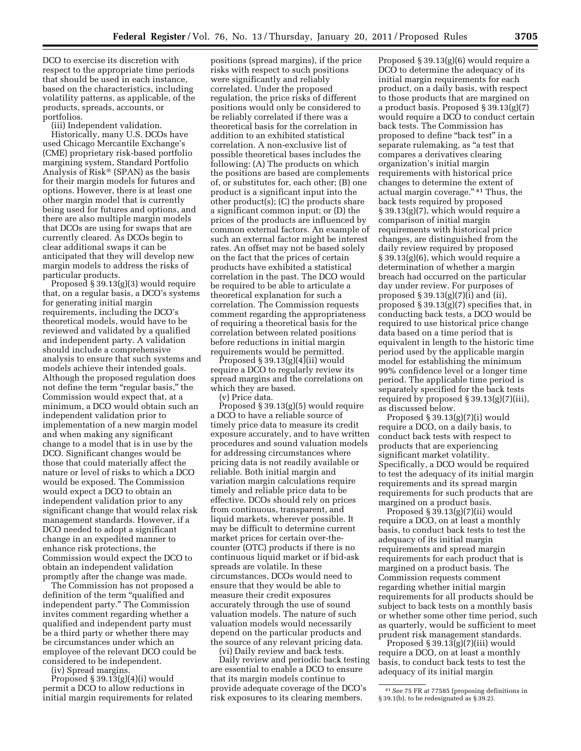DCO to exercise its discretion with respect to the appropriate time periods that should be used in each instance, based on the characteristics, including volatility patterns, as applicable, of the products, spreads, accounts, or portfolios.

(iii) Independent validation.

Historically, many U.S. DCOs have used Chicago Mercantile Exchange's (CME) proprietary risk-based portfolio margining system, Standard Portfolio Analysis of Risk® (SPAN) as the basis for their margin models for futures and options. However, there is at least one other margin model that is currently being used for futures and options, and there are also multiple margin models that DCOs are using for swaps that are currently cleared. As DCOs begin to clear additional swaps it can be anticipated that they will develop new margin models to address the risks of particular products.

Proposed § 39.13(g)(3) would require that, on a regular basis, a DCO's systems for generating initial margin requirements, including the DCO's theoretical models, would have to be reviewed and validated by a qualified and independent party. A validation should include a comprehensive analysis to ensure that such systems and models achieve their intended goals. Although the proposed regulation does not define the term "regular basis," the Commission would expect that, at a minimum, a DCO would obtain such an independent validation prior to implementation of a new margin model and when making any significant change to a model that is in use by the DCO. Significant changes would be those that could materially affect the nature or level of risks to which a DCO would be exposed. The Commission would expect a DCO to obtain an independent validation prior to any significant change that would relax risk management standards. However, if a DCO needed to adopt a significant change in an expedited manner to enhance risk protections, the Commission would expect the DCO to obtain an independent validation promptly after the change was made.

The Commission has not proposed a definition of the term "qualified and independent party." The Commission invites comment regarding whether a qualified and independent party must be a third party or whether there may be circumstances under which an employee of the relevant DCO could be considered to be independent.

(iv) Spread margins.

Proposed § 39.13(g)(4)(i) would permit a DCO to allow reductions in initial margin requirements for related positions (spread margins), if the price risks with respect to such positions were significantly and reliably correlated. Under the proposed regulation, the price risks of different positions would only be considered to be reliably correlated if there was a theoretical basis for the correlation in addition to an exhibited statistical correlation. A non-exclusive list of possible theoretical bases includes the following: (A) The products on which the positions are based are complements of, or substitutes for, each other; (B) one product is a significant input into the other product(s); (C) the products share a significant common input; or (D) the prices of the products are influenced by common external factors. An example of such an external factor might be interest rates. An offset may not be based solely on the fact that the prices of certain products have exhibited a statistical correlation in the past. The DCO would be required to be able to articulate a theoretical explanation for such a correlation. The Commission requests comment regarding the appropriateness of requiring a theoretical basis for the correlation between related positions before reductions in initial margin requirements would be permitted.

Proposed § 39.13(g)(4)(ii) would require a DCO to regularly review its spread margins and the correlations on which they are based.

(v) Price data.

Proposed § 39.13(g)(5) would require a DCO to have a reliable source of timely price data to measure its credit exposure accurately, and to have written procedures and sound valuation models for addressing circumstances where pricing data is not readily available or reliable. Both initial margin and variation margin calculations require timely and reliable price data to be effective. DCOs should rely on prices from continuous, transparent, and liquid markets, wherever possible. It may be difficult to determine current market prices for certain over-the-counter (OTC) products if there is no continuous liquid market or if bid-ask spreads are volatile. In these circumstances, DCOs would need to ensure that they would be able to measure their credit exposures accurately through the use of sound valuation models. The nature of such valuation models would necessarily depend on the particular products and the source of any relevant pricing data.

(vi) Daily review and back tests.

Daily review and periodic back testing are essential to enable a DCO to ensure that its margin models continue to provide adequate coverage of the DCO's risk exposures to its clearing members.

Proposed § 39.13(g)(6) would require a DCO to determine the adequacy of its initial margin requirements for each product, on a daily basis, with respect to those products that are margined on a product basis. Proposed § 39.13(g)(7) would require a DCO to conduct certain back tests. The Commission has proposed to define "back test" in a separate rulemaking, as "a test that compares a derivatives clearing organization's initial margin requirements with historical price changes to determine the extent of actual margin coverage."[41] Thus, the back tests required by proposed § 39.13(g)(7), which would require a comparison of initial margin requirements with historical price changes, are distinguished from the daily review required by proposed § 39.13(g)(6), which would require a determination of whether a margin breach had occurred on the particular day under review. For purposes of proposed § 39.13(g)(7)(i) and (ii), proposed § 39.13(g)(7) specifies that, in conducting back tests, a DCO would be required to use historical price change data based on a time period that is equivalent in length to the historic time period used by the applicable margin model for establishing the minimum 99% confidence level or a longer time period. The applicable time period is separately specified for the back tests required by proposed § 39.13(g)(7)(iii), as discussed below.

Proposed § 39.13(g)(7)(i) would require a DCO, on a daily basis, to conduct back tests with respect to products that are experiencing significant market volatility. Specifically, a DCO would be required to test the adequacy of its initial margin requirements and its spread margin requirements for such products that are margined on a product basis.

Proposed § 39.13(g)(7)(ii) would require a DCO, on at least a monthly basis, to conduct back tests to test the adequacy of its initial margin requirements and spread margin requirements for each product that is margined on a product basis. The Commission requests comment regarding whether initial margin requirements for all products should be subject to back tests on a monthly basis or whether some other time period, such as quarterly, would be sufficient to meet prudent risk management standards.

Proposed § 39.13(g)(7)(iii) would require a DCO, on at least a monthly basis, to conduct back tests to test the adequacy of its initial margin

[41] *See* 75 FR at 77585 (proposing definitions in § 39.1(b), to be redesignated as § 39.2).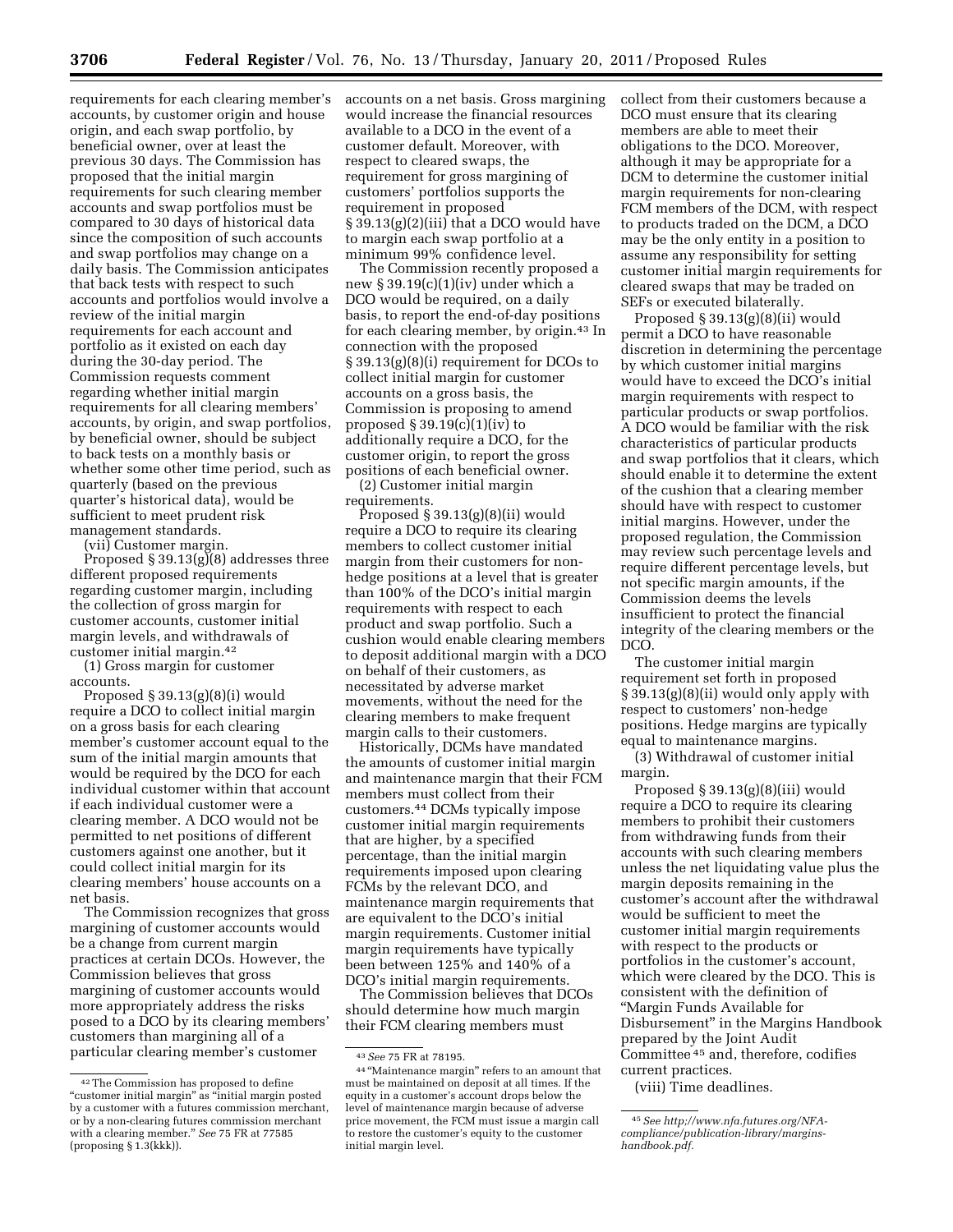requirements for each clearing member's accounts, by customer origin and house origin, and each swap portfolio, by beneficial owner, over at least the previous 30 days. The Commission has proposed that the initial margin requirements for such clearing member accounts and swap portfolios must be compared to 30 days of historical data since the composition of such accounts and swap portfolios may change on a daily basis. The Commission anticipates that back tests with respect to such accounts and portfolios would involve a review of the initial margin requirements for each account and portfolio as it existed on each day during the 30-day period. The Commission requests comment regarding whether initial margin requirements for all clearing members' accounts, by origin, and swap portfolios, by beneficial owner, should be subject to back tests on a monthly basis or whether some other time period, such as quarterly (based on the previous quarter's historical data), would be sufficient to meet prudent risk management standards.

(vii) Customer margin.

Proposed § 39.13(g)(8) addresses three different proposed requirements regarding customer margin, including the collection of gross margin for customer accounts, customer initial margin levels, and withdrawals of customer initial margin.[42]

(1) Gross margin for customer accounts.

Proposed § 39.13(g)(8)(i) would require a DCO to collect initial margin on a gross basis for each clearing member's customer account equal to the sum of the initial margin amounts that would be required by the DCO for each individual customer within that account if each individual customer were a clearing member. A DCO would not be permitted to net positions of different customers against one another, but it could collect initial margin for its clearing members' house accounts on a net basis.

The Commission recognizes that gross margining of customer accounts would be a change from current margin practices at certain DCOs. However, the Commission believes that gross margining of customer accounts would more appropriately address the risks posed to a DCO by its clearing members' customers than margining all of a particular clearing member's customer accounts on a net basis. Gross margining would increase the financial resources available to a DCO in the event of a customer default. Moreover, with respect to cleared swaps, the requirement for gross margining of customers' portfolios supports the requirement in proposed § 39.13(g)(2)(iii) that a DCO would have to margin each swap portfolio at a minimum 99% confidence level.

The Commission recently proposed a new § 39.19(c)(1)(iv) under which a DCO would be required, on a daily basis, to report the end-of-day positions for each clearing member, by origin.[43] In connection with the proposed § 39.13(g)(8)(i) requirement for DCOs to collect initial margin for customer accounts on a gross basis, the Commission is proposing to amend proposed § 39.19(c)(1)(iv) to additionally require a DCO, for the customer origin, to report the gross positions of each beneficial owner.

(2) Customer initial margin requirements.

Proposed § 39.13(g)(8)(ii) would require a DCO to require its clearing members to collect customer initial margin from their customers for non-hedge positions at a level that is greater than 100% of the DCO's initial margin requirements with respect to each product and swap portfolio. Such a cushion would enable clearing members to deposit additional margin with a DCO on behalf of their customers, as necessitated by adverse market movements, without the need for the clearing members to make frequent margin calls to their customers.

Historically, DCMs have mandated the amounts of customer initial margin and maintenance margin that their FCM members must collect from their customers.[44] DCMs typically impose customer initial margin requirements that are higher, by a specified percentage, than the initial margin requirements imposed upon clearing FCMs by the relevant DCO, and maintenance margin requirements that are equivalent to the DCO's initial margin requirements. Customer initial margin requirements have typically been between 125% and 140% of a DCO's initial margin requirements.

The Commission believes that DCOs should determine how much margin their FCM clearing members must collect from their customers because a DCO must ensure that its clearing members are able to meet their obligations to the DCO. Moreover, although it may be appropriate for a DCM to determine the customer initial margin requirements for non-clearing FCM members of the DCM, with respect to products traded on the DCM, a DCO may be the only entity in a position to assume any responsibility for setting customer initial margin requirements for cleared swaps that may be traded on SEFs or executed bilaterally.

Proposed § 39.13(g)(8)(ii) would permit a DCO to have reasonable discretion in determining the percentage by which customer initial margins would have to exceed the DCO's initial margin requirements with respect to particular products or swap portfolios. A DCO would be familiar with the risk characteristics of particular products and swap portfolios that it clears, which should enable it to determine the extent of the cushion that a clearing member should have with respect to customer initial margins. However, under the proposed regulation, the Commission may review such percentage levels and require different percentage levels, but not specific margin amounts, if the Commission deems the levels insufficient to protect the financial integrity of the clearing members or the DCO.

The customer initial margin requirement set forth in proposed § 39.13(g)(8)(ii) would only apply with respect to customers' non-hedge positions. Hedge margins are typically equal to maintenance margins.

(3) Withdrawal of customer initial margin.

Proposed § 39.13(g)(8)(iii) would require a DCO to require its clearing members to prohibit their customers from withdrawing funds from their accounts with such clearing members unless the net liquidating value plus the margin deposits remaining in the customer's account after the withdrawal would be sufficient to meet the customer initial margin requirements with respect to the products or portfolios in the customer's account, which were cleared by the DCO. This is consistent with the definition of "Margin Funds Available for Disbursement" in the Margins Handbook prepared by the Joint Audit Committee[45] and, therefore, codifies current practices.

(viii) Time deadlines.

---

[42] The Commission has proposed to define "customer initial margin" as "initial margin posted by a customer with a futures commission merchant, or by a non-clearing futures commission merchant with a clearing member." *See* 75 FR at 77585 (proposing § 1.3(kkk)).

[43] *See* 75 FR at 78195.

[44] "Maintenance margin" refers to an amount that must be maintained on deposit at all times. If the equity in a customer's account drops below the level of maintenance margin because of adverse price movement, the FCM must issue a margin call to restore the customer's equity to the customer initial margin level.

[45] *See http://www.nfa.futures.org/NFA-compliance/publication-library/margins-handbook.pdf.*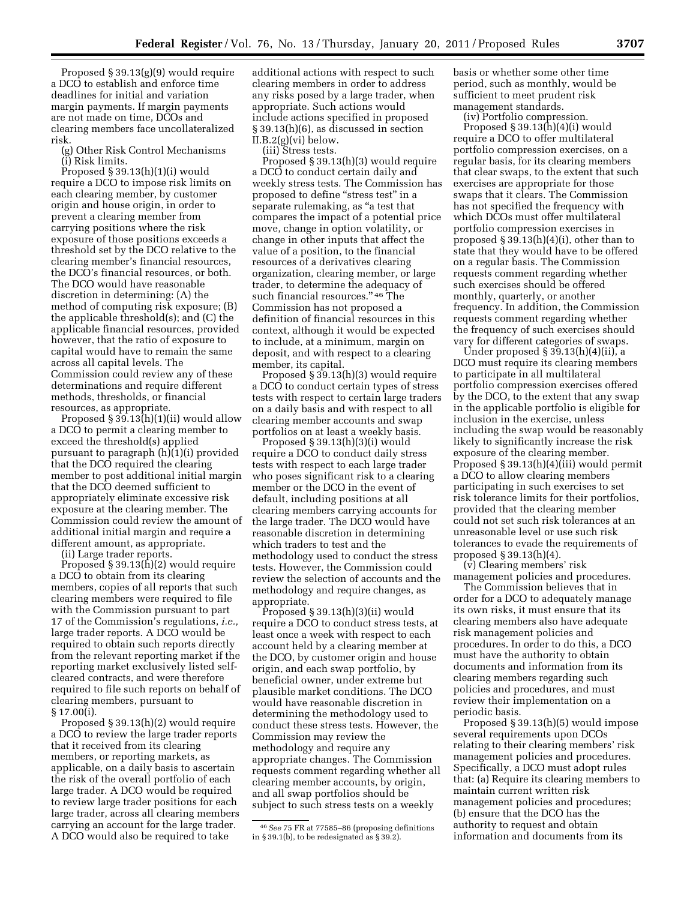Proposed § 39.13(g)(9) would require a DCO to establish and enforce time deadlines for initial and variation margin payments. If margin payments are not made on time, DCOs and clearing members face uncollateralized risk.

(g) Other Risk Control Mechanisms

(i) Risk limits.

Proposed § 39.13(h)(1)(i) would require a DCO to impose risk limits on each clearing member, by customer origin and house origin, in order to prevent a clearing member from carrying positions where the risk exposure of those positions exceeds a threshold set by the DCO relative to the clearing member's financial resources, the DCO's financial resources, or both. The DCO would have reasonable discretion in determining: (A) the method of computing risk exposure; (B) the applicable threshold(s); and (C) the applicable financial resources, provided however, that the ratio of exposure to capital would have to remain the same across all capital levels. The Commission could review any of these determinations and require different methods, thresholds, or financial resources, as appropriate.

Proposed § 39.13(h)(1)(ii) would allow a DCO to permit a clearing member to exceed the threshold(s) applied pursuant to paragraph (h)(1)(i) provided that the DCO required the clearing member to post additional initial margin that the DCO deemed sufficient to appropriately eliminate excessive risk exposure at the clearing member. The Commission could review the amount of additional initial margin and require a different amount, as appropriate.

(ii) Large trader reports.

Proposed § 39.13(h)(2) would require a DCO to obtain from its clearing members, copies of all reports that such clearing members were required to file with the Commission pursuant to part 17 of the Commission's regulations, *i.e.,* large trader reports. A DCO would be required to obtain such reports directly from the relevant reporting market if the reporting market exclusively listed self-cleared contracts, and were therefore required to file such reports on behalf of clearing members, pursuant to § 17.00(i).

Proposed § 39.13(h)(2) would require a DCO to review the large trader reports that it received from its clearing members, or reporting markets, as applicable, on a daily basis to ascertain the risk of the overall portfolio of each large trader. A DCO would be required to review large trader positions for each large trader, across all clearing members carrying an account for the large trader. A DCO would also be required to take additional actions with respect to such clearing members in order to address any risks posed by a large trader, when appropriate. Such actions would include actions specified in proposed § 39.13(h)(6), as discussed in section II.B.2(g)(vi) below.

(iii) Stress tests.

Proposed § 39.13(h)(3) would require a DCO to conduct certain daily and weekly stress tests. The Commission has proposed to define "stress test" in a separate rulemaking, as "a test that compares the impact of a potential price move, change in option volatility, or change in other inputs that affect the value of a position, to the financial resources of a derivatives clearing organization, clearing member, or large trader, to determine the adequacy of such financial resources."[46] The Commission has not proposed a definition of financial resources in this context, although it would be expected to include, at a minimum, margin on deposit, and with respect to a clearing member, its capital.

Proposed § 39.13(h)(3) would require a DCO to conduct certain types of stress tests with respect to certain large traders on a daily basis and with respect to all clearing member accounts and swap portfolios on at least a weekly basis.

Proposed § 39.13(h)(3)(i) would require a DCO to conduct daily stress tests with respect to each large trader who poses significant risk to a clearing member or the DCO in the event of default, including positions at all clearing members carrying accounts for the large trader. The DCO would have reasonable discretion in determining which traders to test and the methodology used to conduct the stress tests. However, the Commission could review the selection of accounts and the methodology and require changes, as appropriate.

Proposed § 39.13(h)(3)(ii) would require a DCO to conduct stress tests, at least once a week with respect to each account held by a clearing member at the DCO, by customer origin and house origin, and each swap portfolio, by beneficial owner, under extreme but plausible market conditions. The DCO would have reasonable discretion in determining the methodology used to conduct these stress tests. However, the Commission may review the methodology and require any appropriate changes. The Commission requests comment regarding whether all clearing member accounts, by origin, and all swap portfolios should be subject to such stress tests on a weekly basis or whether some other time period, such as monthly, would be sufficient to meet prudent risk management standards.

(iv) Portfolio compression.

Proposed § 39.13(h)(4)(i) would require a DCO to offer multilateral portfolio compression exercises, on a regular basis, for its clearing members that clear swaps, to the extent that such exercises are appropriate for those swaps that it clears. The Commission has not specified the frequency with which DCOs must offer multilateral portfolio compression exercises in proposed § 39.13(h)(4)(i), other than to state that they would have to be offered on a regular basis. The Commission requests comment regarding whether such exercises should be offered monthly, quarterly, or another frequency. In addition, the Commission requests comment regarding whether the frequency of such exercises should vary for different categories of swaps.

Under proposed § 39.13(h)(4)(ii), a DCO must require its clearing members to participate in all multilateral portfolio compression exercises offered by the DCO, to the extent that any swap in the applicable portfolio is eligible for inclusion in the exercise, unless including the swap would be reasonably likely to significantly increase the risk exposure of the clearing member. Proposed § 39.13(h)(4)(iii) would permit a DCO to allow clearing members participating in such exercises to set risk tolerance limits for their portfolios, provided that the clearing member could not set such risk tolerances at an unreasonable level or use such risk tolerances to evade the requirements of proposed § 39.13(h)(4).

(v) Clearing members' risk management policies and procedures.

The Commission believes that in order for a DCO to adequately manage its own risks, it must ensure that its clearing members also have adequate risk management policies and procedures. In order to do this, a DCO must have the authority to obtain documents and information from its clearing members regarding such policies and procedures, and must review their implementation on a periodic basis.

Proposed § 39.13(h)(5) would impose several requirements upon DCOs relating to their clearing members' risk management policies and procedures. Specifically, a DCO must adopt rules that: (a) Require its clearing members to maintain current written risk management policies and procedures; (b) ensure that the DCO has the authority to request and obtain information and documents from its

---

[46] *See* 75 FR at 77585–86 (proposing definitions in § 39.1(b), to be redesignated as § 39.2).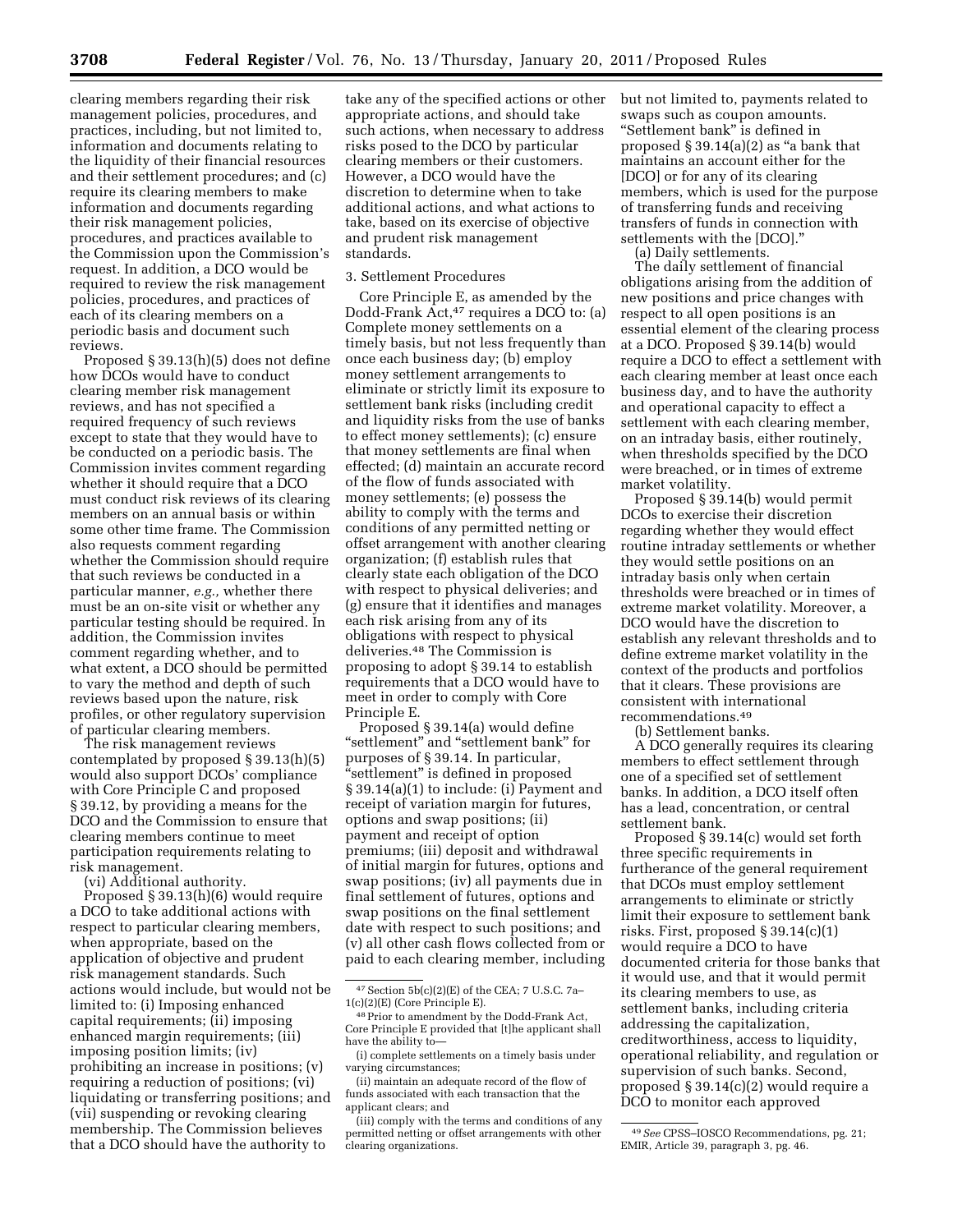clearing members regarding their risk management policies, procedures, and practices, including, but not limited to, information and documents relating to the liquidity of their financial resources and their settlement procedures; and (c) require its clearing members to make information and documents regarding their risk management policies, procedures, and practices available to the Commission upon the Commission's request. In addition, a DCO would be required to review the risk management policies, procedures, and practices of each of its clearing members on a periodic basis and document such reviews.

Proposed § 39.13(h)(5) does not define how DCOs would have to conduct clearing member risk management reviews, and has not specified a required frequency of such reviews except to state that they would have to be conducted on a periodic basis. The Commission invites comment regarding whether it should require that a DCO must conduct risk reviews of its clearing members on an annual basis or within some other time frame. The Commission also requests comment regarding whether the Commission should require that such reviews be conducted in a particular manner, *e.g.,* whether there must be an on-site visit or whether any particular testing should be required. In addition, the Commission invites comment regarding whether, and to what extent, a DCO should be permitted to vary the method and depth of such reviews based upon the nature, risk profiles, or other regulatory supervision of particular clearing members.

The risk management reviews contemplated by proposed § 39.13(h)(5) would also support DCOs' compliance with Core Principle C and proposed § 39.12, by providing a means for the DCO and the Commission to ensure that clearing members continue to meet participation requirements relating to risk management.

(vi) Additional authority.

Proposed § 39.13(h)(6) would require a DCO to take additional actions with respect to particular clearing members, when appropriate, based on the application of objective and prudent risk management standards. Such actions would include, but would not be limited to: (i) Imposing enhanced capital requirements; (ii) imposing enhanced margin requirements; (iii) imposing position limits; (iv) prohibiting an increase in positions; (v) requiring a reduction of positions; (vi) liquidating or transferring positions; and (vii) suspending or revoking clearing membership. The Commission believes that a DCO should have the authority to take any of the specified actions or other appropriate actions, and should take such actions, when necessary to address risks posed to the DCO by particular clearing members or their customers. However, a DCO would have the discretion to determine when to take additional actions, and what actions to take, based on its exercise of objective and prudent risk management standards.

3. Settlement Procedures

Core Principle E, as amended by the Dodd-Frank Act,[47] requires a DCO to: (a) Complete money settlements on a timely basis, but not less frequently than once each business day; (b) employ money settlement arrangements to eliminate or strictly limit its exposure to settlement bank risks (including credit and liquidity risks from the use of banks to effect money settlements); (c) ensure that money settlements are final when effected; (d) maintain an accurate record of the flow of funds associated with money settlements; (e) possess the ability to comply with the terms and conditions of any permitted netting or offset arrangement with another clearing organization; (f) establish rules that clearly state each obligation of the DCO with respect to physical deliveries; and (g) ensure that it identifies and manages each risk arising from any of its obligations with respect to physical deliveries.[48] The Commission is proposing to adopt § 39.14 to establish requirements that a DCO would have to meet in order to comply with Core Principle E.

Proposed § 39.14(a) would define "settlement" and "settlement bank" for purposes of § 39.14. In particular, "settlement" is defined in proposed § 39.14(a)(1) to include: (i) Payment and receipt of variation margin for futures, options and swap positions; (ii) payment and receipt of option premiums; (iii) deposit and withdrawal of initial margin for futures, options and swap positions; (iv) all payments due in final settlement of futures, options and swap positions on the final settlement date with respect to such positions; and (v) all other cash flows collected from or paid to each clearing member, including but not limited to, payments related to swaps such as coupon amounts. "Settlement bank" is defined in proposed § 39.14(a)(2) as "a bank that maintains an account either for the [DCO] or for any of its clearing members, which is used for the purpose of transferring funds and receiving transfers of funds in connection with settlements with the [DCO]."

(a) Daily settlements.

The daily settlement of financial obligations arising from the addition of new positions and price changes with respect to all open positions is an essential element of the clearing process at a DCO. Proposed § 39.14(b) would require a DCO to effect a settlement with each clearing member at least once each business day, and to have the authority and operational capacity to effect a settlement with each clearing member, on an intraday basis, either routinely, when thresholds specified by the DCO were breached, or in times of extreme market volatility.

Proposed § 39.14(b) would permit DCOs to exercise their discretion regarding whether they would effect routine intraday settlements or whether they would settle positions on an intraday basis only when certain thresholds were breached or in times of extreme market volatility. Moreover, a DCO would have the discretion to establish any relevant thresholds and to define extreme market volatility in the context of the products and portfolios that it clears. These provisions are consistent with international recommendations.[49]

(b) Settlement banks.

A DCO generally requires its clearing members to effect settlement through one of a specified set of settlement banks. In addition, a DCO itself often has a lead, concentration, or central settlement bank.

Proposed § 39.14(c) would set forth three specific requirements in furtherance of the general requirement that DCOs must employ settlement arrangements to eliminate or strictly limit their exposure to settlement bank risks. First, proposed § 39.14(c)(1) would require a DCO to have documented criteria for those banks that it would use, and that it would permit its clearing members to use, as settlement banks, including criteria addressing the capitalization, creditworthiness, access to liquidity, operational reliability, and regulation or supervision of such banks. Second, proposed § 39.14(c)(2) would require a DCO to monitor each approved

---

[47] Section 5b(c)(2)(E) of the CEA; 7 U.S.C. 7a–1(c)(2)(E) (Core Principle E).

[48] Prior to amendment by the Dodd-Frank Act, Core Principle E provided that [t]he applicant shall have the ability to—

(i) complete settlements on a timely basis under varying circumstances;

(ii) maintain an adequate record of the flow of funds associated with each transaction that the applicant clears; and

(iii) comply with the terms and conditions of any permitted netting or offset arrangements with other clearing organizations.

[49] *See* CPSS–IOSCO Recommendations, pg. 21; EMIR, Article 39, paragraph 3, pg. 46.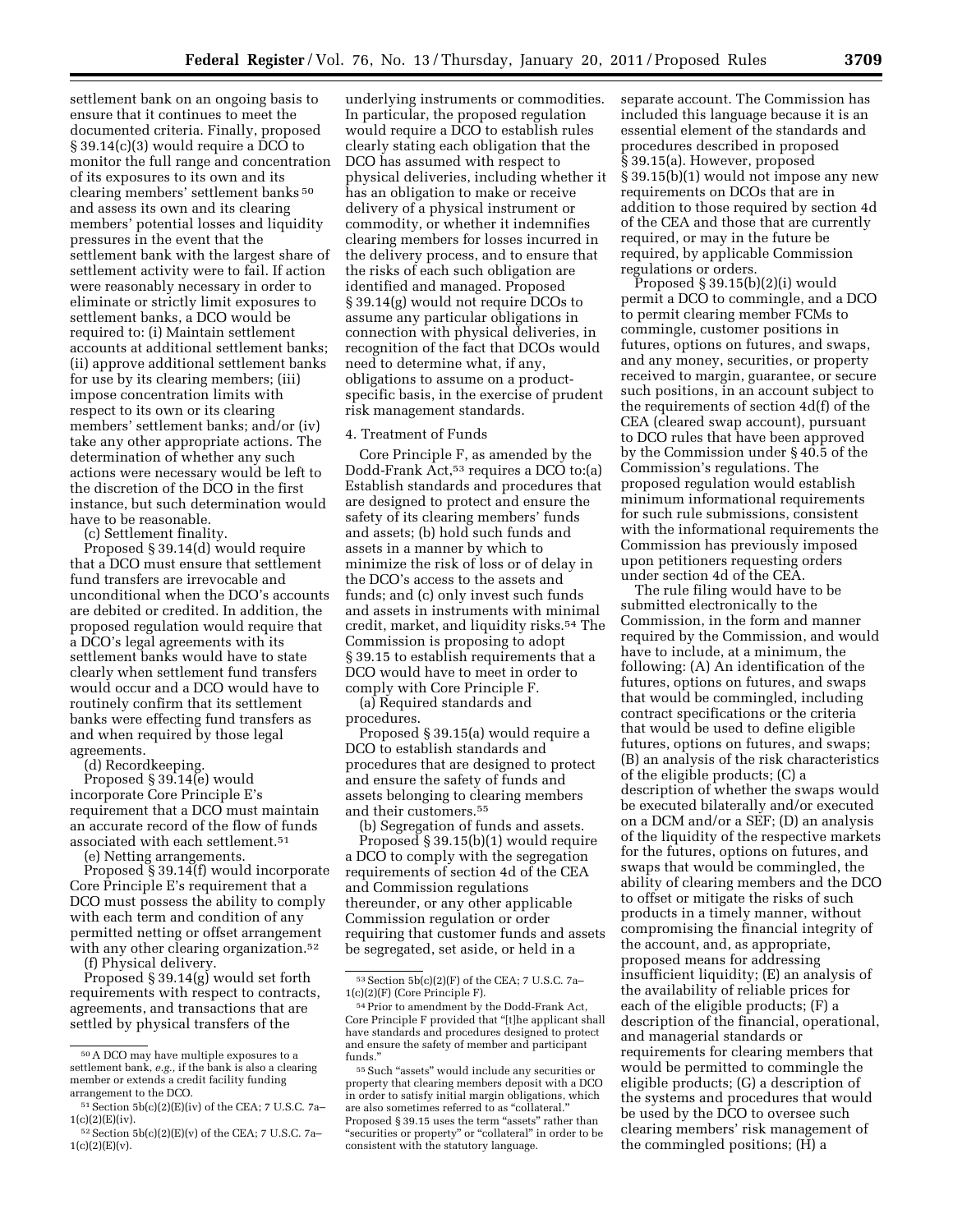settlement bank on an ongoing basis to ensure that it continues to meet the documented criteria. Finally, proposed § 39.14(c)(3) would require a DCO to monitor the full range and concentration of its exposures to its own and its clearing members' settlement banks [50] and assess its own and its clearing members' potential losses and liquidity pressures in the event that the settlement bank with the largest share of settlement activity were to fail. If action were reasonably necessary in order to eliminate or strictly limit exposures to settlement banks, a DCO would be required to: (i) Maintain settlement accounts at additional settlement banks; (ii) approve additional settlement banks for use by its clearing members; (iii) impose concentration limits with respect to its own or its clearing members' settlement banks; and/or (iv) take any other appropriate actions. The determination of whether any such actions were necessary would be left to the discretion of the DCO in the first instance, but such determination would have to be reasonable.

(c) Settlement finality.

Proposed § 39.14(d) would require that a DCO must ensure that settlement fund transfers are irrevocable and unconditional when the DCO's accounts are debited or credited. In addition, the proposed regulation would require that a DCO's legal agreements with its settlement banks would have to state clearly when settlement fund transfers would occur and a DCO would have to routinely confirm that its settlement banks were effecting fund transfers as and when required by those legal agreements.

(d) Recordkeeping.

Proposed § 39.14(e) would incorporate Core Principle E's requirement that a DCO must maintain an accurate record of the flow of funds associated with each settlement.[51]

(e) Netting arrangements.

Proposed § 39.14(f) would incorporate Core Principle E's requirement that a DCO must possess the ability to comply with each term and condition of any permitted netting or offset arrangement with any other clearing organization.[52]

(f) Physical delivery.

Proposed § 39.14(g) would set forth requirements with respect to contracts, agreements, and transactions that are settled by physical transfers of the underlying instruments or commodities. In particular, the proposed regulation would require a DCO to establish rules clearly stating each obligation that the DCO has assumed with respect to physical deliveries, including whether it has an obligation to make or receive delivery of a physical instrument or commodity, or whether it indemnifies clearing members for losses incurred in the delivery process, and to ensure that the risks of each such obligation are identified and managed. Proposed § 39.14(g) would not require DCOs to assume any particular obligations in connection with physical deliveries, in recognition of the fact that DCOs would need to determine what, if any, obligations to assume on a product-specific basis, in the exercise of prudent risk management standards.

4. Treatment of Funds

Core Principle F, as amended by the Dodd-Frank Act,[53] requires a DCO to:(a) Establish standards and procedures that are designed to protect and ensure the safety of its clearing members' funds and assets; (b) hold such funds and assets in a manner by which to minimize the risk of loss or of delay in the DCO's access to the assets and funds; and (c) only invest such funds and assets in instruments with minimal credit, market, and liquidity risks.[54] The Commission is proposing to adopt § 39.15 to establish requirements that a DCO would have to meet in order to comply with Core Principle F.

(a) Required standards and procedures.

Proposed § 39.15(a) would require a DCO to establish standards and procedures that are designed to protect and ensure the safety of funds and assets belonging to clearing members and their customers.[55]

(b) Segregation of funds and assets.

Proposed § 39.15(b)(1) would require a DCO to comply with the segregation requirements of section 4d of the CEA and Commission regulations thereunder, or any other applicable Commission regulation or order requiring that customer funds and assets be segregated, set aside, or held in a separate account. The Commission has included this language because it is an essential element of the standards and procedures described in proposed § 39.15(a). However, proposed § 39.15(b)(1) would not impose any new requirements on DCOs that are in addition to those required by section 4d of the CEA and those that are currently required, or may in the future be required, by applicable Commission regulations or orders.

Proposed § 39.15(b)(2)(i) would permit a DCO to commingle, and a DCO to permit clearing member FCMs to commingle, customer positions in futures, options on futures, and swaps, and any money, securities, or property received to margin, guarantee, or secure such positions, in an account subject to the requirements of section 4d(f) of the CEA (cleared swap account), pursuant to DCO rules that have been approved by the Commission under § 40.5 of the Commission's regulations. The proposed regulation would establish minimum informational requirements for such rule submissions, consistent with the informational requirements the Commission has previously imposed upon petitioners requesting orders under section 4d of the CEA.

The rule filing would have to be submitted electronically to the Commission, in the form and manner required by the Commission, and would have to include, at a minimum, the following: (A) An identification of the futures, options on futures, and swaps that would be commingled, including contract specifications or the criteria that would be used to define eligible futures, options on futures, and swaps; (B) an analysis of the risk characteristics of the eligible products; (C) a description of whether the swaps would be executed bilaterally and/or executed on a DCM and/or a SEF; (D) an analysis of the liquidity of the respective markets for the futures, options on futures, and swaps that would be commingled, the ability of clearing members and the DCO to offset or mitigate the risks of such products in a timely manner, without compromising the financial integrity of the account, and, as appropriate, proposed means for addressing insufficient liquidity; (E) an analysis of the availability of reliable prices for each of the eligible products; (F) a description of the financial, operational, and managerial standards or requirements for clearing members that would be permitted to commingle the eligible products; (G) a description of the systems and procedures that would be used by the DCO to oversee such clearing members' risk management of the commingled positions; (H) a

---

[50] A DCO may have multiple exposures to a settlement bank, *e.g.*, if the bank is also a clearing member or extends a credit facility funding arrangement to the DCO.

[51] Section 5b(c)(2)(E)(iv) of the CEA; 7 U.S.C. 7a–1(c)(2)(E)(iv).

[52] Section 5b(c)(2)(E)(v) of the CEA; 7 U.S.C. 7a–1(c)(2)(E)(v).

[53] Section 5b(c)(2)(F) of the CEA; 7 U.S.C. 7a–1(c)(2)(F) (Core Principle F).

[54] Prior to amendment by the Dodd-Frank Act, Core Principle F provided that "[t]he applicant shall have standards and procedures designed to protect and ensure the safety of member and participant funds."

[55] Such "assets" would include any securities or property that clearing members deposit with a DCO in order to satisfy initial margin obligations, which are also sometimes referred to as "collateral." Proposed § 39.15 uses the term "assets" rather than "securities or property" or "collateral" in order to be consistent with the statutory language.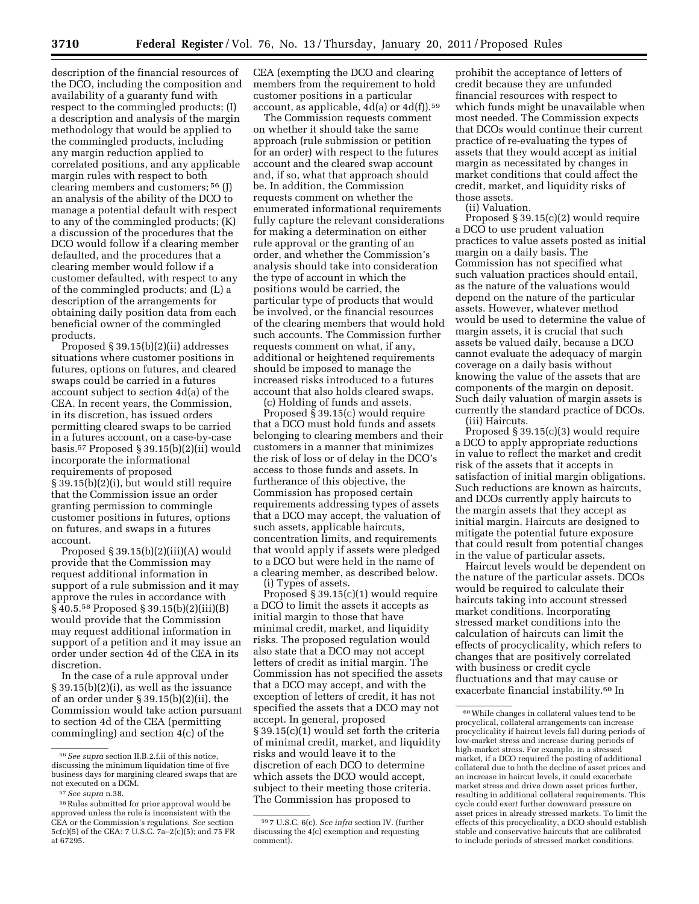description of the financial resources of the DCO, including the composition and availability of a guaranty fund with respect to the commingled products; (I) a description and analysis of the margin methodology that would be applied to the commingled products, including any margin reduction applied to correlated positions, and any applicable margin rules with respect to both clearing members and customers; [56] (J) an analysis of the ability of the DCO to manage a potential default with respect to any of the commingled products; (K) a discussion of the procedures that the DCO would follow if a clearing member defaulted, and the procedures that a clearing member would follow if a customer defaulted, with respect to any of the commingled products; and (L) a description of the arrangements for obtaining daily position data from each beneficial owner of the commingled products.

Proposed § 39.15(b)(2)(ii) addresses situations where customer positions in futures, options on futures, and cleared swaps could be carried in a futures account subject to section 4d(a) of the CEA. In recent years, the Commission, in its discretion, has issued orders permitting cleared swaps to be carried in a futures account, on a case-by-case basis.[57] Proposed § 39.15(b)(2)(ii) would incorporate the informational requirements of proposed § 39.15(b)(2)(i), but would still require that the Commission issue an order granting permission to commingle customer positions in futures, options on futures, and swaps in a futures account.

Proposed § 39.15(b)(2)(iii)(A) would provide that the Commission may request additional information in support of a rule submission and it may approve the rules in accordance with § 40.5.[58] Proposed § 39.15(b)(2)(iii)(B) would provide that the Commission may request additional information in support of a petition and it may issue an order under section 4d of the CEA in its discretion.

In the case of a rule approval under § 39.15(b)(2)(i), as well as the issuance of an order under § 39.15(b)(2)(ii), the Commission would take action pursuant to section 4d of the CEA (permitting commingling) and section 4(c) of the CEA (exempting the DCO and clearing members from the requirement to hold customer positions in a particular account, as applicable, 4d(a) or 4d(f)).[59]

The Commission requests comment on whether it should take the same approach (rule submission or petition for an order) with respect to the futures account and the cleared swap account and, if so, what that approach should be. In addition, the Commission requests comment on whether the enumerated informational requirements fully capture the relevant considerations for making a determination on either rule approval or the granting of an order, and whether the Commission's analysis should take into consideration the type of account in which the positions would be carried, the particular type of products that would be involved, or the financial resources of the clearing members that would hold such accounts. The Commission further requests comment on what, if any, additional or heightened requirements should be imposed to manage the increased risks introduced to a futures account that also holds cleared swaps.

(c) Holding of funds and assets.

Proposed § 39.15(c) would require that a DCO must hold funds and assets belonging to clearing members and their customers in a manner that minimizes the risk of loss or of delay in the DCO's access to those funds and assets. In furtherance of this objective, the Commission has proposed certain requirements addressing types of assets that a DCO may accept, the valuation of such assets, applicable haircuts, concentration limits, and requirements that would apply if assets were pledged to a DCO but were held in the name of a clearing member, as described below.

(i) Types of assets.

Proposed § 39.15(c)(1) would require a DCO to limit the assets it accepts as initial margin to those that have minimal credit, market, and liquidity risks. The proposed regulation would also state that a DCO may not accept letters of credit as initial margin. The Commission has not specified the assets that a DCO may accept, and with the exception of letters of credit, it has not specified the assets that a DCO may not accept. In general, proposed § 39.15(c)(1) would set forth the criteria of minimal credit, market, and liquidity risks and would leave it to the discretion of each DCO to determine which assets the DCO would accept, subject to their meeting those criteria. The Commission has proposed to prohibit the acceptance of letters of credit because they are unfunded financial resources with respect to which funds might be unavailable when most needed. The Commission expects that DCOs would continue their current practice of re-evaluating the types of assets that they would accept as initial margin as necessitated by changes in market conditions that could affect the credit, market, and liquidity risks of those assets.

(ii) Valuation.

Proposed § 39.15(c)(2) would require a DCO to use prudent valuation practices to value assets posted as initial margin on a daily basis. The Commission has not specified what such valuation practices should entail, as the nature of the valuations would depend on the nature of the particular assets. However, whatever method would be used to determine the value of margin assets, it is crucial that such assets be valued daily, because a DCO cannot evaluate the adequacy of margin coverage on a daily basis without knowing the value of the assets that are components of the margin on deposit. Such daily valuation of margin assets is currently the standard practice of DCOs.

(iii) Haircuts.

Proposed § 39.15(c)(3) would require a DCO to apply appropriate reductions in value to reflect the market and credit risk of the assets that it accepts in satisfaction of initial margin obligations. Such reductions are known as haircuts, and DCOs currently apply haircuts to the margin assets that they accept as initial margin. Haircuts are designed to mitigate the potential future exposure that could result from potential changes in the value of particular assets.

Haircut levels would be dependent on the nature of the particular assets. DCOs would be required to calculate their haircuts taking into account stressed market conditions. Incorporating stressed market conditions into the calculation of haircuts can limit the effects of procyclicality, which refers to changes that are positively correlated with business or credit cycle fluctuations and that may cause or exacerbate financial instability.[60] In

---

[56] *See supra* section II.B.2.f.ii of this notice, discussing the minimum liquidation time of five business days for margining cleared swaps that are not executed on a DCM.

[57] *See supra* n.38.

[58] Rules submitted for prior approval would be approved unless the rule is inconsistent with the CEA or the Commission's regulations. *See* section 5c(c)(5) of the CEA; 7 U.S.C. 7a–2(c)(5); and 75 FR at 67295.

[59] 7 U.S.C. 6(c). *See infra* section IV. (further discussing the 4(c) exemption and requesting comment).

[60] While changes in collateral values tend to be procyclical, collateral arrangements can increase procyclicality if haircut levels fall during periods of low-market stress and increase during periods of high-market stress. For example, in a stressed market, if a DCO required the posting of additional collateral due to both the decline of asset prices and an increase in haircut levels, it could exacerbate market stress and drive down asset prices further, resulting in additional collateral requirements. This cycle could exert further downward pressure on asset prices in already stressed markets. To limit the effects of this procyclicality, a DCO should establish stable and conservative haircuts that are calibrated to include periods of stressed market conditions.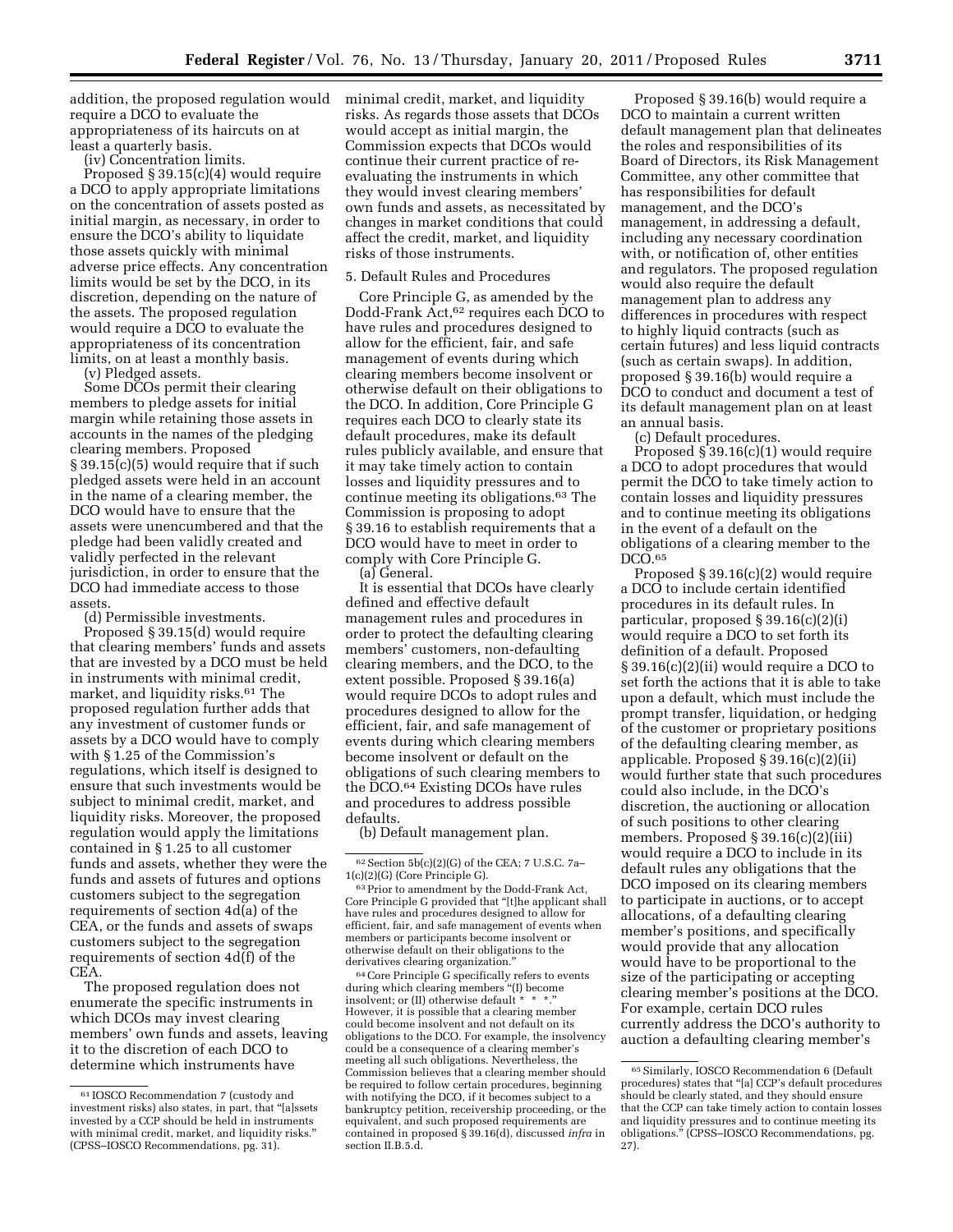addition, the proposed regulation would require a DCO to evaluate the appropriateness of its haircuts on at least a quarterly basis.

(iv) Concentration limits.

Proposed § 39.15(c)(4) would require a DCO to apply appropriate limitations on the concentration of assets posted as initial margin, as necessary, in order to ensure the DCO's ability to liquidate those assets quickly with minimal adverse price effects. Any concentration limits would be set by the DCO, in its discretion, depending on the nature of the assets. The proposed regulation would require a DCO to evaluate the appropriateness of its concentration limits, on at least a monthly basis.

(v) Pledged assets.

Some DCOs permit their clearing members to pledge assets for initial margin while retaining those assets in accounts in the names of the pledging clearing members. Proposed § 39.15(c)(5) would require that if such pledged assets were held in an account in the name of a clearing member, the DCO would have to ensure that the assets were unencumbered and that the pledge had been validly created and validly perfected in the relevant jurisdiction, in order to ensure that the DCO had immediate access to those assets.

(d) Permissible investments.

Proposed § 39.15(d) would require that clearing members' funds and assets that are invested by a DCO must be held in instruments with minimal credit, market, and liquidity risks.[61] The proposed regulation further adds that any investment of customer funds or assets by a DCO would have to comply with § 1.25 of the Commission's regulations, which itself is designed to ensure that such investments would be subject to minimal credit, market, and liquidity risks. Moreover, the proposed regulation would apply the limitations contained in § 1.25 to all customer funds and assets, whether they were the funds and assets of futures and options customers subject to the segregation requirements of section 4d(a) of the CEA, or the funds and assets of swaps customers subject to the segregation requirements of section 4d(f) of the CEA.

The proposed regulation does not enumerate the specific instruments in which DCOs may invest clearing members' own funds and assets, leaving it to the discretion of each DCO to determine which instruments have minimal credit, market, and liquidity risks. As regards those assets that DCOs would accept as initial margin, the Commission expects that DCOs would continue their current practice of re-evaluating the instruments in which they would invest clearing members' own funds and assets, as necessitated by changes in market conditions that could affect the credit, market, and liquidity risks of those instruments.

5. Default Rules and Procedures

Core Principle G, as amended by the Dodd-Frank Act,[62] requires each DCO to have rules and procedures designed to allow for the efficient, fair, and safe management of events during which clearing members become insolvent or otherwise default on their obligations to the DCO. In addition, Core Principle G requires each DCO to clearly state its default procedures, make its default rules publicly available, and ensure that it may take timely action to contain losses and liquidity pressures and to continue meeting its obligations.[63] The Commission is proposing to adopt § 39.16 to establish requirements that a DCO would have to meet in order to comply with Core Principle G.

(a) General.

It is essential that DCOs have clearly defined and effective default management rules and procedures in order to protect the defaulting clearing members' customers, non-defaulting clearing members, and the DCO, to the extent possible. Proposed § 39.16(a) would require DCOs to adopt rules and procedures designed to allow for the efficient, fair, and safe management of events during which clearing members become insolvent or default on the obligations of such clearing members to the DCO.[64] Existing DCOs have rules and procedures to address possible defaults.

(b) Default management plan.

Proposed § 39.16(b) would require a DCO to maintain a current written default management plan that delineates the roles and responsibilities of its Board of Directors, its Risk Management Committee, any other committee that has responsibilities for default management, and the DCO's management, in addressing a default, including any necessary coordination with, or notification of, other entities and regulators. The proposed regulation would also require the default management plan to address any differences in procedures with respect to highly liquid contracts (such as certain futures) and less liquid contracts (such as certain swaps). In addition, proposed § 39.16(b) would require a DCO to conduct and document a test of its default management plan on at least an annual basis.

(c) Default procedures.

Proposed § 39.16(c)(1) would require a DCO to adopt procedures that would permit the DCO to take timely action to contain losses and liquidity pressures and to continue meeting its obligations in the event of a default on the obligations of a clearing member to the DCO.[65]

Proposed § 39.16(c)(2) would require a DCO to include certain identified procedures in its default rules. In particular, proposed § 39.16(c)(2)(i) would require a DCO to set forth its definition of a default. Proposed § 39.16(c)(2)(ii) would require a DCO to set forth the actions that it is able to take upon a default, which must include the prompt transfer, liquidation, or hedging of the customer or proprietary positions of the defaulting clearing member, as applicable. Proposed § 39.16(c)(2)(ii) would further state that such procedures could also include, in the DCO's discretion, the auctioning or allocation of such positions to other clearing members. Proposed § 39.16(c)(2)(iii) would require a DCO to include in its default rules any obligations that the DCO imposed on its clearing members to participate in auctions, or to accept allocations, of a defaulting clearing member's positions, and specifically would provide that any allocation would have to be proportional to the size of the participating or accepting clearing member's positions at the DCO. For example, certain DCO rules currently address the DCO's authority to auction a defaulting clearing member's

---

[61] IOSCO Recommendation 7 (custody and investment risks) also states, in part, that "[a]ssets invested by a CCP should be held in instruments with minimal credit, market, and liquidity risks." (CPSS–IOSCO Recommendations, pg. 31).

[62] Section 5b(c)(2)(G) of the CEA; 7 U.S.C. 7a–1(c)(2)(G) (Core Principle G).

[63] Prior to amendment by the Dodd-Frank Act, Core Principle G provided that "[t]he applicant shall have rules and procedures designed to allow for efficient, fair, and safe management of events when members or participants become insolvent or otherwise default on their obligations to the derivatives clearing organization."

[64] Core Principle G specifically refers to events during which clearing members "(I) become insolvent; or (II) otherwise default * * *." However, it is possible that a clearing member could become insolvent and not default on its obligations to the DCO. For example, the insolvency could be a consequence of a clearing member's meeting all such obligations. Nevertheless, the Commission believes that a clearing member should be required to follow certain procedures, beginning with notifying the DCO, if it becomes subject to a bankruptcy petition, receivership proceeding, or the equivalent, and such proposed requirements are contained in proposed § 39.16(d), discussed *infra* in section II.B.5.d.

[65] Similarly, IOSCO Recommendation 6 (Default procedures) states that "[a] CCP's default procedures should be clearly stated, and they should ensure that the CCP can take timely action to contain losses and liquidity pressures and to continue meeting its obligations." (CPSS–IOSCO Recommendations, pg. 27).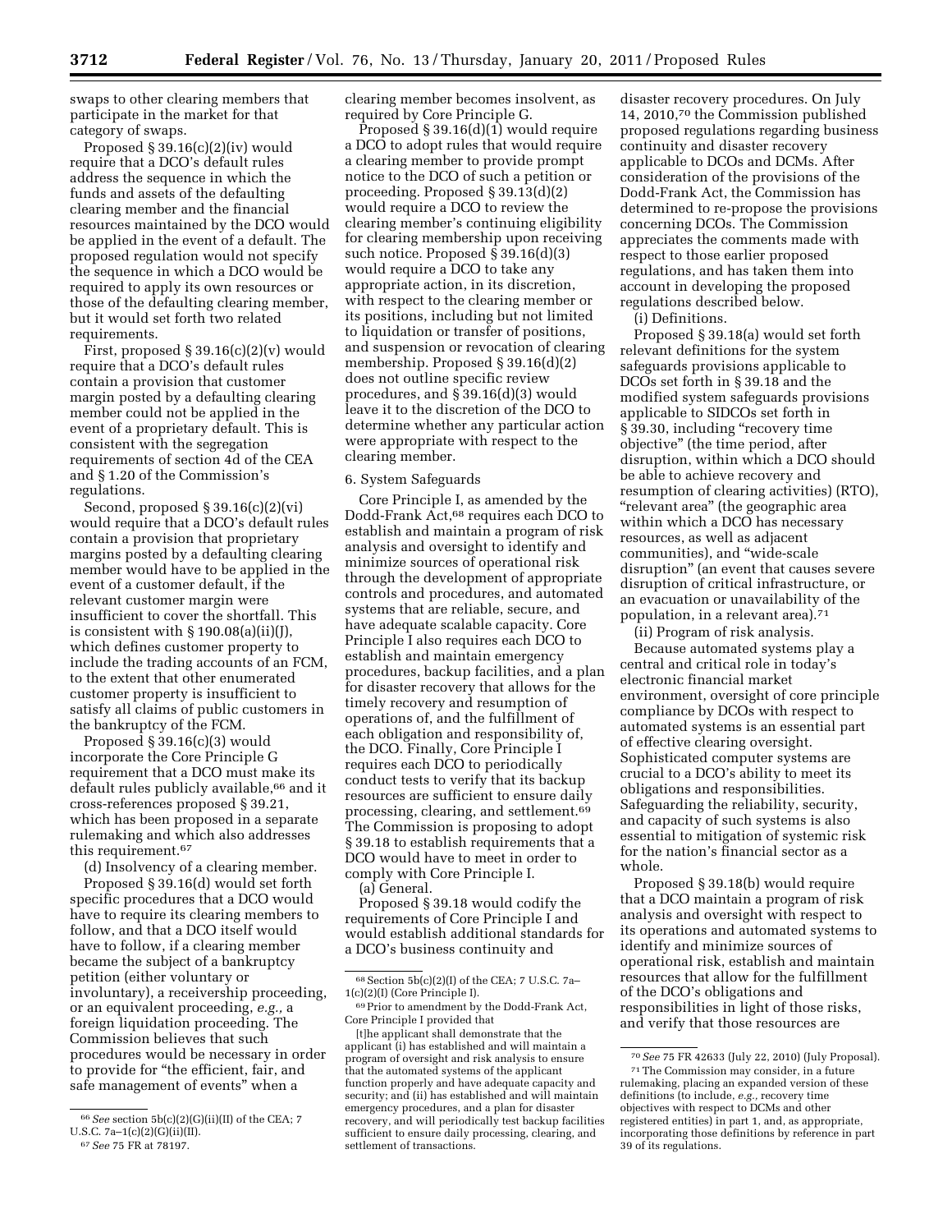swaps to other clearing members that participate in the market for that category of swaps.

Proposed § 39.16(c)(2)(iv) would require that a DCO's default rules address the sequence in which the funds and assets of the defaulting clearing member and the financial resources maintained by the DCO would be applied in the event of a default. The proposed regulation would not specify the sequence in which a DCO would be required to apply its own resources or those of the defaulting clearing member, but it would set forth two related requirements.

First, proposed § 39.16(c)(2)(v) would require that a DCO's default rules contain a provision that customer margin posted by a defaulting clearing member could not be applied in the event of a proprietary default. This is consistent with the segregation requirements of section 4d of the CEA and § 1.20 of the Commission's regulations.

Second, proposed § 39.16(c)(2)(vi) would require that a DCO's default rules contain a provision that proprietary margins posted by a defaulting clearing member would have to be applied in the event of a customer default, if the relevant customer margin were insufficient to cover the shortfall. This is consistent with § 190.08(a)(ii)(J), which defines customer property to include the trading accounts of an FCM, to the extent that other enumerated customer property is insufficient to satisfy all claims of public customers in the bankruptcy of the FCM.

Proposed § 39.16(c)(3) would incorporate the Core Principle G requirement that a DCO must make its default rules publicly available,[66] and it cross-references proposed § 39.21, which has been proposed in a separate rulemaking and which also addresses this requirement.[67]

(d) Insolvency of a clearing member.

Proposed § 39.16(d) would set forth specific procedures that a DCO would have to require its clearing members to follow, and that a DCO itself would have to follow, if a clearing member became the subject of a bankruptcy petition (either voluntary or involuntary), a receivership proceeding, or an equivalent proceeding, *e.g.,* a foreign liquidation proceeding. The Commission believes that such procedures would be necessary in order to provide for "the efficient, fair, and safe management of events" when a clearing member becomes insolvent, as required by Core Principle G.

Proposed § 39.16(d)(1) would require a DCO to adopt rules that would require a clearing member to provide prompt notice to the DCO of such a petition or proceeding. Proposed § 39.13(d)(2) would require a DCO to review the clearing member's continuing eligibility for clearing membership upon receiving such notice. Proposed § 39.16(d)(3) would require a DCO to take any appropriate action, in its discretion, with respect to the clearing member or its positions, including but not limited to liquidation or transfer of positions, and suspension or revocation of clearing membership. Proposed § 39.16(d)(2) does not outline specific review procedures, and § 39.16(d)(3) would leave it to the discretion of the DCO to determine whether any particular action were appropriate with respect to the clearing member.

6. System Safeguards

Core Principle I, as amended by the Dodd-Frank Act,[68] requires each DCO to establish and maintain a program of risk analysis and oversight to identify and minimize sources of operational risk through the development of appropriate controls and procedures, and automated systems that are reliable, secure, and have adequate scalable capacity. Core Principle I also requires each DCO to establish and maintain emergency procedures, backup facilities, and a plan for disaster recovery that allows for the timely recovery and resumption of operations of, and the fulfillment of each obligation and responsibility of, the DCO. Finally, Core Principle I requires each DCO to periodically conduct tests to verify that its backup resources are sufficient to ensure daily processing, clearing, and settlement.[69] The Commission is proposing to adopt § 39.18 to establish requirements that a DCO would have to meet in order to comply with Core Principle I.

(a) General.

Proposed § 39.18 would codify the requirements of Core Principle I and would establish additional standards for a DCO's business continuity and disaster recovery procedures. On July 14, 2010,[70] the Commission published proposed regulations regarding business continuity and disaster recovery applicable to DCOs and DCMs. After consideration of the provisions of the Dodd-Frank Act, the Commission has determined to re-propose the provisions concerning DCOs. The Commission appreciates the comments made with respect to those earlier proposed regulations, and has taken them into account in developing the proposed regulations described below.

(i) Definitions.

Proposed § 39.18(a) would set forth relevant definitions for the system safeguards provisions applicable to DCOs set forth in § 39.18 and the modified system safeguards provisions applicable to SIDCOs set forth in § 39.30, including "recovery time objective" (the time period, after disruption, within which a DCO should be able to achieve recovery and resumption of clearing activities) (RTO), "relevant area" (the geographic area within which a DCO has necessary resources, as well as adjacent communities), and "wide-scale disruption" (an event that causes severe disruption of critical infrastructure, or an evacuation or unavailability of the population, in a relevant area).[71]

(ii) Program of risk analysis.

Because automated systems play a central and critical role in today's electronic financial market environment, oversight of core principle compliance by DCOs with respect to automated systems is an essential part of effective clearing oversight. Sophisticated computer systems are crucial to a DCO's ability to meet its obligations and responsibilities. Safeguarding the reliability, security, and capacity of such systems is also essential to mitigation of systemic risk for the nation's financial sector as a whole.

Proposed § 39.18(b) would require that a DCO maintain a program of risk analysis and oversight with respect to its operations and automated systems to identify and minimize sources of operational risk, establish and maintain resources that allow for the fulfillment of the DCO's obligations and responsibilities in light of those risks, and verify that those resources are

---

[66] *See* section 5b(c)(2)(G)(ii)(II) of the CEA; 7 U.S.C. 7a–1(c)(2)(G)(ii)(II).

[67] *See* 75 FR at 78197.

[68] Section 5b(c)(2)(I) of the CEA; 7 U.S.C. 7a–1(c)(2)(I) (Core Principle I).

[69] Prior to amendment by the Dodd-Frank Act, Core Principle I provided that

[t]he applicant shall demonstrate that the applicant (i) has established and will maintain a program of oversight and risk analysis to ensure that the automated systems of the applicant function properly and have adequate capacity and security; and (ii) has established and will maintain emergency procedures, and a plan for disaster recovery, and will periodically test backup facilities sufficient to ensure daily processing, clearing, and settlement of transactions.

[70] *See* 75 FR 42633 (July 22, 2010) (July Proposal).

[71] The Commission may consider, in a future rulemaking, placing an expanded version of these definitions (to include, *e.g.,* recovery time objectives with respect to DCMs and other registered entities) in part 1, and, as appropriate, incorporating those definitions by reference in part 39 of its regulations.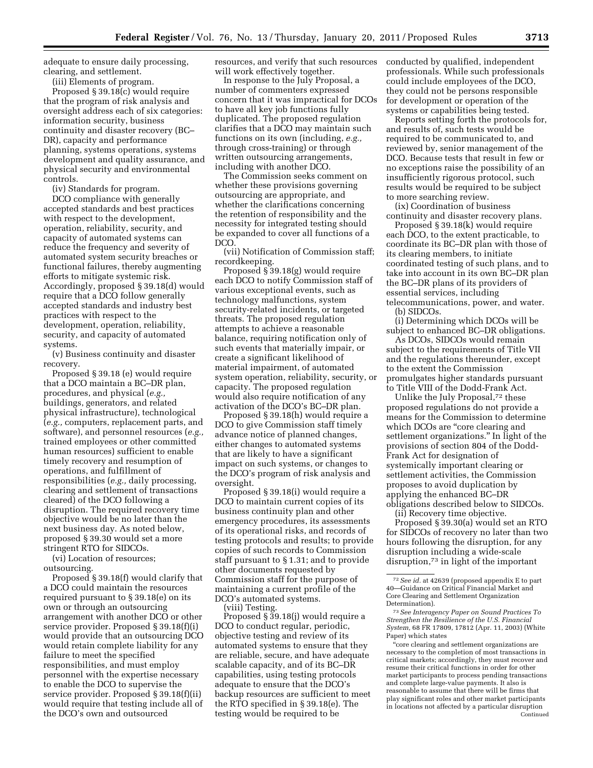adequate to ensure daily processing, clearing, and settlement.

(iii) Elements of program.

Proposed § 39.18(c) would require that the program of risk analysis and oversight address each of six categories: information security, business continuity and disaster recovery (BC–DR), capacity and performance planning, systems operations, systems development and quality assurance, and physical security and environmental controls.

(iv) Standards for program.

DCO compliance with generally accepted standards and best practices with respect to the development, operation, reliability, security, and capacity of automated systems can reduce the frequency and severity of automated system security breaches or functional failures, thereby augmenting efforts to mitigate systemic risk. Accordingly, proposed § 39.18(d) would require that a DCO follow generally accepted standards and industry best practices with respect to the development, operation, reliability, security, and capacity of automated systems.

(v) Business continuity and disaster recovery.

Proposed § 39.18 (e) would require that a DCO maintain a BC–DR plan, procedures, and physical (*e.g.,* buildings, generators, and related physical infrastructure), technological (*e.g.,* computers, replacement parts, and software), and personnel resources (*e.g.,* trained employees or other committed human resources) sufficient to enable timely recovery and resumption of operations, and fulfillment of responsibilities (*e.g.,* daily processing, clearing and settlement of transactions cleared) of the DCO following a disruption. The required recovery time objective would be no later than the next business day. As noted below, proposed § 39.30 would set a more stringent RTO for SIDCOs.

(vi) Location of resources; outsourcing.

Proposed § 39.18(f) would clarify that a DCO could maintain the resources required pursuant to § 39.18(e) on its own or through an outsourcing arrangement with another DCO or other service provider. Proposed § 39.18(f)(i) would provide that an outsourcing DCO would retain complete liability for any failure to meet the specified responsibilities, and must employ personnel with the expertise necessary to enable the DCO to supervise the service provider. Proposed § 39.18(f)(ii) would require that testing include all of the DCO's own and outsourced resources, and verify that such resources will work effectively together.

In response to the July Proposal, a number of commenters expressed concern that it was impractical for DCOs to have all key job functions fully duplicated. The proposed regulation clarifies that a DCO may maintain such functions on its own (including, *e.g.,* through cross-training) or through written outsourcing arrangements, including with another DCO.

The Commission seeks comment on whether these provisions governing outsourcing are appropriate, and whether the clarifications concerning the retention of responsibility and the necessity for integrated testing should be expanded to cover all functions of a DCO.

(vii) Notification of Commission staff; recordkeeping.

Proposed § 39.18(g) would require each DCO to notify Commission staff of various exceptional events, such as technology malfunctions, system security-related incidents, or targeted threats. The proposed regulation attempts to achieve a reasonable balance, requiring notification only of such events that materially impair, or create a significant likelihood of material impairment, of automated system operation, reliability, security, or capacity. The proposed regulation would also require notification of any activation of the DCO's BC–DR plan.

Proposed § 39.18(h) would require a DCO to give Commission staff timely advance notice of planned changes, either changes to automated systems that are likely to have a significant impact on such systems, or changes to the DCO's program of risk analysis and oversight.

Proposed § 39.18(i) would require a DCO to maintain current copies of its business continuity plan and other emergency procedures, its assessments of its operational risks, and records of testing protocols and results; to provide copies of such records to Commission staff pursuant to § 1.31; and to provide other documents requested by Commission staff for the purpose of maintaining a current profile of the DCO's automated systems.

(viii) Testing.

Proposed § 39.18(j) would require a DCO to conduct regular, periodic, objective testing and review of its automated systems to ensure that they are reliable, secure, and have adequate scalable capacity, and of its BC–DR capabilities, using testing protocols adequate to ensure that the DCO's backup resources are sufficient to meet the RTO specified in § 39.18(e). The testing would be required to be conducted by qualified, independent professionals. While such professionals could include employees of the DCO, they could not be persons responsible for development or operation of the systems or capabilities being tested.

Reports setting forth the protocols for, and results of, such tests would be required to be communicated to, and reviewed by, senior management of the DCO. Because tests that result in few or no exceptions raise the possibility of an insufficiently rigorous protocol, such results would be required to be subject to more searching review.

(ix) Coordination of business continuity and disaster recovery plans.

Proposed § 39.18(k) would require each DCO, to the extent practicable, to coordinate its BC–DR plan with those of its clearing members, to initiate coordinated testing of such plans, and to take into account in its own BC–DR plan the BC–DR plans of its providers of essential services, including telecommunications, power, and water.

(b) SIDCOs.

(i) Determining which DCOs will be subject to enhanced BC–DR obligations.

As DCOs, SIDCOs would remain subject to the requirements of Title VII and the regulations thereunder, except to the extent the Commission promulgates higher standards pursuant to Title VIII of the Dodd-Frank Act.

Unlike the July Proposal,[72] these proposed regulations do not provide a means for the Commission to determine which DCOs are "core clearing and settlement organizations." In light of the provisions of section 804 of the Dodd-Frank Act for designation of systemically important clearing or settlement activities, the Commission proposes to avoid duplication by applying the enhanced BC–DR obligations described below to SIDCOs.

(ii) Recovery time objective.

Proposed § 39.30(a) would set an RTO for SIDCOs of recovery no later than two hours following the disruption, for any disruption including a wide-scale disruption,[73] in light of the important

[72] *See id.* at 42639 (proposed appendix E to part 40—Guidance on Critical Financial Market and Core Clearing and Settlement Organization Determination).

[73] *See Interagency Paper on Sound Practices To Strengthen the Resilience of the U.S. Financial System,* 68 FR 17809, 17812 (Apr. 11, 2003) (White Paper) which states

"core clearing and settlement organizations are necessary to the completion of most transactions in critical markets; accordingly, they must recover and resume their critical functions in order for other market participants to process pending transactions and complete large-value payments. It also is reasonable to assume that there will be firms that play significant roles and other market participants in locations not affected by a particular disruption

Continued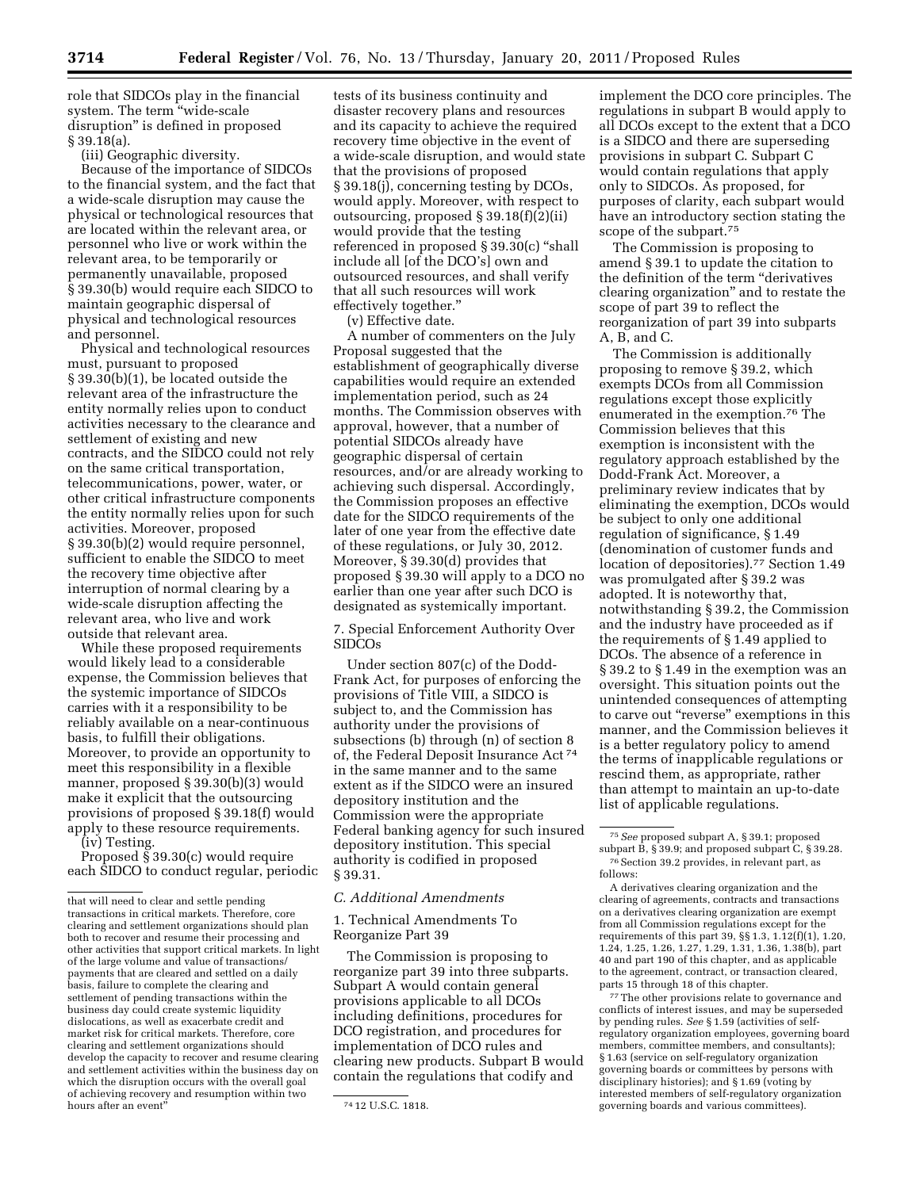role that SIDCOs play in the financial system. The term "wide-scale disruption" is defined in proposed § 39.18(a).

(iii) Geographic diversity.

Because of the importance of SIDCOs to the financial system, and the fact that a wide-scale disruption may cause the physical or technological resources that are located within the relevant area, or personnel who live or work within the relevant area, to be temporarily or permanently unavailable, proposed § 39.30(b) would require each SIDCO to maintain geographic dispersal of physical and technological resources and personnel.

Physical and technological resources must, pursuant to proposed § 39.30(b)(1), be located outside the relevant area of the infrastructure the entity normally relies upon to conduct activities necessary to the clearance and settlement of existing and new contracts, and the SIDCO could not rely on the same critical transportation, telecommunications, power, water, or other critical infrastructure components the entity normally relies upon for such activities. Moreover, proposed § 39.30(b)(2) would require personnel, sufficient to enable the SIDCO to meet the recovery time objective after interruption of normal clearing by a wide-scale disruption affecting the relevant area, who live and work outside that relevant area.

While these proposed requirements would likely lead to a considerable expense, the Commission believes that the systemic importance of SIDCOs carries with it a responsibility to be reliably available on a near-continuous basis, to fulfill their obligations. Moreover, to provide an opportunity to meet this responsibility in a flexible manner, proposed § 39.30(b)(3) would make it explicit that the outsourcing provisions of proposed § 39.18(f) would apply to these resource requirements.

(iv) Testing.

Proposed § 39.30(c) would require each SIDCO to conduct regular, periodic tests of its business continuity and disaster recovery plans and resources and its capacity to achieve the required recovery time objective in the event of a wide-scale disruption, and would state that the provisions of proposed § 39.18(j), concerning testing by DCOs, would apply. Moreover, with respect to outsourcing, proposed § 39.18(f)(2)(ii) would provide that the testing referenced in proposed § 39.30(c) "shall include all [of the DCO's] own and outsourced resources, and shall verify that all such resources will work effectively together."

(v) Effective date.

A number of commenters on the July Proposal suggested that the establishment of geographically diverse capabilities would require an extended implementation period, such as 24 months. The Commission observes with approval, however, that a number of potential SIDCOs already have geographic dispersal of certain resources, and/or are already working to achieving such dispersal. Accordingly, the Commission proposes an effective date for the SIDCO requirements of the later of one year from the effective date of these regulations, or July 30, 2012. Moreover, § 39.30(d) provides that proposed § 39.30 will apply to a DCO no earlier than one year after such DCO is designated as systemically important.

7. Special Enforcement Authority Over SIDCOs

Under section 807(c) of the Dodd-Frank Act, for purposes of enforcing the provisions of Title VIII, a SIDCO is subject to, and the Commission has authority under the provisions of subsections (b) through (n) of section 8 of, the Federal Deposit Insurance Act [74] in the same manner and to the same extent as if the SIDCO were an insured depository institution and the Commission were the appropriate Federal banking agency for such insured depository institution. This special authority is codified in proposed § 39.31.

## C. Additional Amendments

### 1. Technical Amendments To Reorganize Part 39

The Commission is proposing to reorganize part 39 into three subparts. Subpart A would contain general provisions applicable to all DCOs including definitions, procedures for DCO registration, and procedures for implementation of DCO rules and clearing new products. Subpart B would contain the regulations that codify and implement the DCO core principles. The regulations in subpart B would apply to all DCOs except to the extent that a DCO is a SIDCO and there are superseding provisions in subpart C. Subpart C would contain regulations that apply only to SIDCOs. As proposed, for purposes of clarity, each subpart would have an introductory section stating the scope of the subpart.[75]

The Commission is proposing to amend § 39.1 to update the citation to the definition of the term "derivatives clearing organization" and to restate the scope of part 39 to reflect the reorganization of part 39 into subparts A, B, and C.

The Commission is additionally proposing to remove § 39.2, which exempts DCOs from all Commission regulations except those explicitly enumerated in the exemption.[76] The Commission believes that this exemption is inconsistent with the regulatory approach established by the Dodd-Frank Act. Moreover, a preliminary review indicates that by eliminating the exemption, DCOs would be subject to only one additional regulation of significance, § 1.49 (denomination of customer funds and location of depositories).[77] Section 1.49 was promulgated after § 39.2 was adopted. It is noteworthy that, notwithstanding § 39.2, the Commission and the industry have proceeded as if the requirements of § 1.49 applied to DCOs. The absence of a reference in § 39.2 to § 1.49 in the exemption was an oversight. This situation points out the unintended consequences of attempting to carve out "reverse" exemptions in this manner, and the Commission believes it is a better regulatory policy to amend the terms of inapplicable regulations or rescind them, as appropriate, rather than attempt to maintain an up-to-date list of applicable regulations.

---

that will need to clear and settle pending transactions in critical markets. Therefore, core clearing and settlement organizations should plan both to recover and resume their processing and other activities that support critical markets. In light of the large volume and value of transactions/payments that are cleared and settled on a daily basis, failure to complete the clearing and settlement of pending transactions within the business day could create systemic liquidity dislocations, as well as exacerbate credit and market risk for critical markets. Therefore, core clearing and settlement organizations should develop the capacity to recover and resume clearing and settlement activities within the business day on which the disruption occurs with the overall goal of achieving recovery and resumption within two hours after an event"

[74] 12 U.S.C. 1818.

[75] *See* proposed subpart A, § 39.1; proposed subpart B, § 39.9; and proposed subpart C, § 39.28.

[76] Section 39.2 provides, in relevant part, as follows:

A derivatives clearing organization and the clearing of agreements, contracts and transactions on a derivatives clearing organization are exempt from all Commission regulations except for the requirements of this part 39, §§ 1.3, 1.12(f)(1), 1.20, 1.24, 1.25, 1.26, 1.27, 1.29, 1.31, 1.36, 1.38(b), part 40 and part 190 of this chapter, and as applicable to the agreement, contract, or transaction cleared, parts 15 through 18 of this chapter.

[77] The other provisions relate to governance and conflicts of interest issues, and may be superseded by pending rules. *See* § 1.59 (activities of self-regulatory organization employees, governing board members, committee members, and consultants); § 1.63 (service on self-regulatory organization governing boards or committees by persons with disciplinary histories); and § 1.69 (voting by interested members of self-regulatory organization governing boards and various committees).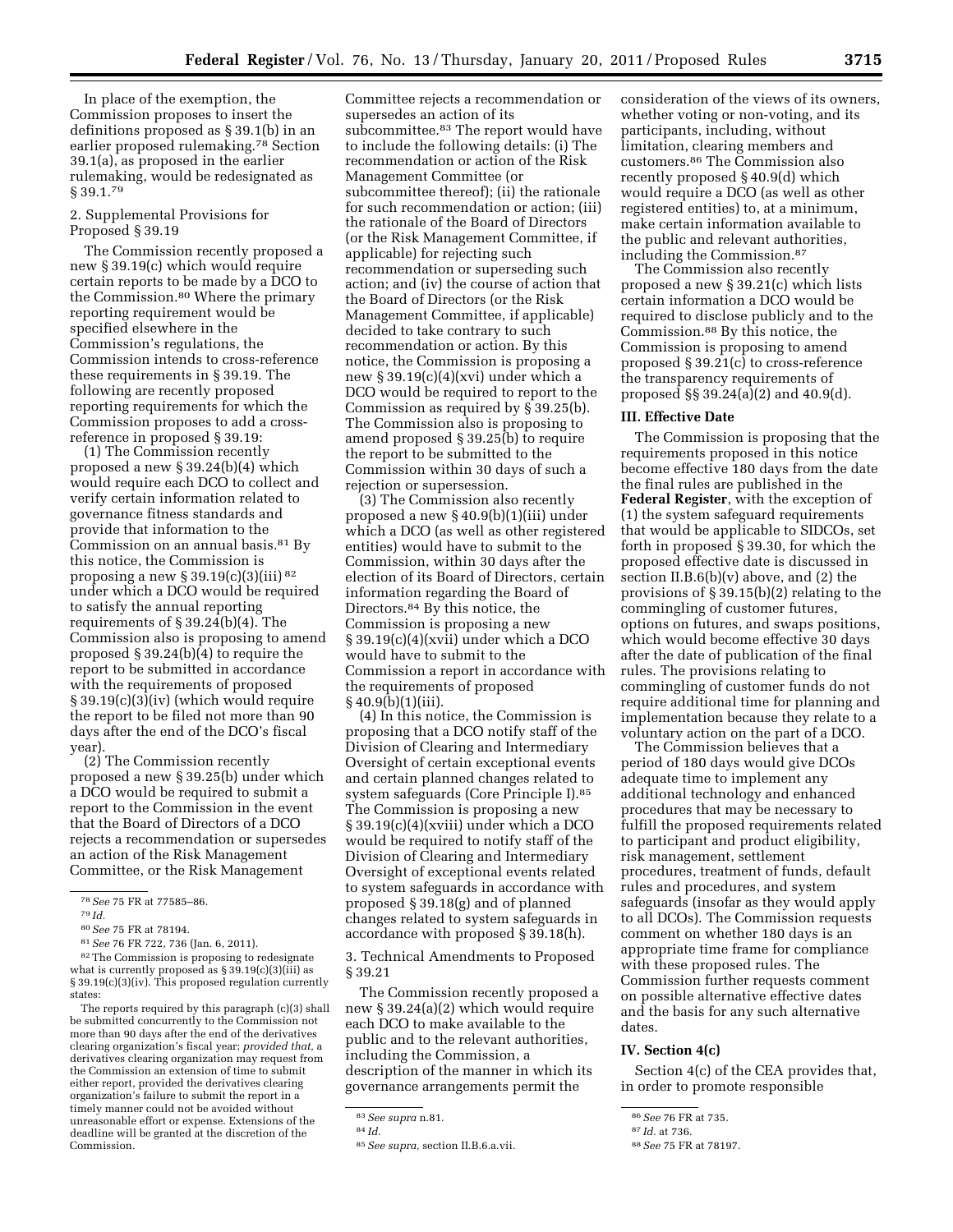In place of the exemption, the Commission proposes to insert the definitions proposed as § 39.1(b) in an earlier proposed rulemaking.[78] Section 39.1(a), as proposed in the earlier rulemaking, would be redesignated as § 39.1.[79]

2. Supplemental Provisions for Proposed § 39.19

The Commission recently proposed a new § 39.19(c) which would require certain reports to be made by a DCO to the Commission.[80] Where the primary reporting requirement would be specified elsewhere in the Commission's regulations, the Commission intends to cross-reference these requirements in § 39.19. The following are recently proposed reporting requirements for which the Commission proposes to add a cross-reference in proposed § 39.19:

(1) The Commission recently proposed a new § 39.24(b)(4) which would require each DCO to collect and verify certain information related to governance fitness standards and provide that information to the Commission on an annual basis.[81] By this notice, the Commission is proposing a new § 39.19(c)(3)(iii) [82] under which a DCO would be required to satisfy the annual reporting requirements of § 39.24(b)(4). The Commission also is proposing to amend proposed § 39.24(b)(4) to require the report to be submitted in accordance with the requirements of proposed § 39.19(c)(3)(iv) (which would require the report to be filed not more than 90 days after the end of the DCO's fiscal year).

(2) The Commission recently proposed a new § 39.25(b) under which a DCO would be required to submit a report to the Commission in the event that the Board of Directors of a DCO rejects a recommendation or supersedes an action of the Risk Management Committee, or the Risk Management Committee rejects a recommendation or supersedes an action of its subcommittee.[83] The report would have to include the following details: (i) The recommendation or action of the Risk Management Committee (or subcommittee thereof); (ii) the rationale for such recommendation or action; (iii) the rationale of the Board of Directors (or the Risk Management Committee, if applicable) for rejecting such recommendation or superseding such action; and (iv) the course of action that the Board of Directors (or the Risk Management Committee, if applicable) decided to take contrary to such recommendation or action. By this notice, the Commission is proposing a new § 39.19(c)(4)(xvi) under which a DCO would be required to report to the Commission as required by § 39.25(b). The Commission also is proposing to amend proposed § 39.25(b) to require the report to be submitted to the Commission within 30 days of such a rejection or supersession.

(3) The Commission also recently proposed a new § 40.9(b)(1)(iii) under which a DCO (as well as other registered entities) would have to submit to the Commission, within 30 days after the election of its Board of Directors, certain information regarding the Board of Directors.[84] By this notice, the Commission is proposing a new § 39.19(c)(4)(xvii) under which a DCO would have to submit to the Commission a report in accordance with the requirements of proposed § 40.9(b)(1)(iii).

(4) In this notice, the Commission is proposing that a DCO notify staff of the Division of Clearing and Intermediary Oversight of certain exceptional events and certain planned changes related to system safeguards (Core Principle I).[85] The Commission is proposing a new § 39.19(c)(4)(xviii) under which a DCO would be required to notify staff of the Division of Clearing and Intermediary Oversight of exceptional events related to system safeguards in accordance with proposed § 39.18(g) and of planned changes related to system safeguards in accordance with proposed § 39.18(h).

3. Technical Amendments to Proposed § 39.21

The Commission recently proposed a new § 39.24(a)(2) which would require each DCO to make available to the public and to the relevant authorities, including the Commission, a description of the manner in which its governance arrangements permit the consideration of the views of its owners, whether voting or non-voting, and its participants, including, without limitation, clearing members and customers.[86] The Commission also recently proposed § 40.9(d) which would require a DCO (as well as other registered entities) to, at a minimum, make certain information available to the public and relevant authorities, including the Commission.[87]

The Commission also recently proposed a new § 39.21(c) which lists certain information a DCO would be required to disclose publicly and to the Commission.[88] By this notice, the Commission is proposing to amend proposed § 39.21(c) to cross-reference the transparency requirements of proposed §§ 39.24(a)(2) and 40.9(d).

## III. Effective Date

The Commission is proposing that the requirements proposed in this notice become effective 180 days from the date the final rules are published in the **Federal Register**, with the exception of (1) the system safeguard requirements that would be applicable to SIDCOs, set forth in proposed § 39.30, for which the proposed effective date is discussed in section II.B.6(b)(v) above, and (2) the provisions of § 39.15(b)(2) relating to the commingling of customer futures, options on futures, and swaps positions, which would become effective 30 days after the date of publication of the final rules. The provisions relating to commingling of customer funds do not require additional time for planning and implementation because they relate to a voluntary action on the part of a DCO.

The Commission believes that a period of 180 days would give DCOs adequate time to implement any additional technology and enhanced procedures that may be necessary to fulfill the proposed requirements related to participant and product eligibility, risk management, settlement procedures, treatment of funds, default rules and procedures, and system safeguards (insofar as they would apply to all DCOs). The Commission requests comment on whether 180 days is an appropriate time frame for compliance with these proposed rules. The Commission further requests comment on possible alternative effective dates and the basis for any such alternative dates.

## IV. Section 4(c)

Section 4(c) of the CEA provides that, in order to promote responsible

---

[78] *See* 75 FR at 77585–86.

[79] *Id.*

[80] *See* 75 FR at 78194.

[81] *See* 76 FR 722, 736 (Jan. 6, 2011).

[82] The Commission is proposing to redesignate what is currently proposed as § 39.19(c)(3)(iii) as § 39.19(c)(3)(iv). This proposed regulation currently states:

The reports required by this paragraph (c)(3) shall be submitted concurrently to the Commission not more than 90 days after the end of the derivatives clearing organization's fiscal year; *provided that,* a derivatives clearing organization may request from the Commission an extension of time to submit either report, provided the derivatives clearing organization's failure to submit the report in a timely manner could not be avoided without unreasonable effort or expense. Extensions of the deadline will be granted at the discretion of the Commission.

[83] *See supra* n.81.

[84] *Id.*

[85] *See supra,* section II.B.6.a.vii.

[86] *See* 76 FR at 735.

[87] *Id.* at 736.

[88] *See* 75 FR at 78197.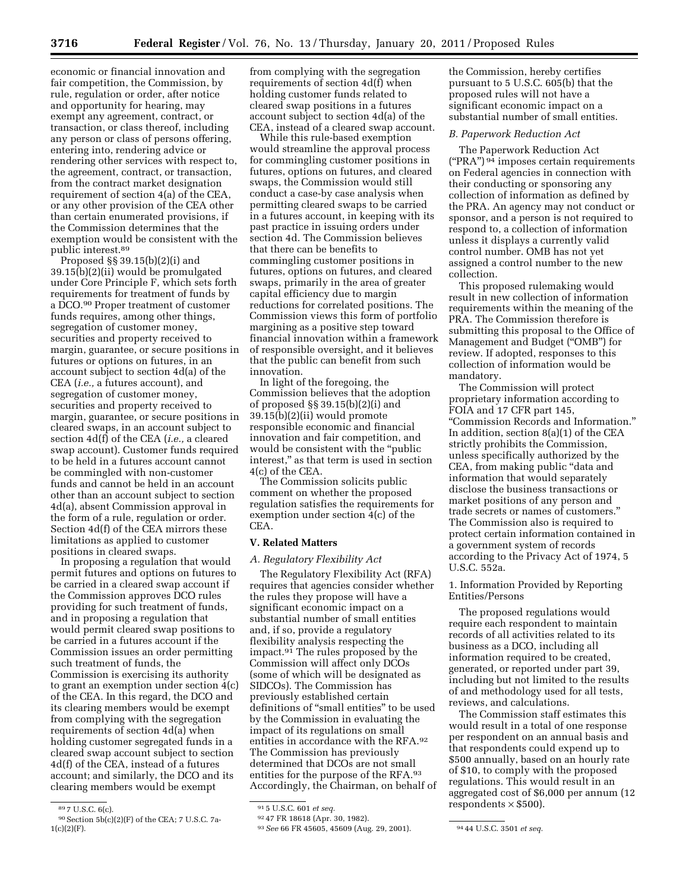economic or financial innovation and fair competition, the Commission, by rule, regulation or order, after notice and opportunity for hearing, may exempt any agreement, contract, or transaction, or class thereof, including any person or class of persons offering, entering into, rendering advice or rendering other services with respect to, the agreement, contract, or transaction, from the contract market designation requirement of section 4(a) of the CEA, or any other provision of the CEA other than certain enumerated provisions, if the Commission determines that the exemption would be consistent with the public interest.[89]

Proposed §§ 39.15(b)(2)(i) and 39.15(b)(2)(ii) would be promulgated under Core Principle F, which sets forth requirements for treatment of funds by a DCO.[90] Proper treatment of customer funds requires, among other things, segregation of customer money, securities and property received to margin, guarantee, or secure positions in futures or options on futures, in an account subject to section 4d(a) of the CEA (*i.e.,* a futures account), and segregation of customer money, securities and property received to margin, guarantee, or secure positions in cleared swaps, in an account subject to section 4d(f) of the CEA (*i.e.,* a cleared swap account). Customer funds required to be held in a futures account cannot be commingled with non-customer funds and cannot be held in an account other than an account subject to section 4d(a), absent Commission approval in the form of a rule, regulation or order. Section 4d(f) of the CEA mirrors these limitations as applied to customer positions in cleared swaps.

In proposing a regulation that would permit futures and options on futures to be carried in a cleared swap account if the Commission approves DCO rules providing for such treatment of funds, and in proposing a regulation that would permit cleared swap positions to be carried in a futures account if the Commission issues an order permitting such treatment of funds, the Commission is exercising its authority to grant an exemption under section 4(c) of the CEA. In this regard, the DCO and its clearing members would be exempt from complying with the segregation requirements of section 4d(a) when holding customer segregated funds in a cleared swap account subject to section 4d(f) of the CEA, instead of a futures account; and similarly, the DCO and its clearing members would be exempt from complying with the segregation requirements of section 4d(f) when holding customer funds related to cleared swap positions in a futures account subject to section 4d(a) of the CEA, instead of a cleared swap account.

While this rule-based exemption would streamline the approval process for commingling customer positions in futures, options on futures, and cleared swaps, the Commission would still conduct a case-by case analysis when permitting cleared swaps to be carried in a futures account, in keeping with its past practice in issuing orders under section 4d. The Commission believes that there can be benefits to commingling customer positions in futures, options on futures, and cleared swaps, primarily in the area of greater capital efficiency due to margin reductions for correlated positions. The Commission views this form of portfolio margining as a positive step toward financial innovation within a framework of responsible oversight, and it believes that the public can benefit from such innovation.

In light of the foregoing, the Commission believes that the adoption of proposed §§ 39.15(b)(2)(i) and 39.15(b)(2)(ii) would promote responsible economic and financial innovation and fair competition, and would be consistent with the "public interest," as that term is used in section 4(c) of the CEA.

The Commission solicits public comment on whether the proposed regulation satisfies the requirements for exemption under section 4(c) of the CEA.

## V. Related Matters

### *A. Regulatory Flexibility Act*

The Regulatory Flexibility Act (RFA) requires that agencies consider whether the rules they propose will have a significant economic impact on a substantial number of small entities and, if so, provide a regulatory flexibility analysis respecting the impact.[91] The rules proposed by the Commission will affect only DCOs (some of which will be designated as SIDCOs). The Commission has previously established certain definitions of "small entities" to be used by the Commission in evaluating the impact of its regulations on small entities in accordance with the RFA.[92] The Commission has previously determined that DCOs are not small entities for the purpose of the RFA.[93] Accordingly, the Chairman, on behalf of the Commission, hereby certifies pursuant to 5 U.S.C. 605(b) that the proposed rules will not have a significant economic impact on a substantial number of small entities.

### *B. Paperwork Reduction Act*

The Paperwork Reduction Act ("PRA")[94] imposes certain requirements on Federal agencies in connection with their conducting or sponsoring any collection of information as defined by the PRA. An agency may not conduct or sponsor, and a person is not required to respond to, a collection of information unless it displays a currently valid control number. OMB has not yet assigned a control number to the new collection.

This proposed rulemaking would result in new collection of information requirements within the meaning of the PRA. The Commission therefore is submitting this proposal to the Office of Management and Budget ("OMB") for review. If adopted, responses to this collection of information would be mandatory.

The Commission will protect proprietary information according to FOIA and 17 CFR part 145, "Commission Records and Information." In addition, section 8(a)(1) of the CEA strictly prohibits the Commission, unless specifically authorized by the CEA, from making public "data and information that would separately disclose the business transactions or market positions of any person and trade secrets or names of customers." The Commission also is required to protect certain information contained in a government system of records according to the Privacy Act of 1974, 5 U.S.C. 552a.

1. Information Provided by Reporting Entities/Persons

The proposed regulations would require each respondent to maintain records of all activities related to its business as a DCO, including all information required to be created, generated, or reported under part 39, including but not limited to the results of and methodology used for all tests, reviews, and calculations.

The Commission staff estimates this would result in a total of one response per respondent on an annual basis and that respondents could expend up to $500 annually, based on an hourly rate of $10, to comply with the proposed regulations. This would result in an aggregated cost of $6,000 per annum (12 respondents × $500).

---

[89] 7 U.S.C. 6(c).

[90] Section 5b(c)(2)(F) of the CEA; 7 U.S.C. 7a-1(c)(2)(F).

[91] 5 U.S.C. 601 *et seq.*

[92] 47 FR 18618 (Apr. 30, 1982).

[93] *See* 66 FR 45605, 45609 (Aug. 29, 2001).

[94] 44 U.S.C. 3501 *et seq.*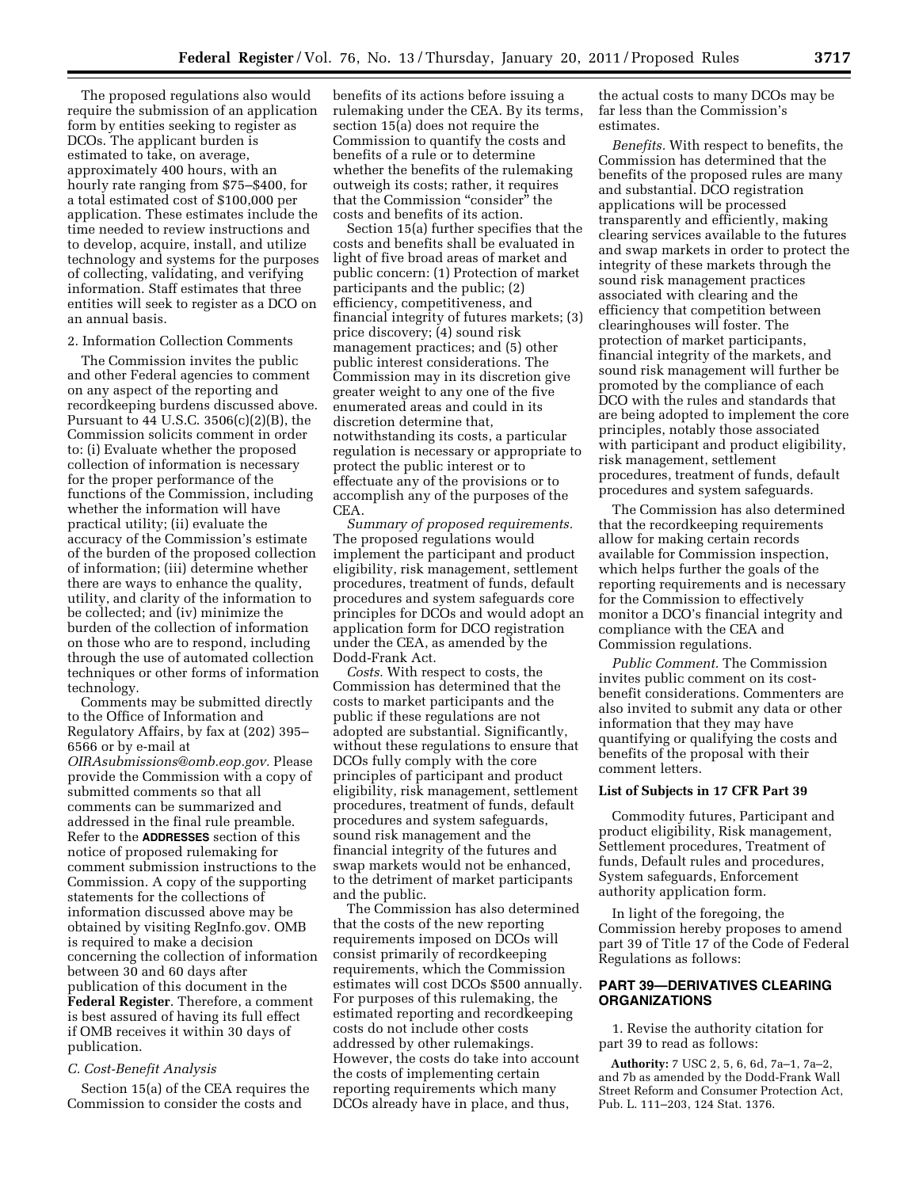The proposed regulations also would require the submission of an application form by entities seeking to register as DCOs. The applicant burden is estimated to take, on average, approximately 400 hours, with an hourly rate ranging from $75–$400, for a total estimated cost of $100,000 per application. These estimates include the time needed to review instructions and to develop, acquire, install, and utilize technology and systems for the purposes of collecting, validating, and verifying information. Staff estimates that three entities will seek to register as a DCO on an annual basis.

2. Information Collection Comments

The Commission invites the public and other Federal agencies to comment on any aspect of the reporting and recordkeeping burdens discussed above. Pursuant to 44 U.S.C. 3506(c)(2)(B), the Commission solicits comment in order to: (i) Evaluate whether the proposed collection of information is necessary for the proper performance of the functions of the Commission, including whether the information will have practical utility; (ii) evaluate the accuracy of the Commission's estimate of the burden of the proposed collection of information; (iii) determine whether there are ways to enhance the quality, utility, and clarity of the information to be collected; and (iv) minimize the burden of the collection of information on those who are to respond, including through the use of automated collection techniques or other forms of information technology.

Comments may be submitted directly to the Office of Information and Regulatory Affairs, by fax at (202) 395–6566 or by e-mail at *OIRAsubmissions@omb.eop.gov.* Please provide the Commission with a copy of submitted comments so that all comments can be summarized and addressed in the final rule preamble. Refer to the **ADDRESSES** section of this notice of proposed rulemaking for comment submission instructions to the Commission. A copy of the supporting statements for the collections of information discussed above may be obtained by visiting RegInfo.gov. OMB is required to make a decision concerning the collection of information between 30 and 60 days after publication of this document in the **Federal Register**. Therefore, a comment is best assured of having its full effect if OMB receives it within 30 days of publication.

### *C. Cost-Benefit Analysis*

Section 15(a) of the CEA requires the Commission to consider the costs and benefits of its actions before issuing a rulemaking under the CEA. By its terms, section 15(a) does not require the Commission to quantify the costs and benefits of a rule or to determine whether the benefits of the rulemaking outweigh its costs; rather, it requires that the Commission "consider" the costs and benefits of its action.

Section 15(a) further specifies that the costs and benefits shall be evaluated in light of five broad areas of market and public concern: (1) Protection of market participants and the public; (2) efficiency, competitiveness, and financial integrity of futures markets; (3) price discovery; (4) sound risk management practices; and (5) other public interest considerations. The Commission may in its discretion give greater weight to any one of the five enumerated areas and could in its discretion determine that, notwithstanding its costs, a particular regulation is necessary or appropriate to protect the public interest or to effectuate any of the provisions or to accomplish any of the purposes of the CEA.

*Summary of proposed requirements.* The proposed regulations would implement the participant and product eligibility, risk management, settlement procedures, treatment of funds, default procedures and system safeguards core principles for DCOs and would adopt an application form for DCO registration under the CEA, as amended by the Dodd-Frank Act.

*Costs.* With respect to costs, the Commission has determined that the costs to market participants and the public if these regulations are not adopted are substantial. Significantly, without these regulations to ensure that DCOs fully comply with the core principles of participant and product eligibility, risk management, settlement procedures, treatment of funds, default procedures and system safeguards, sound risk management and the financial integrity of the futures and swap markets would not be enhanced, to the detriment of market participants and the public.

The Commission has also determined that the costs of the new reporting requirements imposed on DCOs will consist primarily of recordkeeping requirements, which the Commission estimates will cost DCOs $500 annually. For purposes of this rulemaking, the estimated reporting and recordkeeping costs do not include other costs addressed by other rulemakings. However, the costs do take into account the costs of implementing certain reporting requirements which many DCOs already have in place, and thus, the actual costs to many DCOs may be far less than the Commission's estimates.

*Benefits.* With respect to benefits, the Commission has determined that the benefits of the proposed rules are many and substantial. DCO registration applications will be processed transparently and efficiently, making clearing services available to the futures and swap markets in order to protect the integrity of these markets through the sound risk management practices associated with clearing and the efficiency that competition between clearinghouses will foster. The protection of market participants, financial integrity of the markets, and sound risk management will further be promoted by the compliance of each DCO with the rules and standards that are being adopted to implement the core principles, notably those associated with participant and product eligibility, risk management, settlement procedures, treatment of funds, default procedures and system safeguards.

The Commission has also determined that the recordkeeping requirements allow for making certain records available for Commission inspection, which helps further the goals of the reporting requirements and is necessary for the Commission to effectively monitor a DCO's financial integrity and compliance with the CEA and Commission regulations.

*Public Comment.* The Commission invites public comment on its cost-benefit considerations. Commenters are also invited to submit any data or other information that they may have quantifying or qualifying the costs and benefits of the proposal with their comment letters.

### List of Subjects in 17 CFR Part 39

Commodity futures, Participant and product eligibility, Risk management, Settlement procedures, Treatment of funds, Default rules and procedures, System safeguards, Enforcement authority application form.

In light of the foregoing, the Commission hereby proposes to amend part 39 of Title 17 of the Code of Federal Regulations as follows:

## PART 39—DERIVATIVES CLEARING ORGANIZATIONS

1. Revise the authority citation for part 39 to read as follows:

**Authority:** 7 USC 2, 5, 6, 6d, 7a–1, 7a–2, and 7b as amended by the Dodd-Frank Wall Street Reform and Consumer Protection Act, Pub. L. 111–203, 124 Stat. 1376.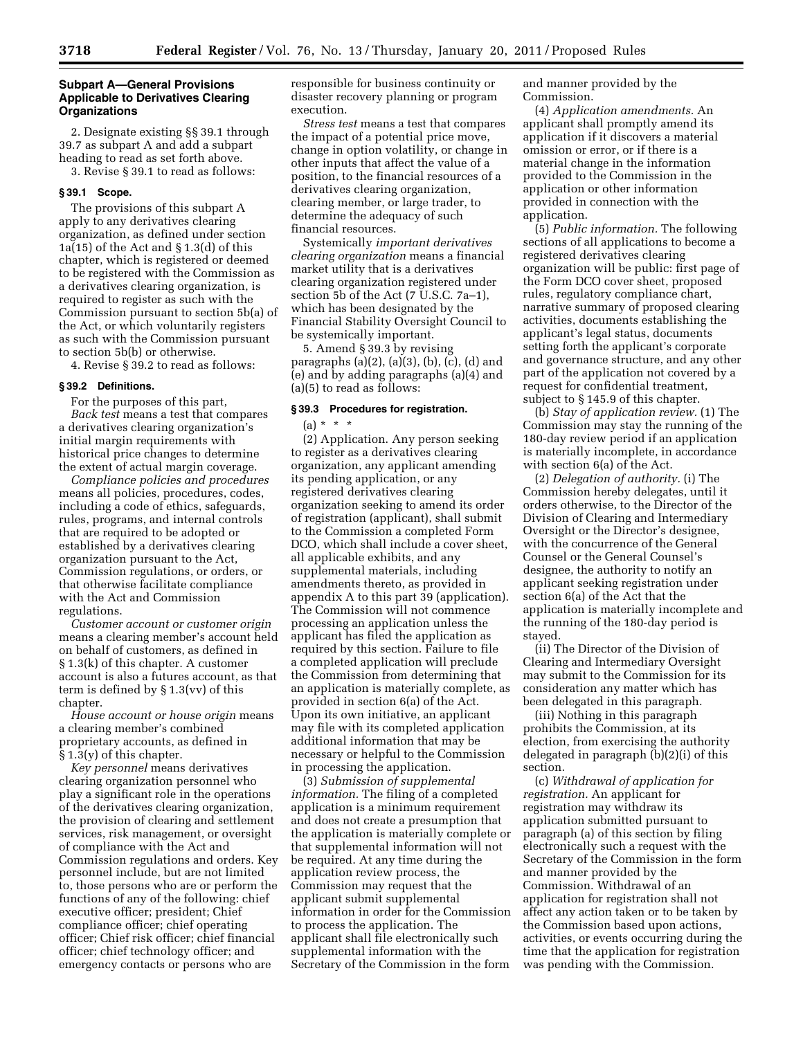### Subpart A—General Provisions Applicable to Derivatives Clearing Organizations

2. Designate existing §§ 39.1 through 39.7 as subpart A and add a subpart heading to read as set forth above.

3. Revise § 39.1 to read as follows:

#### § 39.1 Scope.

The provisions of this subpart A apply to any derivatives clearing organization, as defined under section 1a(15) of the Act and § 1.3(d) of this chapter, which is registered or deemed to be registered with the Commission as a derivatives clearing organization, is required to register as such with the Commission pursuant to section 5b(a) of the Act, or which voluntarily registers as such with the Commission pursuant to section 5b(b) or otherwise.

4. Revise § 39.2 to read as follows:

#### § 39.2 Definitions.

For the purposes of this part,

*Back test* means a test that compares a derivatives clearing organization's initial margin requirements with historical price changes to determine the extent of actual margin coverage.

*Compliance policies and procedures* means all policies, procedures, codes, including a code of ethics, safeguards, rules, programs, and internal controls that are required to be adopted or established by a derivatives clearing organization pursuant to the Act, Commission regulations, or orders, or that otherwise facilitate compliance with the Act and Commission regulations.

*Customer account or customer origin* means a clearing member's account held on behalf of customers, as defined in § 1.3(k) of this chapter. A customer account is also a futures account, as that term is defined by § 1.3(vv) of this chapter.

*House account or house origin* means a clearing member's combined proprietary accounts, as defined in § 1.3(y) of this chapter.

*Key personnel* means derivatives clearing organization personnel who play a significant role in the operations of the derivatives clearing organization, the provision of clearing and settlement services, risk management, or oversight of compliance with the Act and Commission regulations and orders. Key personnel include, but are not limited to, those persons who are or perform the functions of any of the following: chief executive officer; president; Chief compliance officer; chief operating officer; Chief risk officer; chief financial officer; chief technology officer; and emergency contacts or persons who are responsible for business continuity or disaster recovery planning or program execution.

*Stress test* means a test that compares the impact of a potential price move, change in option volatility, or change in other inputs that affect the value of a position, to the financial resources of a derivatives clearing organization, clearing member, or large trader, to determine the adequacy of such financial resources.

Systemically *important derivatives clearing organization* means a financial market utility that is a derivatives clearing organization registered under section 5b of the Act (7 U.S.C. 7a–1), which has been designated by the Financial Stability Oversight Council to be systemically important.

5. Amend § 39.3 by revising paragraphs (a)(2), (a)(3), (b), (c), (d) and (e) and by adding paragraphs (a)(4) and (a)(5) to read as follows:

#### § 39.3 Procedures for registration.

(a) * * *

(2) Application. Any person seeking to register as a derivatives clearing organization, any applicant amending its pending application, or any registered derivatives clearing organization seeking to amend its order of registration (applicant), shall submit to the Commission a completed Form DCO, which shall include a cover sheet, all applicable exhibits, and any supplemental materials, including amendments thereto, as provided in appendix A to this part 39 (application). The Commission will not commence processing an application unless the applicant has filed the application as required by this section. Failure to file a completed application will preclude the Commission from determining that an application is materially complete, as provided in section 6(a) of the Act. Upon its own initiative, an applicant may file with its completed application additional information that may be necessary or helpful to the Commission in processing the application.

(3) *Submission of supplemental information.* The filing of a completed application is a minimum requirement and does not create a presumption that the application is materially complete or that supplemental information will not be required. At any time during the application review process, the Commission may request that the applicant submit supplemental information in order for the Commission to process the application. The applicant shall file electronically such supplemental information with the Secretary of the Commission in the form and manner provided by the Commission.

(4) *Application amendments.* An applicant shall promptly amend its application if it discovers a material omission or error, or if there is a material change in the information provided to the Commission in the application or other information provided in connection with the application.

(5) *Public information.* The following sections of all applications to become a registered derivatives clearing organization will be public: first page of the Form DCO cover sheet, proposed rules, regulatory compliance chart, narrative summary of proposed clearing activities, documents establishing the applicant's legal status, documents setting forth the applicant's corporate and governance structure, and any other part of the application not covered by a request for confidential treatment, subject to § 145.9 of this chapter.

(b) *Stay of application review.* (1) The Commission may stay the running of the 180-day review period if an application is materially incomplete, in accordance with section 6(a) of the Act.

(2) *Delegation of authority.* (i) The Commission hereby delegates, until it orders otherwise, to the Director of the Division of Clearing and Intermediary Oversight or the Director's designee, with the concurrence of the General Counsel or the General Counsel's designee, the authority to notify an applicant seeking registration under section 6(a) of the Act that the application is materially incomplete and the running of the 180-day period is stayed.

(ii) The Director of the Division of Clearing and Intermediary Oversight may submit to the Commission for its consideration any matter which has been delegated in this paragraph.

(iii) Nothing in this paragraph prohibits the Commission, at its election, from exercising the authority delegated in paragraph (b)(2)(i) of this section.

(c) *Withdrawal of application for registration.* An applicant for registration may withdraw its application submitted pursuant to paragraph (a) of this section by filing electronically such a request with the Secretary of the Commission in the form and manner provided by the Commission. Withdrawal of an application for registration shall not affect any action taken or to be taken by the Commission based upon actions, activities, or events occurring during the time that the application for registration was pending with the Commission.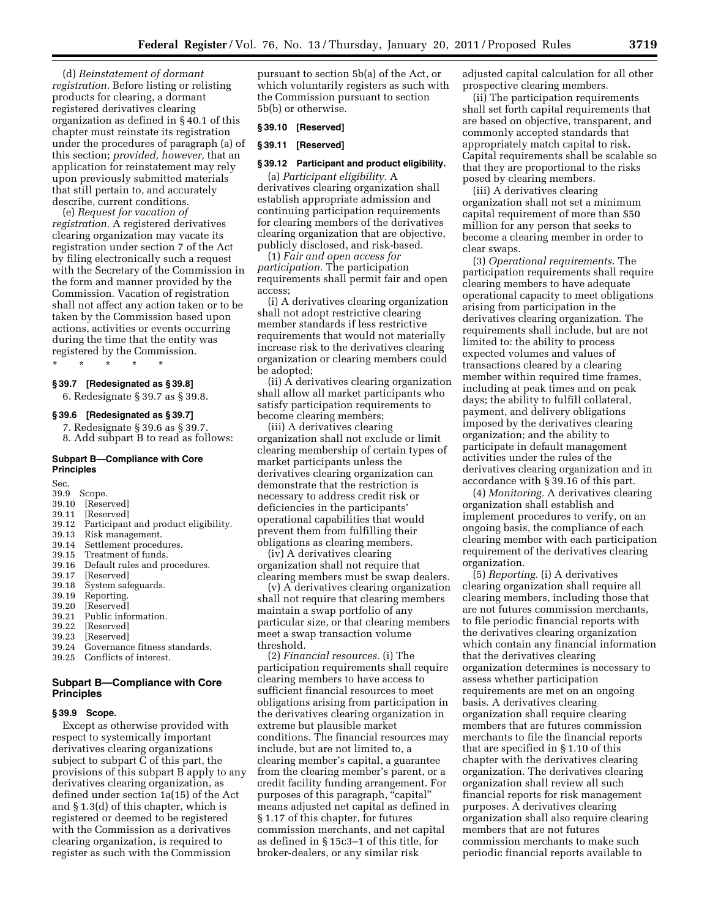(d) *Reinstatement of dormant registration.* Before listing or relisting products for clearing, a dormant registered derivatives clearing organization as defined in § 40.1 of this chapter must reinstate its registration under the procedures of paragraph (a) of this section; *provided, however,* that an application for reinstatement may rely upon previously submitted materials that still pertain to, and accurately describe, current conditions.

(e) *Request for vacation of registration.* A registered derivatives clearing organization may vacate its registration under section 7 of the Act by filing electronically such a request with the Secretary of the Commission in the form and manner provided by the Commission. Vacation of registration shall not affect any action taken or to be taken by the Commission based upon actions, activities or events occurring during the time that the entity was registered by the Commission.

\* \* \* \* \*

### § 39.7 [Redesignated as § 39.8]

6. Redesignate § 39.7 as § 39.8.

### § 39.6 [Redesignated as § 39.7]

7. Redesignate § 39.6 as § 39.7.

8. Add subpart B to read as follows:

#### Subpart B—Compliance with Core Principles

Sec.
39.9 Scope.
39.10 [Reserved]
39.11 [Reserved]
39.12 Participant and product eligibility.
39.13 Risk management.
39.14 Settlement procedures.
39.15 Treatment of funds.
39.16 Default rules and procedures.
39.17 [Reserved]
39.18 System safeguards.
39.19 Reporting.
39.20 [Reserved]
39.21 Public information.
39.22 [Reserved]
39.23 [Reserved]
39.24 Governance fitness standards.
39.25 Conflicts of interest.

## Subpart B—Compliance with Core Principles

### § 39.9 Scope.

Except as otherwise provided with respect to systemically important derivatives clearing organizations subject to subpart C of this part, the provisions of this subpart B apply to any derivatives clearing organization, as defined under section 1a(15) of the Act and § 1.3(d) of this chapter, which is registered or deemed to be registered with the Commission as a derivatives clearing organization, is required to register as such with the Commission pursuant to section 5b(a) of the Act, or which voluntarily registers as such with the Commission pursuant to section 5b(b) or otherwise.

### § 39.10 [Reserved]

### § 39.11 [Reserved]

### § 39.12 Participant and product eligibility.

(a) *Participant eligibility.* A derivatives clearing organization shall establish appropriate admission and continuing participation requirements for clearing members of the derivatives clearing organization that are objective, publicly disclosed, and risk-based.

(1) *Fair and open access for participation.* The participation requirements shall permit fair and open access;

(i) A derivatives clearing organization shall not adopt restrictive clearing member standards if less restrictive requirements that would not materially increase risk to the derivatives clearing organization or clearing members could be adopted;

(ii) A derivatives clearing organization shall allow all market participants who satisfy participation requirements to become clearing members;

(iii) A derivatives clearing organization shall not exclude or limit clearing membership of certain types of market participants unless the derivatives clearing organization can demonstrate that the restriction is necessary to address credit risk or deficiencies in the participants' operational capabilities that would prevent them from fulfilling their obligations as clearing members.

(iv) A derivatives clearing organization shall not require that clearing members must be swap dealers.

(v) A derivatives clearing organization shall not require that clearing members maintain a swap portfolio of any particular size, or that clearing members meet a swap transaction volume threshold.

(2) *Financial resources.* (i) The participation requirements shall require clearing members to have access to sufficient financial resources to meet obligations arising from participation in the derivatives clearing organization in extreme but plausible market conditions. The financial resources may include, but are not limited to, a clearing member's capital, a guarantee from the clearing member's parent, or a credit facility funding arrangement. For purposes of this paragraph, "capital" means adjusted net capital as defined in § 1.17 of this chapter, for futures commission merchants, and net capital as defined in § 15c3–1 of this title, for broker-dealers, or any similar risk adjusted capital calculation for all other prospective clearing members.

(ii) The participation requirements shall set forth capital requirements that are based on objective, transparent, and commonly accepted standards that appropriately match capital to risk. Capital requirements shall be scalable so that they are proportional to the risks posed by clearing members.

(iii) A derivatives clearing organization shall not set a minimum capital requirement of more than $50 million for any person that seeks to become a clearing member in order to clear swaps.

(3) *Operational requirements.* The participation requirements shall require clearing members to have adequate operational capacity to meet obligations arising from participation in the derivatives clearing organization. The requirements shall include, but are not limited to: the ability to process expected volumes and values of transactions cleared by a clearing member within required time frames, including at peak times and on peak days; the ability to fulfill collateral, payment, and delivery obligations imposed by the derivatives clearing organization; and the ability to participate in default management activities under the rules of the derivatives clearing organization and in accordance with § 39.16 of this part.

(4) *Monitoring.* A derivatives clearing organization shall establish and implement procedures to verify, on an ongoing basis, the compliance of each clearing member with each participation requirement of the derivatives clearing organization.

(5) *Reporting.* (i) A derivatives clearing organization shall require all clearing members, including those that are not futures commission merchants, to file periodic financial reports with the derivatives clearing organization which contain any financial information that the derivatives clearing organization determines is necessary to assess whether participation requirements are met on an ongoing basis. A derivatives clearing organization shall require clearing members that are futures commission merchants to file the financial reports that are specified in § 1.10 of this chapter with the derivatives clearing organization. The derivatives clearing organization shall review all such financial reports for risk management purposes. A derivatives clearing organization shall also require clearing members that are not futures commission merchants to make such periodic financial reports available to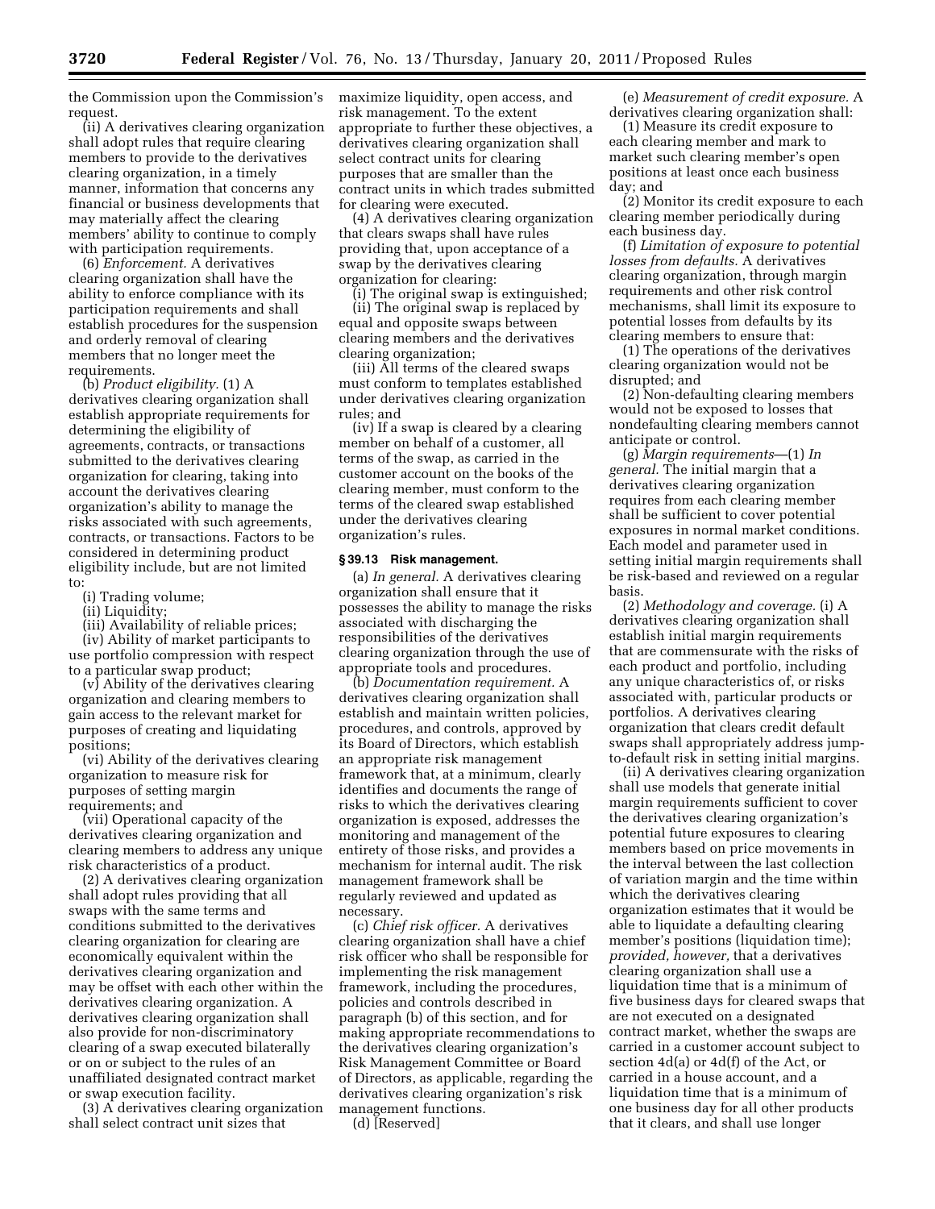the Commission upon the Commission's request.

(ii) A derivatives clearing organization shall adopt rules that require clearing members to provide to the derivatives clearing organization, in a timely manner, information that concerns any financial or business developments that may materially affect the clearing members' ability to continue to comply with participation requirements.

(6) *Enforcement.* A derivatives clearing organization shall have the ability to enforce compliance with its participation requirements and shall establish procedures for the suspension and orderly removal of clearing members that no longer meet the requirements.

(b) *Product eligibility.* (1) A derivatives clearing organization shall establish appropriate requirements for determining the eligibility of agreements, contracts, or transactions submitted to the derivatives clearing organization for clearing, taking into account the derivatives clearing organization's ability to manage the risks associated with such agreements, contracts, or transactions. Factors to be considered in determining product eligibility include, but are not limited to:

(i) Trading volume;

(ii) Liquidity;

(iii) Availability of reliable prices;

(iv) Ability of market participants to use portfolio compression with respect to a particular swap product;

(v) Ability of the derivatives clearing organization and clearing members to gain access to the relevant market for purposes of creating and liquidating positions;

(vi) Ability of the derivatives clearing organization to measure risk for purposes of setting margin requirements; and

(vii) Operational capacity of the derivatives clearing organization and clearing members to address any unique risk characteristics of a product.

(2) A derivatives clearing organization shall adopt rules providing that all swaps with the same terms and conditions submitted to the derivatives clearing organization for clearing are economically equivalent within the derivatives clearing organization and may be offset with each other within the derivatives clearing organization. A derivatives clearing organization shall also provide for non-discriminatory clearing of a swap executed bilaterally or on or subject to the rules of an unaffiliated designated contract market or swap execution facility.

(3) A derivatives clearing organization shall select contract unit sizes that maximize liquidity, open access, and risk management. To the extent appropriate to further these objectives, a derivatives clearing organization shall select contract units for clearing purposes that are smaller than the contract units in which trades submitted for clearing were executed.

(4) A derivatives clearing organization that clears swaps shall have rules providing that, upon acceptance of a swap by the derivatives clearing organization for clearing:

(i) The original swap is extinguished;

(ii) The original swap is replaced by equal and opposite swaps between clearing members and the derivatives clearing organization;

(iii) All terms of the cleared swaps must conform to templates established under derivatives clearing organization rules; and

(iv) If a swap is cleared by a clearing member on behalf of a customer, all terms of the swap, as carried in the customer account on the books of the clearing member, must conform to the terms of the cleared swap established under the derivatives clearing organization's rules.

### § 39.13 Risk management.

(a) *In general.* A derivatives clearing organization shall ensure that it possesses the ability to manage the risks associated with discharging the responsibilities of the derivatives clearing organization through the use of appropriate tools and procedures.

(b) *Documentation requirement.* A derivatives clearing organization shall establish and maintain written policies, procedures, and controls, approved by its Board of Directors, which establish an appropriate risk management framework that, at a minimum, clearly identifies and documents the range of risks to which the derivatives clearing organization is exposed, addresses the monitoring and management of the entirety of those risks, and provides a mechanism for internal audit. The risk management framework shall be regularly reviewed and updated as necessary.

(c) *Chief risk officer.* A derivatives clearing organization shall have a chief risk officer who shall be responsible for implementing the risk management framework, including the procedures, policies and controls described in paragraph (b) of this section, and for making appropriate recommendations to the derivatives clearing organization's Risk Management Committee or Board of Directors, as applicable, regarding the derivatives clearing organization's risk management functions.

(d) [Reserved]

(e) *Measurement of credit exposure.* A derivatives clearing organization shall:

(1) Measure its credit exposure to each clearing member and mark to market such clearing member's open positions at least once each business day; and

(2) Monitor its credit exposure to each clearing member periodically during each business day.

(f) *Limitation of exposure to potential losses from defaults.* A derivatives clearing organization, through margin requirements and other risk control mechanisms, shall limit its exposure to potential losses from defaults by its clearing members to ensure that:

(1) The operations of the derivatives clearing organization would not be disrupted; and

(2) Non-defaulting clearing members would not be exposed to losses that nondefaulting clearing members cannot anticipate or control.

(g) *Margin requirements*—(1) *In general.* The initial margin that a derivatives clearing organization requires from each clearing member shall be sufficient to cover potential exposures in normal market conditions. Each model and parameter used in setting initial margin requirements shall be risk-based and reviewed on a regular basis.

(2) *Methodology and coverage.* (i) A derivatives clearing organization shall establish initial margin requirements that are commensurate with the risks of each product and portfolio, including any unique characteristics of, or risks associated with, particular products or portfolios. A derivatives clearing organization that clears credit default swaps shall appropriately address jump-to-default risk in setting initial margins.

(ii) A derivatives clearing organization shall use models that generate initial margin requirements sufficient to cover the derivatives clearing organization's potential future exposures to clearing members based on price movements in the interval between the last collection of variation margin and the time within which the derivatives clearing organization estimates that it would be able to liquidate a defaulting clearing member's positions (liquidation time); *provided, however,* that a derivatives clearing organization shall use a liquidation time that is a minimum of five business days for cleared swaps that are not executed on a designated contract market, whether the swaps are carried in a customer account subject to section 4d(a) or 4d(f) of the Act, or carried in a house account, and a liquidation time that is a minimum of one business day for all other products that it clears, and shall use longer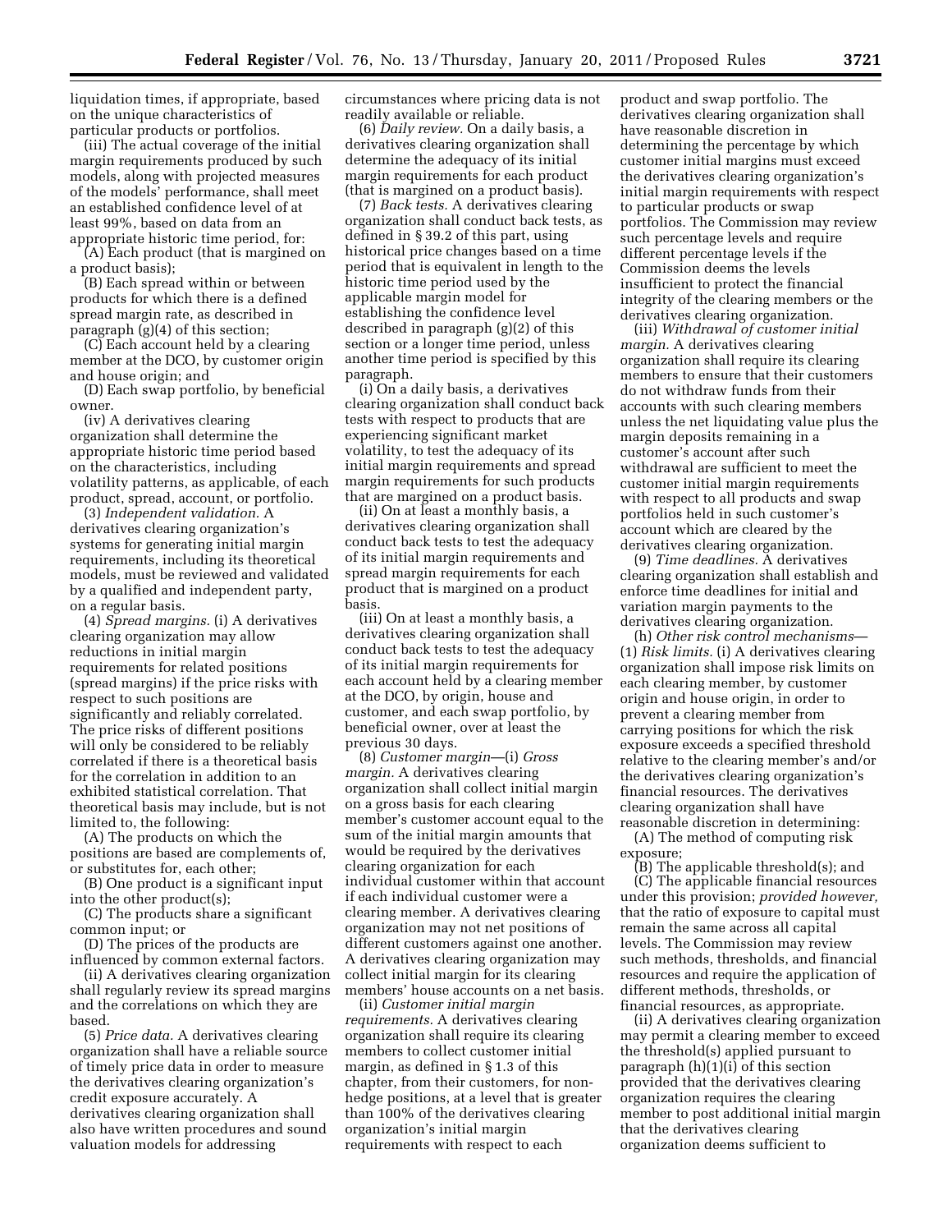liquidation times, if appropriate, based on the unique characteristics of particular products or portfolios.

(iii) The actual coverage of the initial margin requirements produced by such models, along with projected measures of the models' performance, shall meet an established confidence level of at least 99%, based on data from an appropriate historic time period, for:

(A) Each product (that is margined on a product basis);

(B) Each spread within or between products for which there is a defined spread margin rate, as described in paragraph (g)(4) of this section;

(C) Each account held by a clearing member at the DCO, by customer origin and house origin; and

(D) Each swap portfolio, by beneficial owner.

(iv) A derivatives clearing organization shall determine the appropriate historic time period based on the characteristics, including volatility patterns, as applicable, of each product, spread, account, or portfolio.

(3) *Independent validation.* A derivatives clearing organization's systems for generating initial margin requirements, including its theoretical models, must be reviewed and validated by a qualified and independent party, on a regular basis.

(4) *Spread margins.* (i) A derivatives clearing organization may allow reductions in initial margin requirements for related positions (spread margins) if the price risks with respect to such positions are significantly and reliably correlated. The price risks of different positions will only be considered to be reliably correlated if there is a theoretical basis for the correlation in addition to an exhibited statistical correlation. That theoretical basis may include, but is not limited to, the following:

(A) The products on which the positions are based are complements of, or substitutes for, each other;

(B) One product is a significant input into the other product(s);

(C) The products share a significant common input; or

(D) The prices of the products are influenced by common external factors.

(ii) A derivatives clearing organization shall regularly review its spread margins and the correlations on which they are based.

(5) *Price data.* A derivatives clearing organization shall have a reliable source of timely price data in order to measure the derivatives clearing organization's credit exposure accurately. A derivatives clearing organization shall also have written procedures and sound valuation models for addressing circumstances where pricing data is not readily available or reliable.

(6) *Daily review.* On a daily basis, a derivatives clearing organization shall determine the adequacy of its initial margin requirements for each product (that is margined on a product basis).

(7) *Back tests.* A derivatives clearing organization shall conduct back tests, as defined in § 39.2 of this part, using historical price changes based on a time period that is equivalent in length to the historic time period used by the applicable margin model for establishing the confidence level described in paragraph (g)(2) of this section or a longer time period, unless another time period is specified by this paragraph.

(i) On a daily basis, a derivatives clearing organization shall conduct back tests with respect to products that are experiencing significant market volatility, to test the adequacy of its initial margin requirements and spread margin requirements for such products that are margined on a product basis.

(ii) On at least a monthly basis, a derivatives clearing organization shall conduct back tests to test the adequacy of its initial margin requirements and spread margin requirements for each product that is margined on a product basis.

(iii) On at least a monthly basis, a derivatives clearing organization shall conduct back tests to test the adequacy of its initial margin requirements for each account held by a clearing member at the DCO, by origin, house and customer, and each swap portfolio, by beneficial owner, over at least the previous 30 days.

(8) *Customer margin*—(i) *Gross margin.* A derivatives clearing organization shall collect initial margin on a gross basis for each clearing member's customer account equal to the sum of the initial margin amounts that would be required by the derivatives clearing organization for each individual customer within that account if each individual customer were a clearing member. A derivatives clearing organization may not net positions of different customers against one another. A derivatives clearing organization may collect initial margin for its clearing members' house accounts on a net basis.

(ii) *Customer initial margin requirements.* A derivatives clearing organization shall require its clearing members to collect customer initial margin, as defined in § 1.3 of this chapter, from their customers, for non-hedge positions, at a level that is greater than 100% of the derivatives clearing organization's initial margin requirements with respect to each product and swap portfolio. The derivatives clearing organization shall have reasonable discretion in determining the percentage by which customer initial margins must exceed the derivatives clearing organization's initial margin requirements with respect to particular products or swap portfolios. The Commission may review such percentage levels and require different percentage levels if the Commission deems the levels insufficient to protect the financial integrity of the clearing members or the derivatives clearing organization.

(iii) *Withdrawal of customer initial margin.* A derivatives clearing organization shall require its clearing members to ensure that their customers do not withdraw funds from their accounts with such clearing members unless the net liquidating value plus the margin deposits remaining in a customer's account after such withdrawal are sufficient to meet the customer initial margin requirements with respect to all products and swap portfolios held in such customer's account which are cleared by the derivatives clearing organization.

(9) *Time deadlines.* A derivatives clearing organization shall establish and enforce time deadlines for initial and variation margin payments to the derivatives clearing organization.

(h) *Other risk control mechanisms*—(1) *Risk limits.* (i) A derivatives clearing organization shall impose risk limits on each clearing member, by customer origin and house origin, in order to prevent a clearing member from carrying positions for which the risk exposure exceeds a specified threshold relative to the clearing member's and/or the derivatives clearing organization's financial resources. The derivatives clearing organization shall have reasonable discretion in determining:

(A) The method of computing risk exposure;

(B) The applicable threshold(s); and

(C) The applicable financial resources under this provision; *provided however,* that the ratio of exposure to capital must remain the same across all capital levels. The Commission may review such methods, thresholds, and financial resources and require the application of different methods, thresholds, or financial resources, as appropriate.

(ii) A derivatives clearing organization may permit a clearing member to exceed the threshold(s) applied pursuant to paragraph (h)(1)(i) of this section provided that the derivatives clearing organization requires the clearing member to post additional initial margin that the derivatives clearing organization deems sufficient to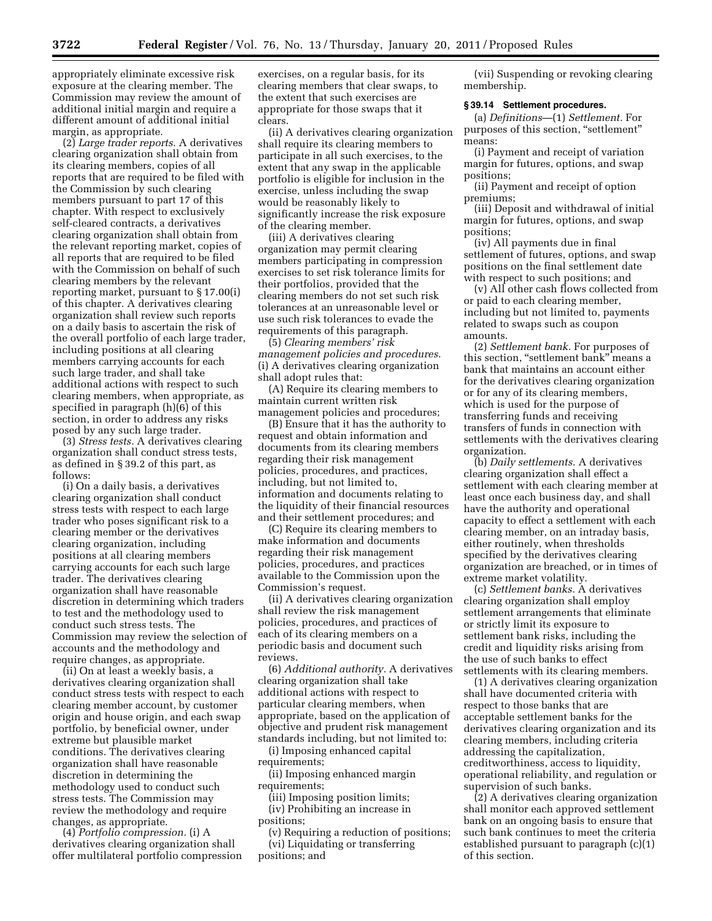appropriately eliminate excessive risk exposure at the clearing member. The Commission may review the amount of additional initial margin and require a different amount of additional initial margin, as appropriate.

(2) *Large trader reports.* A derivatives clearing organization shall obtain from its clearing members, copies of all reports that are required to be filed with the Commission by such clearing members pursuant to part 17 of this chapter. With respect to exclusively self-cleared contracts, a derivatives clearing organization shall obtain from the relevant reporting market, copies of all reports that are required to be filed with the Commission on behalf of such clearing members by the relevant reporting market, pursuant to § 17.00(i) of this chapter. A derivatives clearing organization shall review such reports on a daily basis to ascertain the risk of the overall portfolio of each large trader, including positions at all clearing members carrying accounts for each such large trader, and shall take additional actions with respect to such clearing members, when appropriate, as specified in paragraph (h)(6) of this section, in order to address any risks posed by any such large trader.

(3) *Stress tests.* A derivatives clearing organization shall conduct stress tests, as defined in § 39.2 of this part, as follows:

(i) On a daily basis, a derivatives clearing organization shall conduct stress tests with respect to each large trader who poses significant risk to a clearing member or the derivatives clearing organization, including positions at all clearing members carrying accounts for each such large trader. The derivatives clearing organization shall have reasonable discretion in determining which traders to test and the methodology used to conduct such stress tests. The Commission may review the selection of accounts and the methodology and require changes, as appropriate.

(ii) On at least a weekly basis, a derivatives clearing organization shall conduct stress tests with respect to each clearing member account, by customer origin and house origin, and each swap portfolio, by beneficial owner, under extreme but plausible market conditions. The derivatives clearing organization shall have reasonable discretion in determining the methodology used to conduct such stress tests. The Commission may review the methodology and require changes, as appropriate.

(4) *Portfolio compression.* (i) A derivatives clearing organization shall offer multilateral portfolio compression exercises, on a regular basis, for its clearing members that clear swaps, to the extent that such exercises are appropriate for those swaps that it clears.

(ii) A derivatives clearing organization shall require its clearing members to participate in all such exercises, to the extent that any swap in the applicable portfolio is eligible for inclusion in the exercise, unless including the swap would be reasonably likely to significantly increase the risk exposure of the clearing member.

(iii) A derivatives clearing organization may permit clearing members participating in compression exercises to set risk tolerance limits for their portfolios, provided that the clearing members do not set such risk tolerances at an unreasonable level or use such risk tolerances to evade the requirements of this paragraph.

(5) *Clearing members' risk management policies and procedures.* (i) A derivatives clearing organization shall adopt rules that:

(A) Require its clearing members to maintain current written risk management policies and procedures;

(B) Ensure that it has the authority to request and obtain information and documents from its clearing members regarding their risk management policies, procedures, and practices, including, but not limited to, information and documents relating to the liquidity of their financial resources and their settlement procedures; and

(C) Require its clearing members to make information and documents regarding their risk management policies, procedures, and practices available to the Commission upon the Commission's request.

(ii) A derivatives clearing organization shall review the risk management policies, procedures, and practices of each of its clearing members on a periodic basis and document such reviews.

(6) *Additional authority.* A derivatives clearing organization shall take additional actions with respect to particular clearing members, when appropriate, based on the application of objective and prudent risk management standards including, but not limited to:

(i) Imposing enhanced capital requirements;

(ii) Imposing enhanced margin requirements;

(iii) Imposing position limits;

(iv) Prohibiting an increase in positions;

(v) Requiring a reduction of positions;

(vi) Liquidating or transferring positions; and

(vii) Suspending or revoking clearing membership.

**§ 39.14 Settlement procedures.**

(a) *Definitions*—(1) *Settlement.* For purposes of this section, "settlement" means:

(i) Payment and receipt of variation margin for futures, options, and swap positions;

(ii) Payment and receipt of option premiums;

(iii) Deposit and withdrawal of initial margin for futures, options, and swap positions;

(iv) All payments due in final settlement of futures, options, and swap positions on the final settlement date with respect to such positions; and

(v) All other cash flows collected from or paid to each clearing member, including but not limited to, payments related to swaps such as coupon amounts.

(2) *Settlement bank.* For purposes of this section, "settlement bank" means a bank that maintains an account either for the derivatives clearing organization or for any of its clearing members, which is used for the purpose of transferring funds and receiving transfers of funds in connection with settlements with the derivatives clearing organization.

(b) *Daily settlements.* A derivatives clearing organization shall effect a settlement with each clearing member at least once each business day, and shall have the authority and operational capacity to effect a settlement with each clearing member, on an intraday basis, either routinely, when thresholds specified by the derivatives clearing organization are breached, or in times of extreme market volatility.

(c) *Settlement banks.* A derivatives clearing organization shall employ settlement arrangements that eliminate or strictly limit its exposure to settlement bank risks, including the credit and liquidity risks arising from the use of such banks to effect settlements with its clearing members.

(1) A derivatives clearing organization shall have documented criteria with respect to those banks that are acceptable settlement banks for the derivatives clearing organization and its clearing members, including criteria addressing the capitalization, creditworthiness, access to liquidity, operational reliability, and regulation or supervision of such banks.

(2) A derivatives clearing organization shall monitor each approved settlement bank on an ongoing basis to ensure that such bank continues to meet the criteria established pursuant to paragraph (c)(1) of this section.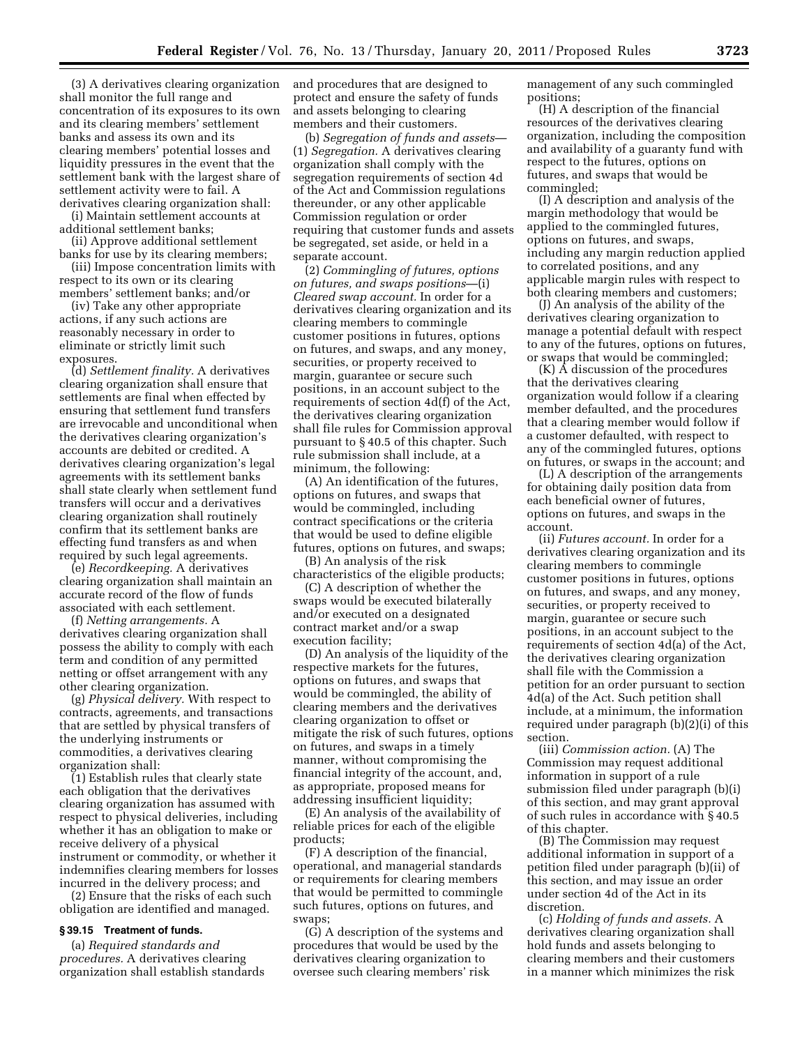(3) A derivatives clearing organization shall monitor the full range and concentration of its exposures to its own and its clearing members' settlement banks and assess its own and its clearing members' potential losses and liquidity pressures in the event that the settlement bank with the largest share of settlement activity were to fail. A derivatives clearing organization shall:

(i) Maintain settlement accounts at additional settlement banks;

(ii) Approve additional settlement banks for use by its clearing members;

(iii) Impose concentration limits with respect to its own or its clearing members' settlement banks; and/or

(iv) Take any other appropriate actions, if any such actions are reasonably necessary in order to eliminate or strictly limit such exposures.

(d) *Settlement finality.* A derivatives clearing organization shall ensure that settlements are final when effected by ensuring that settlement fund transfers are irrevocable and unconditional when the derivatives clearing organization's accounts are debited or credited. A derivatives clearing organization's legal agreements with its settlement banks shall state clearly when settlement fund transfers will occur and a derivatives clearing organization shall routinely confirm that its settlement banks are effecting fund transfers as and when required by such legal agreements.

(e) *Recordkeeping.* A derivatives clearing organization shall maintain an accurate record of the flow of funds associated with each settlement.

(f) *Netting arrangements.* A derivatives clearing organization shall possess the ability to comply with each term and condition of any permitted netting or offset arrangement with any other clearing organization.

(g) *Physical delivery.* With respect to contracts, agreements, and transactions that are settled by physical transfers of the underlying instruments or commodities, a derivatives clearing organization shall:

(1) Establish rules that clearly state each obligation that the derivatives clearing organization has assumed with respect to physical deliveries, including whether it has an obligation to make or receive delivery of a physical instrument or commodity, or whether it indemnifies clearing members for losses incurred in the delivery process; and

(2) Ensure that the risks of each such obligation are identified and managed.

### § 39.15 Treatment of funds.

(a) *Required standards and procedures.* A derivatives clearing organization shall establish standards and procedures that are designed to protect and ensure the safety of funds and assets belonging to clearing members and their customers.

(b) *Segregation of funds and assets*—(1) *Segregation.* A derivatives clearing organization shall comply with the segregation requirements of section 4d of the Act and Commission regulations thereunder, or any other applicable Commission regulation or order requiring that customer funds and assets be segregated, set aside, or held in a separate account.

(2) *Commingling of futures, options on futures, and swaps positions*—(i) *Cleared swap account.* In order for a derivatives clearing organization and its clearing members to commingle customer positions in futures, options on futures, and swaps, and any money, securities, or property received to margin, guarantee or secure such positions, in an account subject to the requirements of section 4d(f) of the Act, the derivatives clearing organization shall file rules for Commission approval pursuant to § 40.5 of this chapter. Such rule submission shall include, at a minimum, the following:

(A) An identification of the futures, options on futures, and swaps that would be commingled, including contract specifications or the criteria that would be used to define eligible futures, options on futures, and swaps;

(B) An analysis of the risk characteristics of the eligible products;

(C) A description of whether the swaps would be executed bilaterally and/or executed on a designated contract market and/or a swap execution facility;

(D) An analysis of the liquidity of the respective markets for the futures, options on futures, and swaps that would be commingled, the ability of clearing members and the derivatives clearing organization to offset or mitigate the risk of such futures, options on futures, and swaps in a timely manner, without compromising the financial integrity of the account, and, as appropriate, proposed means for addressing insufficient liquidity;

(E) An analysis of the availability of reliable prices for each of the eligible products;

(F) A description of the financial, operational, and managerial standards or requirements for clearing members that would be permitted to commingle such futures, options on futures, and swaps;

(G) A description of the systems and procedures that would be used by the derivatives clearing organization to oversee such clearing members' risk management of any such commingled positions;

(H) A description of the financial resources of the derivatives clearing organization, including the composition and availability of a guaranty fund with respect to the futures, options on futures, and swaps that would be commingled;

(I) A description and analysis of the margin methodology that would be applied to the commingled futures, options on futures, and swaps, including any margin reduction applied to correlated positions, and any applicable margin rules with respect to both clearing members and customers;

(J) An analysis of the ability of the derivatives clearing organization to manage a potential default with respect to any of the futures, options on futures, or swaps that would be commingled;

(K) A discussion of the procedures that the derivatives clearing organization would follow if a clearing member defaulted, and the procedures that a clearing member would follow if a customer defaulted, with respect to any of the commingled futures, options on futures, or swaps in the account; and

(L) A description of the arrangements for obtaining daily position data from each beneficial owner of futures, options on futures, and swaps in the account.

(ii) *Futures account.* In order for a derivatives clearing organization and its clearing members to commingle customer positions in futures, options on futures, and swaps, and any money, securities, or property received to margin, guarantee or secure such positions, in an account subject to the requirements of section 4d(a) of the Act, the derivatives clearing organization shall file with the Commission a petition for an order pursuant to section 4d(a) of the Act. Such petition shall include, at a minimum, the information required under paragraph (b)(2)(i) of this section.

(iii) *Commission action.* (A) The Commission may request additional information in support of a rule submission filed under paragraph (b)(i) of this section, and may grant approval of such rules in accordance with § 40.5 of this chapter.

(B) The Commission may request additional information in support of a petition filed under paragraph (b)(ii) of this section, and may issue an order under section 4d of the Act in its discretion.

(c) *Holding of funds and assets.* A derivatives clearing organization shall hold funds and assets belonging to clearing members and their customers in a manner which minimizes the risk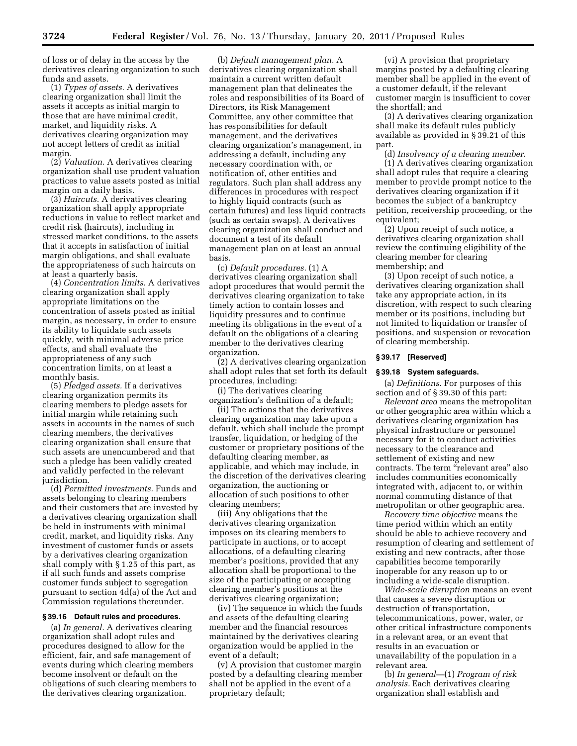of loss or of delay in the access by the derivatives clearing organization to such funds and assets.

(1) *Types of assets.* A derivatives clearing organization shall limit the assets it accepts as initial margin to those that are have minimal credit, market, and liquidity risks. A derivatives clearing organization may not accept letters of credit as initial margin.

(2) *Valuation.* A derivatives clearing organization shall use prudent valuation practices to value assets posted as initial margin on a daily basis.

(3) *Haircuts.* A derivatives clearing organization shall apply appropriate reductions in value to reflect market and credit risk (haircuts), including in stressed market conditions, to the assets that it accepts in satisfaction of initial margin obligations, and shall evaluate the appropriateness of such haircuts on at least a quarterly basis.

(4) *Concentration limits.* A derivatives clearing organization shall apply appropriate limitations on the concentration of assets posted as initial margin, as necessary, in order to ensure its ability to liquidate such assets quickly, with minimal adverse price effects, and shall evaluate the appropriateness of any such concentration limits, on at least a monthly basis.

(5) *Pledged assets.* If a derivatives clearing organization permits its clearing members to pledge assets for initial margin while retaining such assets in accounts in the names of such clearing members, the derivatives clearing organization shall ensure that such assets are unencumbered and that such a pledge has been validly created and validly perfected in the relevant jurisdiction.

(d) *Permitted investments.* Funds and assets belonging to clearing members and their customers that are invested by a derivatives clearing organization shall be held in instruments with minimal credit, market, and liquidity risks. Any investment of customer funds or assets by a derivatives clearing organization shall comply with § 1.25 of this part, as if all such funds and assets comprise customer funds subject to segregation pursuant to section 4d(a) of the Act and Commission regulations thereunder.

### § 39.16 Default rules and procedures.

(a) *In general.* A derivatives clearing organization shall adopt rules and procedures designed to allow for the efficient, fair, and safe management of events during which clearing members become insolvent or default on the obligations of such clearing members to the derivatives clearing organization.

(b) *Default management plan.* A derivatives clearing organization shall maintain a current written default management plan that delineates the roles and responsibilities of its Board of Directors, its Risk Management Committee, any other committee that has responsibilities for default management, and the derivatives clearing organization's management, in addressing a default, including any necessary coordination with, or notification of, other entities and regulators. Such plan shall address any differences in procedures with respect to highly liquid contracts (such as certain futures) and less liquid contracts (such as certain swaps). A derivatives clearing organization shall conduct and document a test of its default management plan on at least an annual basis.

(c) *Default procedures.* (1) A derivatives clearing organization shall adopt procedures that would permit the derivatives clearing organization to take timely action to contain losses and liquidity pressures and to continue meeting its obligations in the event of a default on the obligations of a clearing member to the derivatives clearing organization.

(2) A derivatives clearing organization shall adopt rules that set forth its default procedures, including:

(i) The derivatives clearing organization's definition of a default;

(ii) The actions that the derivatives clearing organization may take upon a default, which shall include the prompt transfer, liquidation, or hedging of the customer or proprietary positions of the defaulting clearing member, as applicable, and which may include, in the discretion of the derivatives clearing organization, the auctioning or allocation of such positions to other clearing members;

(iii) Any obligations that the derivatives clearing organization imposes on its clearing members to participate in auctions, or to accept allocations, of a defaulting clearing member's positions, provided that any allocation shall be proportional to the size of the participating or accepting clearing member's positions at the derivatives clearing organization;

(iv) The sequence in which the funds and assets of the defaulting clearing member and the financial resources maintained by the derivatives clearing organization would be applied in the event of a default;

(v) A provision that customer margin posted by a defaulting clearing member shall not be applied in the event of a proprietary default;

(vi) A provision that proprietary margins posted by a defaulting clearing member shall be applied in the event of a customer default, if the relevant customer margin is insufficient to cover the shortfall; and

(3) A derivatives clearing organization shall make its default rules publicly available as provided in § 39.21 of this part.

(d) *Insolvency of a clearing member.*

(1) A derivatives clearing organization shall adopt rules that require a clearing member to provide prompt notice to the derivatives clearing organization if it becomes the subject of a bankruptcy petition, receivership proceeding, or the equivalent;

(2) Upon receipt of such notice, a derivatives clearing organization shall review the continuing eligibility of the clearing member for clearing membership; and

(3) Upon receipt of such notice, a derivatives clearing organization shall take any appropriate action, in its discretion, with respect to such clearing member or its positions, including but not limited to liquidation or transfer of positions, and suspension or revocation of clearing membership.

### § 39.17 [Reserved]

### § 39.18 System safeguards.

(a) *Definitions.* For purposes of this section and of § 39.30 of this part:

*Relevant area* means the metropolitan or other geographic area within which a derivatives clearing organization has physical infrastructure or personnel necessary for it to conduct activities necessary to the clearance and settlement of existing and new contracts. The term "relevant area" also includes communities economically integrated with, adjacent to, or within normal commuting distance of that metropolitan or other geographic area.

*Recovery time objective* means the time period within which an entity should be able to achieve recovery and resumption of clearing and settlement of existing and new contracts, after those capabilities become temporarily inoperable for any reason up to or including a wide-scale disruption.

*Wide-scale disruption* means an event that causes a severe disruption or destruction of transportation, telecommunications, power, water, or other critical infrastructure components in a relevant area, or an event that results in an evacuation or unavailability of the population in a relevant area.

(b) *In general*—(1) *Program of risk analysis.* Each derivatives clearing organization shall establish and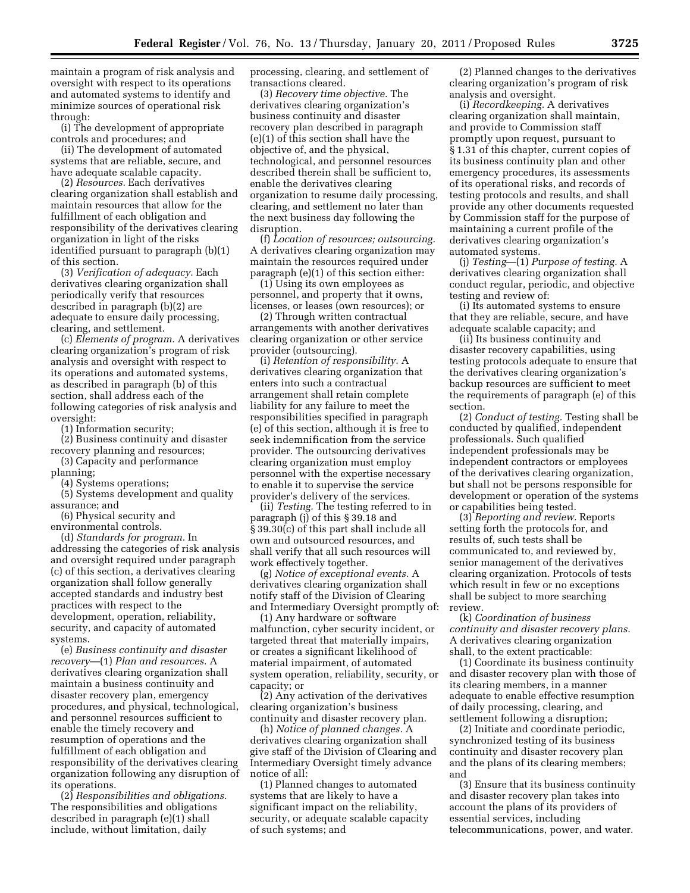maintain a program of risk analysis and oversight with respect to its operations and automated systems to identify and minimize sources of operational risk through:

(i) The development of appropriate controls and procedures; and

(ii) The development of automated systems that are reliable, secure, and have adequate scalable capacity.

(2) *Resources.* Each derivatives clearing organization shall establish and maintain resources that allow for the fulfillment of each obligation and responsibility of the derivatives clearing organization in light of the risks identified pursuant to paragraph (b)(1) of this section.

(3) *Verification of adequacy.* Each derivatives clearing organization shall periodically verify that resources described in paragraph (b)(2) are adequate to ensure daily processing, clearing, and settlement.

(c) *Elements of program.* A derivatives clearing organization's program of risk analysis and oversight with respect to its operations and automated systems, as described in paragraph (b) of this section, shall address each of the following categories of risk analysis and oversight:

(1) Information security;

(2) Business continuity and disaster recovery planning and resources;

(3) Capacity and performance planning;

(4) Systems operations;

(5) Systems development and quality assurance; and

(6) Physical security and environmental controls.

(d) *Standards for program.* In addressing the categories of risk analysis and oversight required under paragraph (c) of this section, a derivatives clearing organization shall follow generally accepted standards and industry best practices with respect to the development, operation, reliability, security, and capacity of automated systems.

(e) *Business continuity and disaster recovery*—(1) *Plan and resources.* A derivatives clearing organization shall maintain a business continuity and disaster recovery plan, emergency procedures, and physical, technological, and personnel resources sufficient to enable the timely recovery and resumption of operations and the fulfillment of each obligation and responsibility of the derivatives clearing organization following any disruption of its operations.

(2) *Responsibilities and obligations.* The responsibilities and obligations described in paragraph (e)(1) shall include, without limitation, daily processing, clearing, and settlement of transactions cleared.

(3) *Recovery time objective.* The derivatives clearing organization's business continuity and disaster recovery plan described in paragraph (e)(1) of this section shall have the objective of, and the physical, technological, and personnel resources described therein shall be sufficient to, enable the derivatives clearing organization to resume daily processing, clearing, and settlement no later than the next business day following the disruption.

(f) *Location of resources; outsourcing.* A derivatives clearing organization may maintain the resources required under paragraph (e)(1) of this section either:

(1) Using its own employees as personnel, and property that it owns, licenses, or leases (own resources); or

(2) Through written contractual arrangements with another derivatives clearing organization or other service provider (outsourcing).

(i) *Retention of responsibility.* A derivatives clearing organization that enters into such a contractual arrangement shall retain complete liability for any failure to meet the responsibilities specified in paragraph (e) of this section, although it is free to seek indemnification from the service provider. The outsourcing derivatives clearing organization must employ personnel with the expertise necessary to enable it to supervise the service provider's delivery of the services.

(ii) *Testing.* The testing referred to in paragraph (j) of this § 39.18 and § 39.30(c) of this part shall include all own and outsourced resources, and shall verify that all such resources will work effectively together.

(g) *Notice of exceptional events.* A derivatives clearing organization shall notify staff of the Division of Clearing and Intermediary Oversight promptly of:

(1) Any hardware or software malfunction, cyber security incident, or targeted threat that materially impairs, or creates a significant likelihood of material impairment, of automated system operation, reliability, security, or capacity; or

(2) Any activation of the derivatives clearing organization's business continuity and disaster recovery plan.

(h) *Notice of planned changes.* A derivatives clearing organization shall give staff of the Division of Clearing and Intermediary Oversight timely advance notice of all:

(1) Planned changes to automated systems that are likely to have a significant impact on the reliability, security, or adequate scalable capacity of such systems; and

(2) Planned changes to the derivatives clearing organization's program of risk analysis and oversight.

(i) *Recordkeeping.* A derivatives clearing organization shall maintain, and provide to Commission staff promptly upon request, pursuant to § 1.31 of this chapter, current copies of its business continuity plan and other emergency procedures, its assessments of its operational risks, and records of testing protocols and results, and shall provide any other documents requested by Commission staff for the purpose of maintaining a current profile of the derivatives clearing organization's automated systems.

(j) *Testing*—(1) *Purpose of testing.* A derivatives clearing organization shall conduct regular, periodic, and objective testing and review of:

(i) Its automated systems to ensure that they are reliable, secure, and have adequate scalable capacity; and

(ii) Its business continuity and disaster recovery capabilities, using testing protocols adequate to ensure that the derivatives clearing organization's backup resources are sufficient to meet the requirements of paragraph (e) of this section.

(2) *Conduct of testing.* Testing shall be conducted by qualified, independent professionals. Such qualified independent professionals may be independent contractors or employees of the derivatives clearing organization, but shall not be persons responsible for development or operation of the systems or capabilities being tested.

(3) *Reporting and review.* Reports setting forth the protocols for, and results of, such tests shall be communicated to, and reviewed by, senior management of the derivatives clearing organization. Protocols of tests which result in few or no exceptions shall be subject to more searching review.

(k) *Coordination of business continuity and disaster recovery plans.* A derivatives clearing organization shall, to the extent practicable:

(1) Coordinate its business continuity and disaster recovery plan with those of its clearing members, in a manner adequate to enable effective resumption of daily processing, clearing, and settlement following a disruption;

(2) Initiate and coordinate periodic, synchronized testing of its business continuity and disaster recovery plan and the plans of its clearing members; and

(3) Ensure that its business continuity and disaster recovery plan takes into account the plans of its providers of essential services, including telecommunications, power, and water.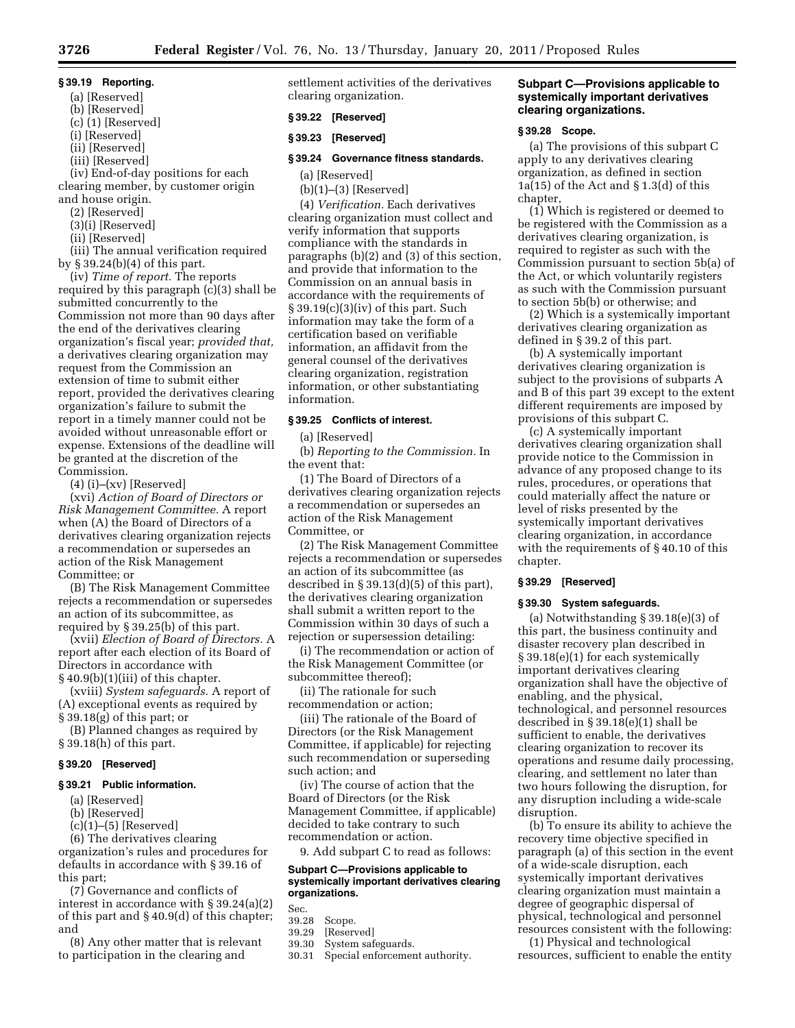### § 39.19 Reporting.

(a) [Reserved]

(b) [Reserved]

(c) (1) [Reserved]

(i) [Reserved]

(ii) [Reserved]

(iii) [Reserved]

(iv) End-of-day positions for each clearing member, by customer origin and house origin.

(2) [Reserved]

(3)(i) [Reserved]

(ii) [Reserved]

(iii) The annual verification required by § 39.24(b)(4) of this part.

(iv) *Time of report.* The reports required by this paragraph (c)(3) shall be submitted concurrently to the Commission not more than 90 days after the end of the derivatives clearing organization's fiscal year; *provided that,* a derivatives clearing organization may request from the Commission an extension of time to submit either report, provided the derivatives clearing organization's failure to submit the report in a timely manner could not be avoided without unreasonable effort or expense. Extensions of the deadline will be granted at the discretion of the Commission.

(4) (i)–(xv) [Reserved]

(xvi) *Action of Board of Directors or Risk Management Committee.* A report when (A) the Board of Directors of a derivatives clearing organization rejects a recommendation or supersedes an action of the Risk Management Committee; or

(B) The Risk Management Committee rejects a recommendation or supersedes an action of its subcommittee, as required by § 39.25(b) of this part.

(xvii) *Election of Board of Directors.* A report after each election of its Board of Directors in accordance with § 40.9(b)(1)(iii) of this chapter.

(xviii) *System safeguards.* A report of (A) exceptional events as required by § 39.18(g) of this part; or

(B) Planned changes as required by § 39.18(h) of this part.

### § 39.20 [Reserved]

### § 39.21 Public information.

(a) [Reserved]

(b) [Reserved]

(c)(1)–(5) [Reserved]

(6) The derivatives clearing organization's rules and procedures for defaults in accordance with § 39.16 of this part;

(7) Governance and conflicts of interest in accordance with § 39.24(a)(2) of this part and § 40.9(d) of this chapter; and

(8) Any other matter that is relevant to participation in the clearing and settlement activities of the derivatives clearing organization.

### § 39.22 [Reserved]

### § 39.23 [Reserved]

### § 39.24 Governance fitness standards.

(a) [Reserved]

(b)(1)–(3) [Reserved]

(4) *Verification.* Each derivatives clearing organization must collect and verify information that supports compliance with the standards in paragraphs (b)(2) and (3) of this section, and provide that information to the Commission on an annual basis in accordance with the requirements of § 39.19(c)(3)(iv) of this part. Such information may take the form of a certification based on verifiable information, an affidavit from the general counsel of the derivatives clearing organization, registration information, or other substantiating information.

### § 39.25 Conflicts of interest.

(a) [Reserved]

(b) *Reporting to the Commission.* In the event that:

(1) The Board of Directors of a derivatives clearing organization rejects a recommendation or supersedes an action of the Risk Management Committee, or

(2) The Risk Management Committee rejects a recommendation or supersedes an action of its subcommittee (as described in § 39.13(d)(5) of this part), the derivatives clearing organization shall submit a written report to the Commission within 30 days of such a rejection or supersession detailing:

(i) The recommendation or action of the Risk Management Committee (or subcommittee thereof);

(ii) The rationale for such recommendation or action;

(iii) The rationale of the Board of Directors (or the Risk Management Committee, if applicable) for rejecting such recommendation or superseding such action; and

(iv) The course of action that the Board of Directors (or the Risk Management Committee, if applicable) decided to take contrary to such recommendation or action.

9. Add subpart C to read as follows:

## Subpart C—Provisions applicable to systemically important derivatives clearing organizations.

Sec.
39.28 Scope.
39.29 [Reserved]
39.30 System safeguards.
30.31 Special enforcement authority.

## Subpart C—Provisions applicable to systemically important derivatives clearing organizations.

### § 39.28 Scope.

(a) The provisions of this subpart C apply to any derivatives clearing organization, as defined in section 1a(15) of the Act and § 1.3(d) of this chapter,

(1) Which is registered or deemed to be registered with the Commission as a derivatives clearing organization, is required to register as such with the Commission pursuant to section 5b(a) of the Act, or which voluntarily registers as such with the Commission pursuant to section 5b(b) or otherwise; and

(2) Which is a systemically important derivatives clearing organization as defined in § 39.2 of this part.

(b) A systemically important derivatives clearing organization is subject to the provisions of subparts A and B of this part 39 except to the extent different requirements are imposed by provisions of this subpart C.

(c) A systemically important derivatives clearing organization shall provide notice to the Commission in advance of any proposed change to its rules, procedures, or operations that could materially affect the nature or level of risks presented by the systemically important derivatives clearing organization, in accordance with the requirements of § 40.10 of this chapter.

### § 39.29 [Reserved]

### § 39.30 System safeguards.

(a) Notwithstanding § 39.18(e)(3) of this part, the business continuity and disaster recovery plan described in § 39.18(e)(1) for each systemically important derivatives clearing organization shall have the objective of enabling, and the physical, technological, and personnel resources described in § 39.18(e)(1) shall be sufficient to enable, the derivatives clearing organization to recover its operations and resume daily processing, clearing, and settlement no later than two hours following the disruption, for any disruption including a wide-scale disruption.

(b) To ensure its ability to achieve the recovery time objective specified in paragraph (a) of this section in the event of a wide-scale disruption, each systemically important derivatives clearing organization must maintain a degree of geographic dispersal of physical, technological and personnel resources consistent with the following:

(1) Physical and technological resources, sufficient to enable the entity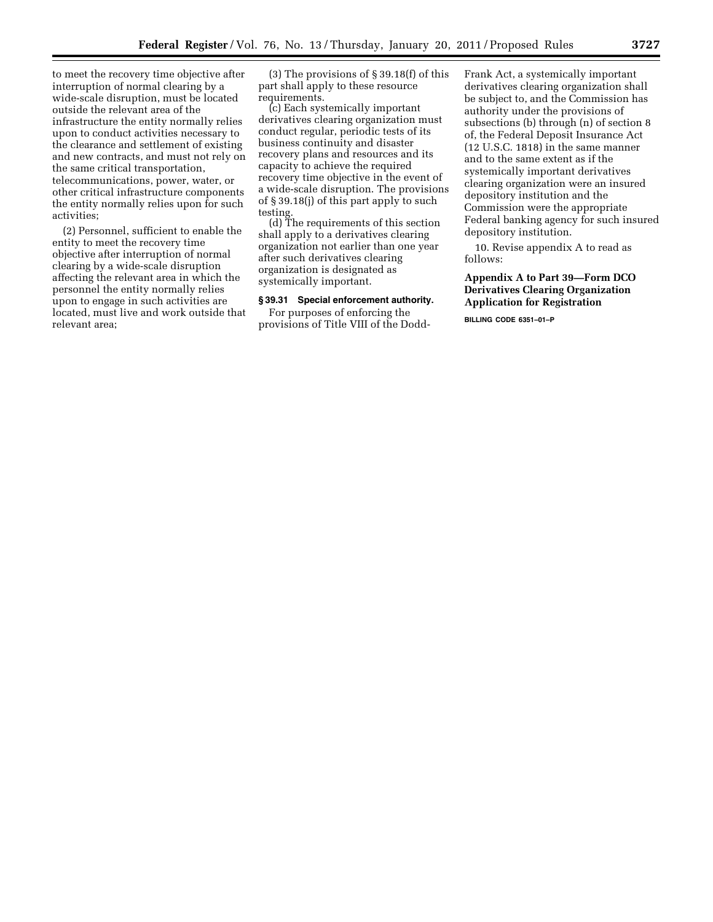to meet the recovery time objective after interruption of normal clearing by a wide-scale disruption, must be located outside the relevant area of the infrastructure the entity normally relies upon to conduct activities necessary to the clearance and settlement of existing and new contracts, and must not rely on the same critical transportation, telecommunications, power, water, or other critical infrastructure components the entity normally relies upon for such activities;

(2) Personnel, sufficient to enable the entity to meet the recovery time objective after interruption of normal clearing by a wide-scale disruption affecting the relevant area in which the personnel the entity normally relies upon to engage in such activities are located, must live and work outside that relevant area;

(3) The provisions of § 39.18(f) of this part shall apply to these resource requirements.

(c) Each systemically important derivatives clearing organization must conduct regular, periodic tests of its business continuity and disaster recovery plans and resources and its capacity to achieve the required recovery time objective in the event of a wide-scale disruption. The provisions of § 39.18(j) of this part apply to such testing.

(d) The requirements of this section shall apply to a derivatives clearing organization not earlier than one year after such derivatives clearing organization is designated as systemically important.

**§ 39.31 Special enforcement authority.**

For purposes of enforcing the provisions of Title VIII of the Dodd-Frank Act, a systemically important derivatives clearing organization shall be subject to, and the Commission has authority under the provisions of subsections (b) through (n) of section 8 of, the Federal Deposit Insurance Act (12 U.S.C. 1818) in the same manner and to the same extent as if the systemically important derivatives clearing organization were an insured depository institution and the Commission were the appropriate Federal banking agency for such insured depository institution.

10. Revise appendix A to read as follows:

**Appendix A to Part 39—Form DCO Derivatives Clearing Organization Application for Registration**

BILLING CODE 6351–01–P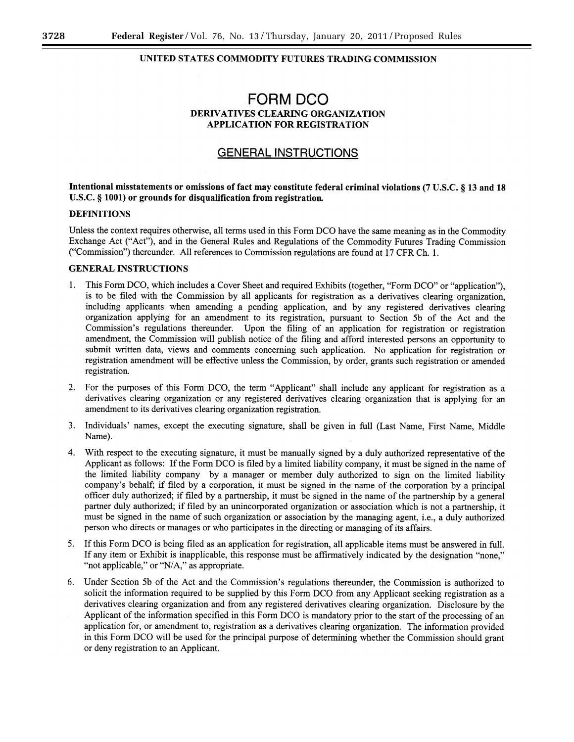UNITED STATES COMMODITY FUTURES TRADING COMMISSION

# FORM DCO

## DERIVATIVES CLEARING ORGANIZATION APPLICATION FOR REGISTRATION

## GENERAL INSTRUCTIONS

**Intentional misstatements or omissions of fact may constitute federal criminal violations (7 U.S.C. § 13 and 18 U.S.C. § 1001) or grounds for disqualification from registration.**

### DEFINITIONS

Unless the context requires otherwise, all terms used in this Form DCO have the same meaning as in the Commodity Exchange Act ("Act"), and in the General Rules and Regulations of the Commodity Futures Trading Commission ("Commission") thereunder. All references to Commission regulations are found at 17 CFR Ch. 1.

### GENERAL INSTRUCTIONS

1. This Form DCO, which includes a Cover Sheet and required Exhibits (together, "Form DCO" or "application"), is to be filed with the Commission by all applicants for registration as a derivatives clearing organization, including applicants when amending a pending application, and by any registered derivatives clearing organization applying for an amendment to its registration, pursuant to Section 5b of the Act and the Commission's regulations thereunder. Upon the filing of an application for registration or registration amendment, the Commission will publish notice of the filing and afford interested persons an opportunity to submit written data, views and comments concerning such application. No application for registration or registration amendment will be effective unless the Commission, by order, grants such registration or amended registration.

2. For the purposes of this Form DCO, the term "Applicant" shall include any applicant for registration as a derivatives clearing organization or any registered derivatives clearing organization that is applying for an amendment to its derivatives clearing organization registration.

3. Individuals' names, except the executing signature, shall be given in full (Last Name, First Name, Middle Name).

4. With respect to the executing signature, it must be manually signed by a duly authorized representative of the Applicant as follows: If the Form DCO is filed by a limited liability company, it must be signed in the name of the limited liability company by a manager or member duly authorized to sign on the limited liability company's behalf; if filed by a corporation, it must be signed in the name of the corporation by a principal officer duly authorized; if filed by a partnership, it must be signed in the name of the partnership by a general partner duly authorized; if filed by an unincorporated organization or association which is not a partnership, it must be signed in the name of such organization or association by the managing agent, i.e., a duly authorized person who directs or manages or who participates in the directing or managing of its affairs.

5. If this Form DCO is being filed as an application for registration, all applicable items must be answered in full. If any item or Exhibit is inapplicable, this response must be affirmatively indicated by the designation "none," "not applicable," or "N/A," as appropriate.

6. Under Section 5b of the Act and the Commission's regulations thereunder, the Commission is authorized to solicit the information required to be supplied by this Form DCO from any Applicant seeking registration as a derivatives clearing organization and from any registered derivatives clearing organization. Disclosure by the Applicant of the information specified in this Form DCO is mandatory prior to the start of the processing of an application for, or amendment to, registration as a derivatives clearing organization. The information provided in this Form DCO will be used for the principal purpose of determining whether the Commission should grant or deny registration to an Applicant.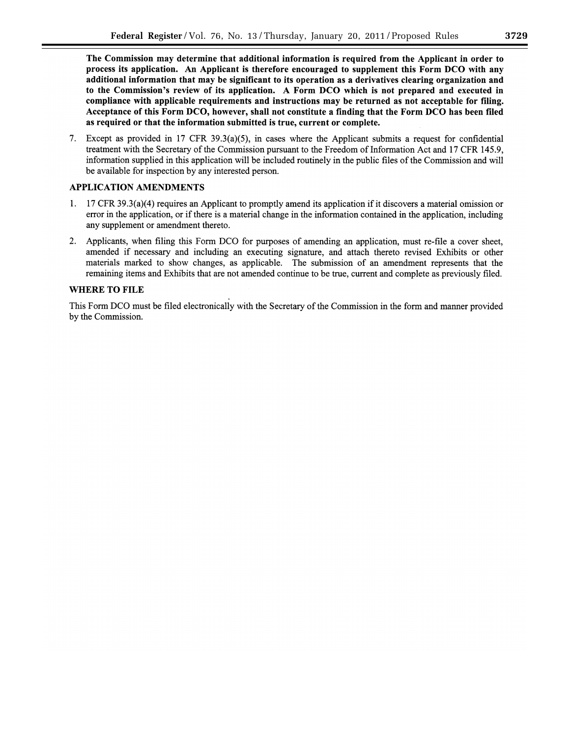**The Commission may determine that additional information is required from the Applicant in order to process its application. An Applicant is therefore encouraged to supplement this Form DCO with any additional information that may be significant to its operation as a derivatives clearing organization and to the Commission's review of its application. A Form DCO which is not prepared and executed in compliance with applicable requirements and instructions may be returned as not acceptable for filing. Acceptance of this Form DCO, however, shall not constitute a finding that the Form DCO has been filed as required or that the information submitted is true, current or complete.**

7. Except as provided in 17 CFR 39.3(a)(5), in cases where the Applicant submits a request for confidential treatment with the Secretary of the Commission pursuant to the Freedom of Information Act and 17 CFR 145.9, information supplied in this application will be included routinely in the public files of the Commission and will be available for inspection by any interested person.

## APPLICATION AMENDMENTS

1. 17 CFR 39.3(a)(4) requires an Applicant to promptly amend its application if it discovers a material omission or error in the application, or if there is a material change in the information contained in the application, including any supplement or amendment thereto.

2. Applicants, when filing this Form DCO for purposes of amending an application, must re-file a cover sheet, amended if necessary and including an executing signature, and attach thereto revised Exhibits or other materials marked to show changes, as applicable. The submission of an amendment represents that the remaining items and Exhibits that are not amended continue to be true, current and complete as previously filed.

## WHERE TO FILE

This Form DCO must be filed electronically with the Secretary of the Commission in the form and manner provided by the Commission.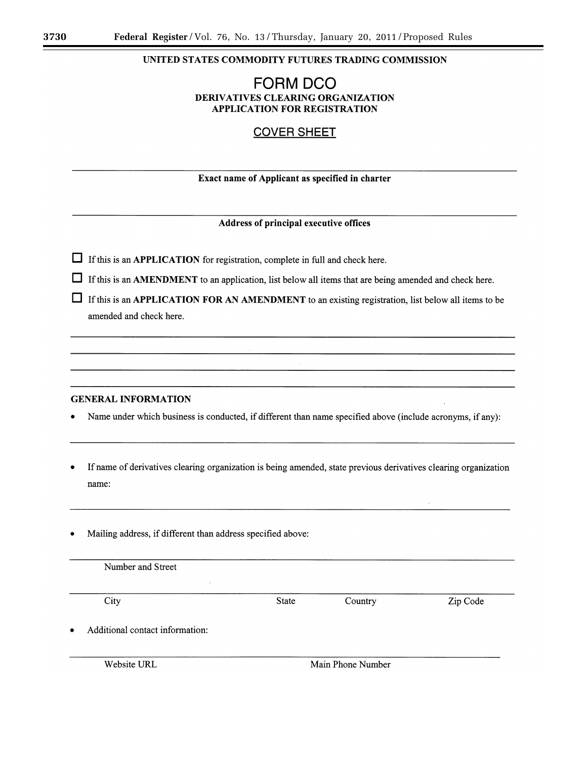**UNITED STATES COMMODITY FUTURES TRADING COMMISSION**

# FORM DCO

**DERIVATIVES CLEARING ORGANIZATION**
**APPLICATION FOR REGISTRATION**

## COVER SHEET

\_\_\_\_\_\_\_\_\_\_\_\_\_\_\_\_\_\_\_\_\_\_\_\_\_\_\_\_\_\_\_\_\_\_\_\_\_\_\_\_\_\_\_\_\_\_\_\_\_\_\_\_

**Exact name of Applicant as specified in charter**

\_\_\_\_\_\_\_\_\_\_\_\_\_\_\_\_\_\_\_\_\_\_\_\_\_\_\_\_\_\_\_\_\_\_\_\_\_\_\_\_\_\_\_\_\_\_\_\_\_\_\_\_

**Address of principal executive offices**

☐ If this is an **APPLICATION** for registration, complete in full and check here.

☐ If this is an **AMENDMENT** to an application, list below all items that are being amended and check here.

☐ If this is an **APPLICATION FOR AN AMENDMENT** to an existing registration, list below all items to be amended and check here.

\_\_\_\_\_\_\_\_\_\_\_\_\_\_\_\_\_\_\_\_\_\_\_\_\_\_\_\_\_\_\_\_\_\_\_\_\_\_\_\_\_\_\_\_\_\_\_\_\_\_\_\_

\_\_\_\_\_\_\_\_\_\_\_\_\_\_\_\_\_\_\_\_\_\_\_\_\_\_\_\_\_\_\_\_\_\_\_\_\_\_\_\_\_\_\_\_\_\_\_\_\_\_\_\_

\_\_\_\_\_\_\_\_\_\_\_\_\_\_\_\_\_\_\_\_\_\_\_\_\_\_\_\_\_\_\_\_\_\_\_\_\_\_\_\_\_\_\_\_\_\_\_\_\_\_\_\_

\_\_\_\_\_\_\_\_\_\_\_\_\_\_\_\_\_\_\_\_\_\_\_\_\_\_\_\_\_\_\_\_\_\_\_\_\_\_\_\_\_\_\_\_\_\_\_\_\_\_\_\_

**GENERAL INFORMATION**

- Name under which business is conducted, if different than name specified above (include acronyms, if any):

\_\_\_\_\_\_\_\_\_\_\_\_\_\_\_\_\_\_\_\_\_\_\_\_\_\_\_\_\_\_\_\_\_\_\_\_\_\_\_\_\_\_\_\_\_\_\_\_\_\_\_\_

- If name of derivatives clearing organization is being amended, state previous derivatives clearing organization name:

\_\_\_\_\_\_\_\_\_\_\_\_\_\_\_\_\_\_\_\_\_\_\_\_\_\_\_\_\_\_\_\_\_\_\_\_\_\_\_\_\_\_\_\_\_\_\_\_\_\_\_\_

- Mailing address, if different than address specified above:

\_\_\_\_\_\_\_\_\_\_\_\_\_\_\_\_\_\_\_\_\_\_\_\_\_\_\_\_\_\_\_\_\_\_\_\_\_\_\_\_\_\_\_\_\_\_\_\_\_\_\_\_

Number and Street

\_\_\_\_\_\_\_\_\_\_\_\_\_\_\_\_\_\_\_\_\_\_\_\_\_\_\_\_\_\_\_\_\_\_\_\_\_\_\_\_\_\_\_\_\_\_\_\_\_\_\_\_

City State Country Zip Code

- Additional contact information:

\_\_\_\_\_\_\_\_\_\_\_\_\_\_\_\_\_\_\_\_\_\_\_\_\_\_\_\_\_\_\_\_\_\_\_\_\_\_\_\_\_\_\_\_\_\_\_\_\_\_\_\_

Website URL Main Phone Number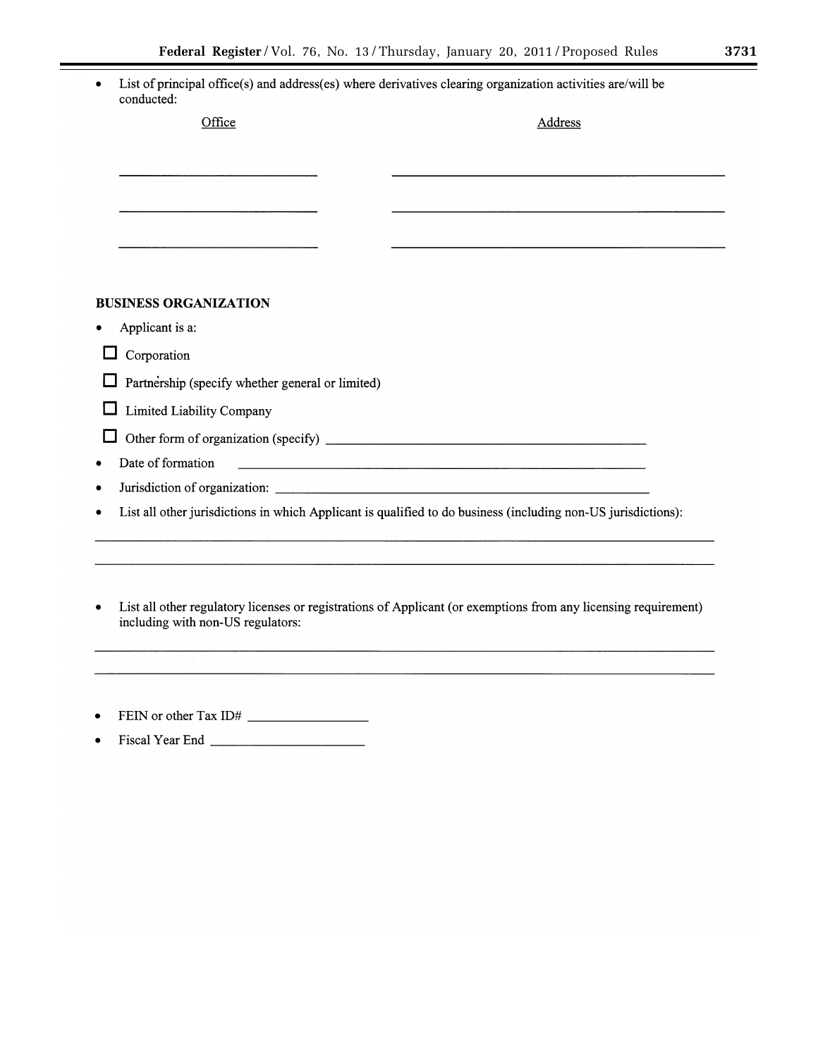- List of principal office(s) and address(es) where derivatives clearing organization activities are/will be conducted:

| Office | Address |
| --- | --- |
| ____________________ | ________________________________ |
| ____________________ | ________________________________ |
| ____________________ | ________________________________ |

**BUSINESS ORGANIZATION**

- Applicant is a:

☐ Corporation

☐ Partnership (specify whether general or limited)

☐ Limited Liability Company

☐ Other form of organization (specify) ________________________________

- Date of formation ________________________________
- Jurisdiction of organization: ________________________________
- List all other jurisdictions in which Applicant is qualified to do business (including non-US jurisdictions):

________________________________________________________________

________________________________________________________________

- List all other regulatory licenses or registrations of Applicant (or exemptions from any licensing requirement) including with non-US regulators:

________________________________________________________________

________________________________________________________________

- FEIN or other Tax ID# ____________
- Fiscal Year End ____________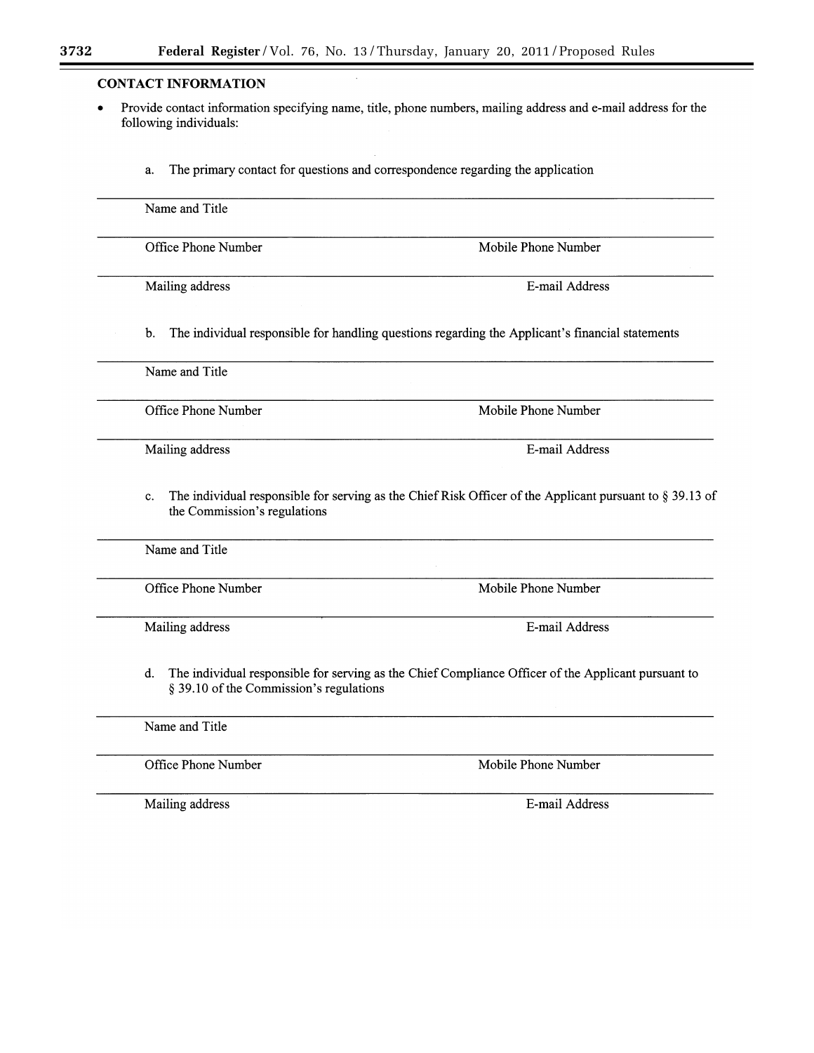**CONTACT INFORMATION**

- Provide contact information specifying name, title, phone numbers, mailing address and e-mail address for the following individuals:

a. The primary contact for questions and correspondence regarding the application

Name and Title

Office Phone Number | Mobile Phone Number

Mailing address | E-mail Address

b. The individual responsible for handling questions regarding the Applicant's financial statements

Name and Title

Office Phone Number | Mobile Phone Number

Mailing address | E-mail Address

c. The individual responsible for serving as the Chief Risk Officer of the Applicant pursuant to § 39.13 of the Commission's regulations

Name and Title

Office Phone Number | Mobile Phone Number

Mailing address | E-mail Address

d. The individual responsible for serving as the Chief Compliance Officer of the Applicant pursuant to § 39.10 of the Commission's regulations

Name and Title

Office Phone Number | Mobile Phone Number

Mailing address | E-mail Address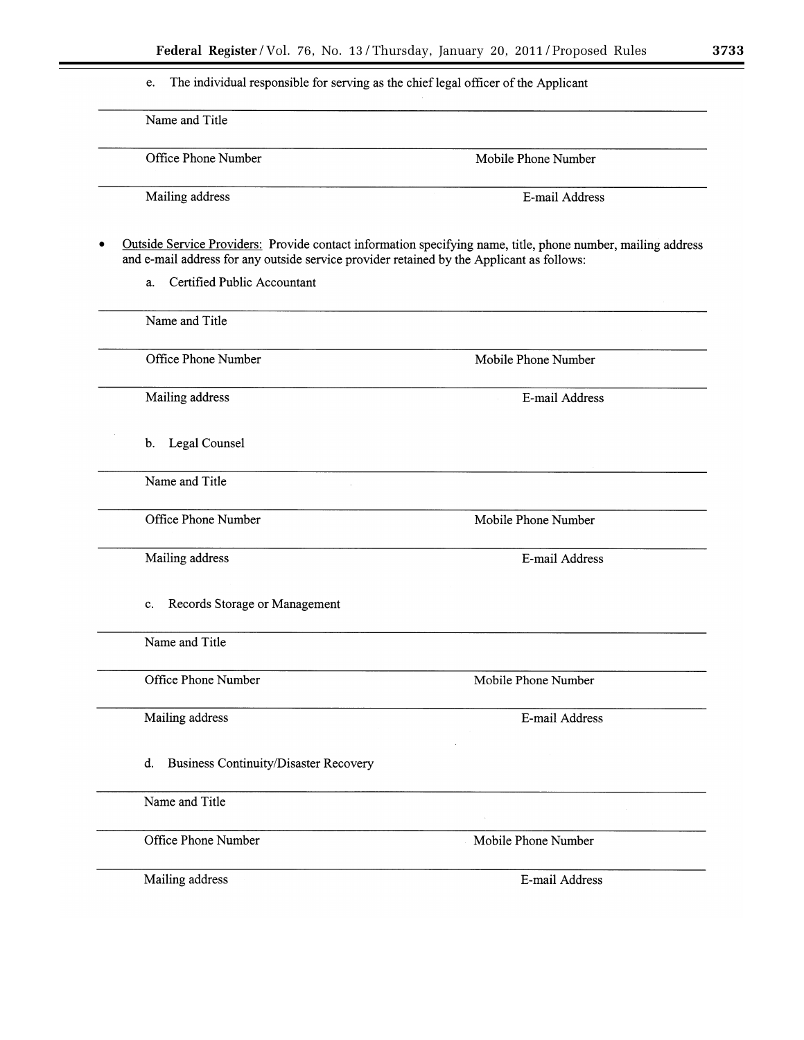e. The individual responsible for serving as the chief legal officer of the Applicant

______________________________________________

Name and Title

______________________________________________

Office Phone Number　　　　　　　　　　Mobile Phone Number

______________________________________________

Mailing address　　　　　　　　　　E-mail Address

- Outside Service Providers: Provide contact information specifying name, title, phone number, mailing address and e-mail address for any outside service provider retained by the Applicant as follows:

  a. Certified Public Accountant

______________________________________________

Name and Title

______________________________________________

Office Phone Number　　　　　　　　　　Mobile Phone Number

______________________________________________

Mailing address　　　　　　　　　　E-mail Address

  b. Legal Counsel

______________________________________________

Name and Title

______________________________________________

Office Phone Number　　　　　　　　　　Mobile Phone Number

______________________________________________

Mailing address　　　　　　　　　　E-mail Address

  c. Records Storage or Management

______________________________________________

Name and Title

______________________________________________

Office Phone Number　　　　　　　　　　Mobile Phone Number

______________________________________________

Mailing address　　　　　　　　　　E-mail Address

  d. Business Continuity/Disaster Recovery

______________________________________________

Name and Title

______________________________________________

Office Phone Number　　　　　　　　　　Mobile Phone Number

______________________________________________

Mailing address　　　　　　　　　　E-mail Address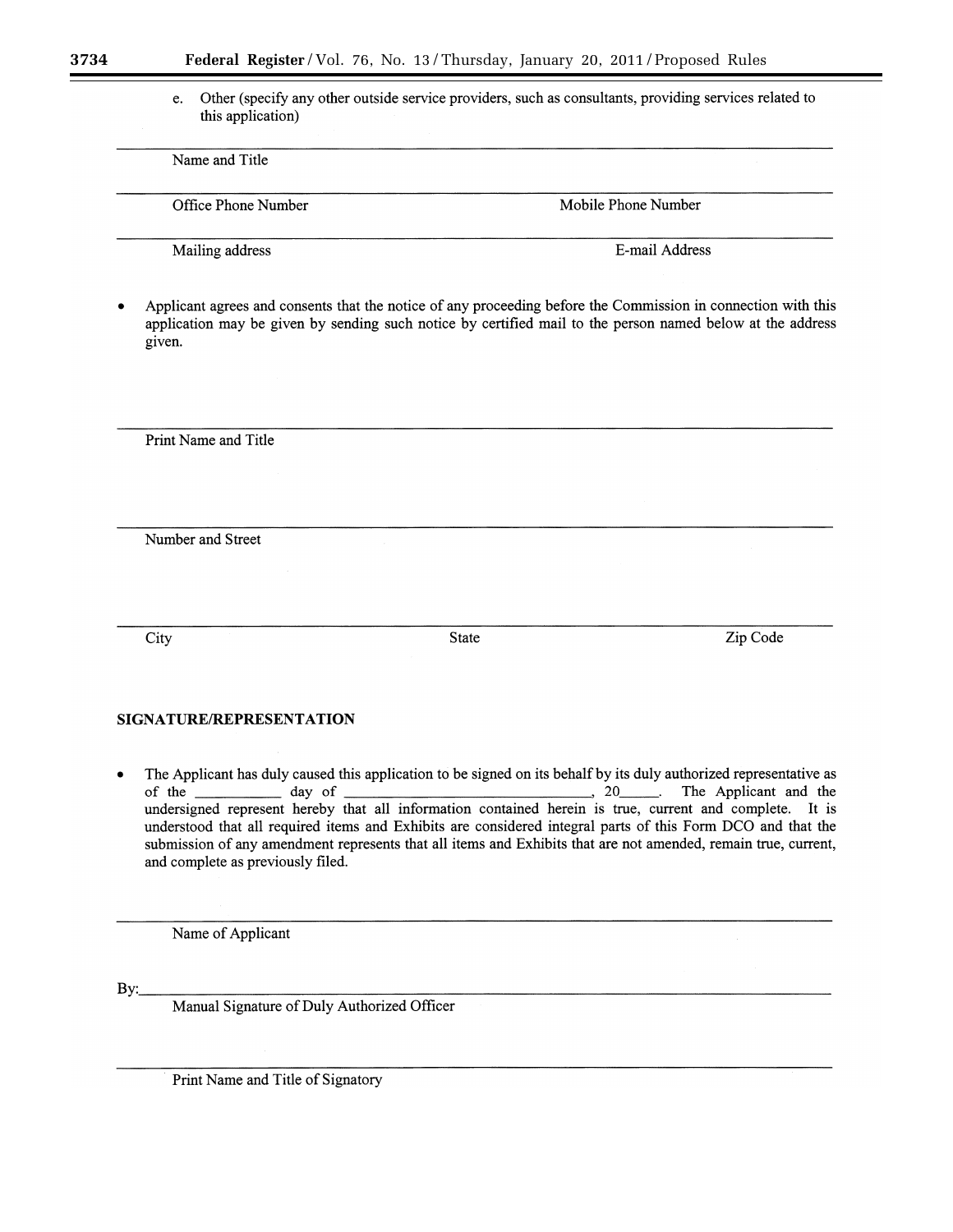e. Other (specify any other outside service providers, such as consultants, providing services related to this application)

______________________________________________________________________

Name and Title

______________________________________________________________________

Office Phone Number                                        Mobile Phone Number

______________________________________________________________________

Mailing address                                        E-mail Address

- Applicant agrees and consents that the notice of any proceeding before the Commission in connection with this application may be given by sending such notice by certified mail to the person named below at the address given.

______________________________________________________________________

Print Name and Title

______________________________________________________________________

Number and Street

______________________________________________________________________

City                                        State                                        Zip Code

**SIGNATURE/REPRESENTATION**

- The Applicant has duly caused this application to be signed on its behalf by its duly authorized representative as of the __________ day of ______________________________, 20_____. The Applicant and the undersigned represent hereby that all information contained herein is true, current and complete. It is understood that all required items and Exhibits are considered integral parts of this Form DCO and that the submission of any amendment represents that all items and Exhibits that are not amended, remain true, current, and complete as previously filed.

______________________________________________________________________

Name of Applicant

By:___________________________________________________________________

Manual Signature of Duly Authorized Officer

______________________________________________________________________

Print Name and Title of Signatory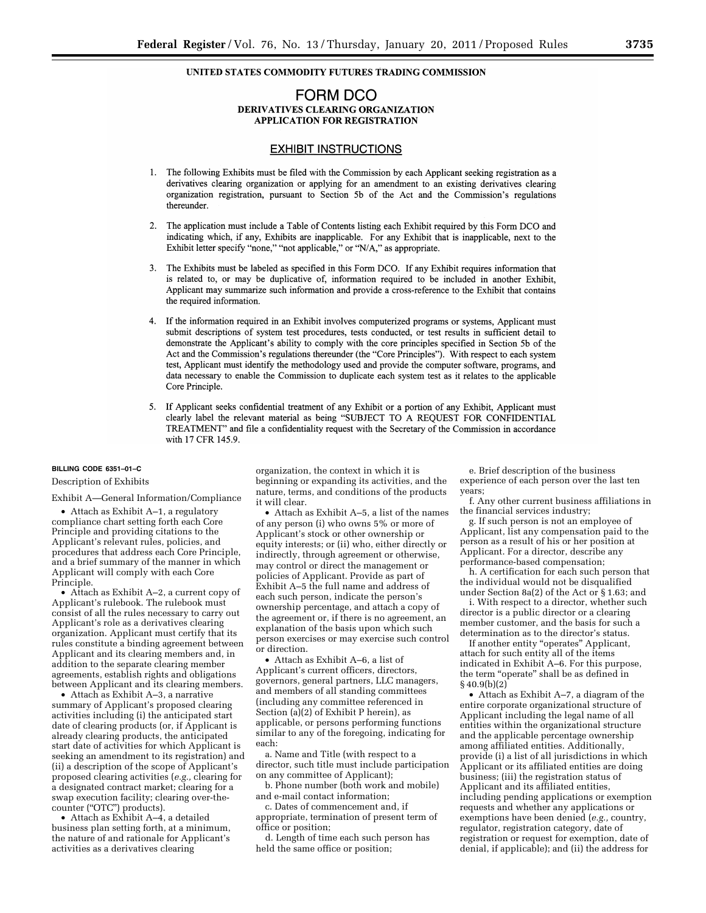**UNITED STATES COMMODITY FUTURES TRADING COMMISSION**

# FORM DCO

**DERIVATIVES CLEARING ORGANIZATION APPLICATION FOR REGISTRATION**

## EXHIBIT INSTRUCTIONS

1. The following Exhibits must be filed with the Commission by each Applicant seeking registration as a derivatives clearing organization or applying for an amendment to an existing derivatives clearing organization registration, pursuant to Section 5b of the Act and the Commission's regulations thereunder.

2. The application must include a Table of Contents listing each Exhibit required by this Form DCO and indicating which, if any, Exhibits are inapplicable. For any Exhibit that is inapplicable, next to the Exhibit letter specify "none," "not applicable," or "N/A," as appropriate.

3. The Exhibits must be labeled as specified in this Form DCO. If any Exhibit requires information that is related to, or may be duplicative of, information required to be included in another Exhibit, Applicant may summarize such information and provide a cross-reference to the Exhibit that contains the required information.

4. If the information required in an Exhibit involves computerized programs or systems, Applicant must submit descriptions of system test procedures, tests conducted, or test results in sufficient detail to demonstrate the Applicant's ability to comply with the core principles specified in Section 5b of the Act and the Commission's regulations thereunder (the "Core Principles"). With respect to each system test, Applicant must identify the methodology used and provide the computer software, programs, and data necessary to enable the Commission to duplicate each system test as it relates to the applicable Core Principle.

5. If Applicant seeks confidential treatment of any Exhibit or a portion of any Exhibit, Applicant must clearly label the relevant material as being "SUBJECT TO A REQUEST FOR CONFIDENTIAL TREATMENT" and file a confidentiality request with the Secretary of the Commission in accordance with 17 CFR 145.9.

**BILLING CODE 6351–01–C**

Description of Exhibits

Exhibit A—General Information/Compliance

• Attach as Exhibit A–1, a regulatory compliance chart setting forth each Core Principle and providing citations to the Applicant's relevant rules, policies, and procedures that address each Core Principle, and a brief summary of the manner in which Applicant will comply with each Core Principle.

• Attach as Exhibit A–2, a current copy of Applicant's rulebook. The rulebook must consist of all the rules necessary to carry out Applicant's role as a derivatives clearing organization. Applicant must certify that its rules constitute a binding agreement between Applicant and its clearing members and, in addition to the separate clearing member agreements, establish rights and obligations between Applicant and its clearing members.

• Attach as Exhibit A–3, a narrative summary of Applicant's proposed clearing activities including (i) the anticipated start date of clearing products (or, if Applicant is already clearing products, the anticipated start date of activities for which Applicant is seeking an amendment to its registration) and (ii) a description of the scope of Applicant's proposed clearing activities (*e.g.,* clearing for a designated contract market; clearing for a swap execution facility; clearing over-the-counter ("OTC") products).

• Attach as Exhibit A–4, a detailed business plan setting forth, at a minimum, the nature of and rationale for Applicant's activities as a derivatives clearing organization, the context in which it is beginning or expanding its activities, and the nature, terms, and conditions of the products it will clear.

• Attach as Exhibit A–5, a list of the names of any person (i) who owns 5% or more of Applicant's stock or other ownership or equity interests; or (ii) who, either directly or indirectly, through agreement or otherwise, may control or direct the management or policies of Applicant. Provide as part of Exhibit A–5 the full name and address of each such person, indicate the person's ownership percentage, and attach a copy of the agreement or, if there is no agreement, an explanation of the basis upon which such person exercises or may exercise such control or direction.

• Attach as Exhibit A–6, a list of Applicant's current officers, directors, governors, general partners, LLC managers, and members of all standing committees (including any committee referenced in Section (a)(2) of Exhibit P herein), as applicable, or persons performing functions similar to any of the foregoing, indicating for each:

a. Name and Title (with respect to a director, such title must include participation on any committee of Applicant);

b. Phone number (both work and mobile) and e-mail contact information;

c. Dates of commencement and, if appropriate, termination of present term of office or position;

d. Length of time each such person has held the same office or position;

e. Brief description of the business experience of each person over the last ten years;

f. Any other current business affiliations in the financial services industry;

g. If such person is not an employee of Applicant, list any compensation paid to the person as a result of his or her position at Applicant. For a director, describe any performance-based compensation;

h. A certification for each such person that the individual would not be disqualified under Section 8a(2) of the Act or § 1.63; and

i. With respect to a director, whether such director is a public director or a clearing member customer, and the basis for such a determination as to the director's status.

If another entity "operates" Applicant, attach for such entity all of the items indicated in Exhibit A–6. For this purpose, the term "operate" shall be as defined in § 40.9(b)(2)

• Attach as Exhibit A–7, a diagram of the entire corporate organizational structure of Applicant including the legal name of all entities within the organizational structure and the applicable percentage ownership among affiliated entities. Additionally, provide (i) a list of all jurisdictions in which Applicant or its affiliated entities are doing business; (iii) the registration status of Applicant and its affiliated entities, including pending applications or exemption requests and whether any applications or exemptions have been denied (*e.g.,* country, regulator, registration category, date of registration or request for exemption, date of denial, if applicable); and (ii) the address for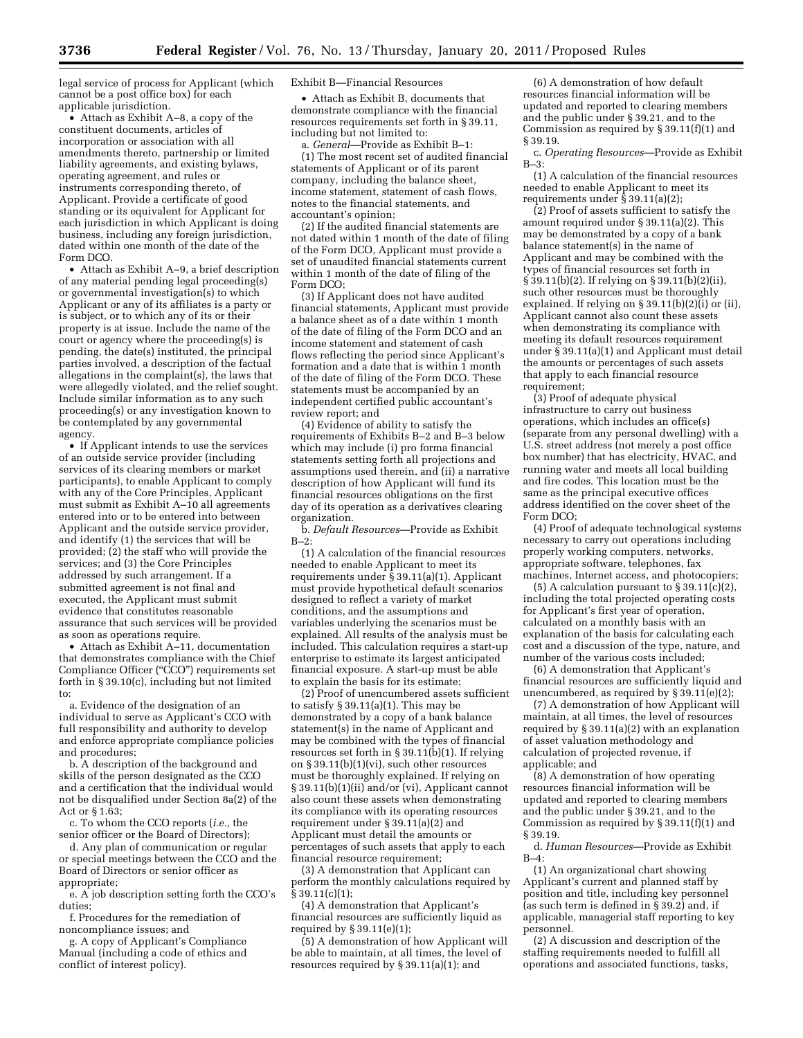legal service of process for Applicant (which cannot be a post office box) for each applicable jurisdiction.

• Attach as Exhibit A–8, a copy of the constituent documents, articles of incorporation or association with all amendments thereto, partnership or limited liability agreements, and existing bylaws, operating agreement, and rules or instruments corresponding thereto, of Applicant. Provide a certificate of good standing or its equivalent for Applicant for each jurisdiction in which Applicant is doing business, including any foreign jurisdiction, dated within one month of the date of the Form DCO.

• Attach as Exhibit A–9, a brief description of any material pending legal proceeding(s) or governmental investigation(s) to which Applicant or any of its affiliates is a party or is subject, or to which any of its or their property is at issue. Include the name of the court or agency where the proceeding(s) is pending, the date(s) instituted, the principal parties involved, a description of the factual allegations in the complaint(s), the laws that were allegedly violated, and the relief sought. Include similar information as to any such proceeding(s) or any investigation known to be contemplated by any governmental agency.

• If Applicant intends to use the services of an outside service provider (including services of its clearing members or market participants), to enable Applicant to comply with any of the Core Principles, Applicant must submit as Exhibit A–10 all agreements entered into or to be entered into between Applicant and the outside service provider, and identify (1) the services that will be provided; (2) the staff who will provide the services; and (3) the Core Principles addressed by such arrangement. If a submitted agreement is not final and executed, the Applicant must submit evidence that constitutes reasonable assurance that such services will be provided as soon as operations require.

• Attach as Exhibit A–11, documentation that demonstrates compliance with the Chief Compliance Officer ("CCO") requirements set forth in § 39.10(c), including but not limited to:

a. Evidence of the designation of an individual to serve as Applicant's CCO with full responsibility and authority to develop and enforce appropriate compliance policies and procedures;

b. A description of the background and skills of the person designated as the CCO and a certification that the individual would not be disqualified under Section 8a(2) of the Act or § 1.63;

c. To whom the CCO reports (*i.e.,* the senior officer or the Board of Directors);

d. Any plan of communication or regular or special meetings between the CCO and the Board of Directors or senior officer as appropriate;

e. A job description setting forth the CCO's duties;

f. Procedures for the remediation of noncompliance issues; and

g. A copy of Applicant's Compliance Manual (including a code of ethics and conflict of interest policy).

Exhibit B—Financial Resources

• Attach as Exhibit B, documents that demonstrate compliance with the financial resources requirements set forth in § 39.11, including but not limited to:

a. *General*—Provide as Exhibit B–1:

(1) The most recent set of audited financial statements of Applicant or of its parent company, including the balance sheet, income statement, statement of cash flows, notes to the financial statements, and accountant's opinion;

(2) If the audited financial statements are not dated within 1 month of the date of filing of the Form DCO, Applicant must provide a set of unaudited financial statements current within 1 month of the date of filing of the Form DCO;

(3) If Applicant does not have audited financial statements, Applicant must provide a balance sheet as of a date within 1 month of the date of filing of the Form DCO and an income statement and statement of cash flows reflecting the period since Applicant's formation and a date that is within 1 month of the date of filing of the Form DCO. These statements must be accompanied by an independent certified public accountant's review report; and

(4) Evidence of ability to satisfy the requirements of Exhibits B–2 and B–3 below which may include (i) pro forma financial statements setting forth all projections and assumptions used therein, and (ii) a narrative description of how Applicant will fund its financial resources obligations on the first day of its operation as a derivatives clearing organization.

b. *Default Resources*—Provide as Exhibit B–2:

(1) A calculation of the financial resources needed to enable Applicant to meet its requirements under § 39.11(a)(1). Applicant must provide hypothetical default scenarios designed to reflect a variety of market conditions, and the assumptions and variables underlying the scenarios must be explained. All results of the analysis must be included. This calculation requires a start-up enterprise to estimate its largest anticipated financial exposure. A start-up must be able to explain the basis for its estimate;

(2) Proof of unencumbered assets sufficient to satisfy § 39.11(a)(1). This may be demonstrated by a copy of a bank balance statement(s) in the name of Applicant and may be combined with the types of financial resources set forth in § 39.11(b)(1). If relying on § 39.11(b)(1)(vi), such other resources must be thoroughly explained. If relying on § 39.11(b)(1)(ii) and/or (vi), Applicant cannot also count these assets when demonstrating its compliance with its operating resources requirement under § 39.11(a)(2) and Applicant must detail the amounts or percentages of such assets that apply to each financial resource requirement;

(3) A demonstration that Applicant can perform the monthly calculations required by § 39.11(c)(1);

(4) A demonstration that Applicant's financial resources are sufficiently liquid as required by § 39.11(e)(1);

(5) A demonstration of how Applicant will be able to maintain, at all times, the level of resources required by § 39.11(a)(1); and

(6) A demonstration of how default resources financial information will be updated and reported to clearing members and the public under § 39.21, and to the Commission as required by § 39.11(f)(1) and § 39.19.

c. *Operating Resources*—Provide as Exhibit B–3:

(1) A calculation of the financial resources needed to enable Applicant to meet its requirements under § 39.11(a)(2);

(2) Proof of assets sufficient to satisfy the amount required under § 39.11(a)(2). This may be demonstrated by a copy of a bank balance statement(s) in the name of Applicant and may be combined with the types of financial resources set forth in § 39.11(b)(2). If relying on § 39.11(b)(2)(ii), such other resources must be thoroughly explained. If relying on § 39.11(b)(2)(i) or (ii), Applicant cannot also count these assets when demonstrating its compliance with meeting its default resources requirement under § 39.11(a)(1) and Applicant must detail the amounts or percentages of such assets that apply to each financial resource requirement;

(3) Proof of adequate physical infrastructure to carry out business operations, which includes an office(s) (separate from any personal dwelling) with a U.S. street address (not merely a post office box number) that has electricity, HVAC, and running water and meets all local building and fire codes. This location must be the same as the principal executive offices address identified on the cover sheet of the Form DCO;

(4) Proof of adequate technological systems necessary to carry out operations including properly working computers, networks, appropriate software, telephones, fax machines, Internet access, and photocopiers;

(5) A calculation pursuant to § 39.11(c)(2), including the total projected operating costs for Applicant's first year of operation, calculated on a monthly basis with an explanation of the basis for calculating each cost and a discussion of the type, nature, and number of the various costs included;

(6) A demonstration that Applicant's financial resources are sufficiently liquid and unencumbered, as required by § 39.11(e)(2);

(7) A demonstration of how Applicant will maintain, at all times, the level of resources required by § 39.11(a)(2) with an explanation of asset valuation methodology and calculation of projected revenue, if applicable; and

(8) A demonstration of how operating resources financial information will be updated and reported to clearing members and the public under § 39.21, and to the Commission as required by § 39.11(f)(1) and § 39.19.

d. *Human Resources*—Provide as Exhibit B–4:

(1) An organizational chart showing Applicant's current and planned staff by position and title, including key personnel (as such term is defined in § 39.2) and, if applicable, managerial staff reporting to key personnel.

(2) A discussion and description of the staffing requirements needed to fulfill all operations and associated functions, tasks,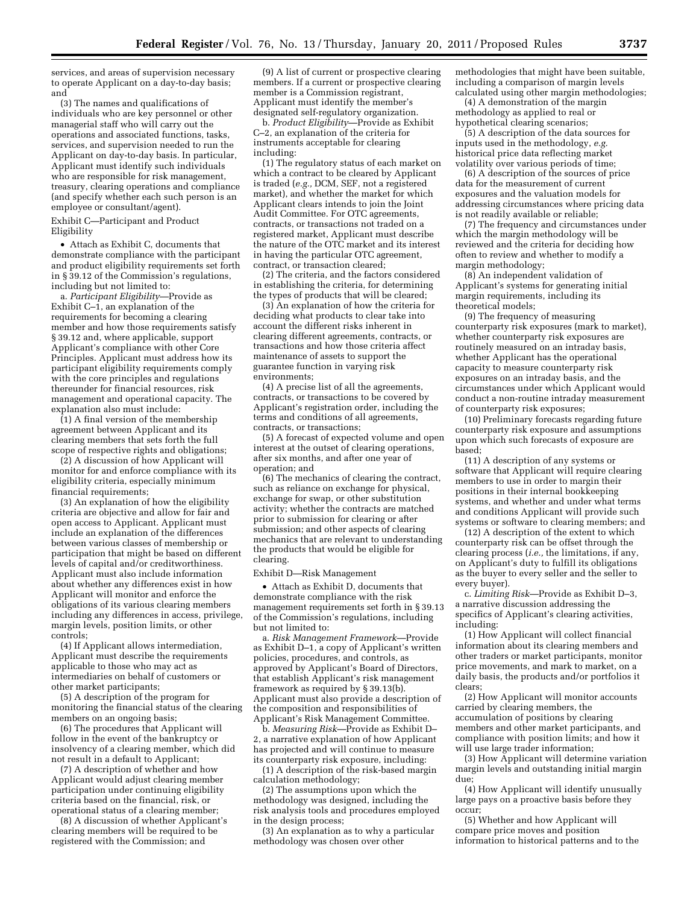services, and areas of supervision necessary to operate Applicant on a day-to-day basis; and

(3) The names and qualifications of individuals who are key personnel or other managerial staff who will carry out the operations and associated functions, tasks, services, and supervision needed to run the Applicant on day-to-day basis. In particular, Applicant must identify such individuals who are responsible for risk management, treasury, clearing operations and compliance (and specify whether each such person is an employee or consultant/agent).

Exhibit C—Participant and Product Eligibility

• Attach as Exhibit C, documents that demonstrate compliance with the participant and product eligibility requirements set forth in § 39.12 of the Commission's regulations, including but not limited to:

a. *Participant Eligibility*—Provide as Exhibit C–1, an explanation of the requirements for becoming a clearing member and how those requirements satisfy § 39.12 and, where applicable, support Applicant's compliance with other Core Principles. Applicant must address how its participant eligibility requirements comply with the core principles and regulations thereunder for financial resources, risk management and operational capacity. The explanation also must include:

(1) A final version of the membership agreement between Applicant and its clearing members that sets forth the full scope of respective rights and obligations;

(2) A discussion of how Applicant will monitor for and enforce compliance with its eligibility criteria, especially minimum financial requirements;

(3) An explanation of how the eligibility criteria are objective and allow for fair and open access to Applicant. Applicant must include an explanation of the differences between various classes of membership or participation that might be based on different levels of capital and/or creditworthiness. Applicant must also include information about whether any differences exist in how Applicant will monitor and enforce the obligations of its various clearing members including any differences in access, privilege, margin levels, position limits, or other controls;

(4) If Applicant allows intermediation, Applicant must describe the requirements applicable to those who may act as intermediaries on behalf of customers or other market participants;

(5) A description of the program for monitoring the financial status of the clearing members on an ongoing basis;

(6) The procedures that Applicant will follow in the event of the bankruptcy or insolvency of a clearing member, which did not result in a default to Applicant;

(7) A description of whether and how Applicant would adjust clearing member participation under continuing eligibility criteria based on the financial, risk, or operational status of a clearing member;

(8) A discussion of whether Applicant's clearing members will be required to be registered with the Commission; and

(9) A list of current or prospective clearing members. If a current or prospective clearing member is a Commission registrant, Applicant must identify the member's designated self-regulatory organization.

b. *Product Eligibility*—Provide as Exhibit C–2, an explanation of the criteria for instruments acceptable for clearing including:

(1) The regulatory status of each market on which a contract to be cleared by Applicant is traded (*e.g.,* DCM, SEF, not a registered market), and whether the market for which Applicant clears intends to join the Joint Audit Committee. For OTC agreements, contracts, or transactions not traded on a registered market, Applicant must describe the nature of the OTC market and its interest in having the particular OTC agreement, contract, or transaction cleared;

(2) The criteria, and the factors considered in establishing the criteria, for determining the types of products that will be cleared;

(3) An explanation of how the criteria for deciding what products to clear take into account the different risks inherent in clearing different agreements, contracts, or transactions and how those criteria affect maintenance of assets to support the guarantee function in varying risk environments;

(4) A precise list of all the agreements, contracts, or transactions to be covered by Applicant's registration order, including the terms and conditions of all agreements, contracts, or transactions;

(5) A forecast of expected volume and open interest at the outset of clearing operations, after six months, and after one year of operation; and

(6) The mechanics of clearing the contract, such as reliance on exchange for physical, exchange for swap, or other substitution activity; whether the contracts are matched prior to submission for clearing or after submission; and other aspects of clearing mechanics that are relevant to understanding the products that would be eligible for clearing.

Exhibit D—Risk Management

• Attach as Exhibit D, documents that demonstrate compliance with the risk management requirements set forth in § 39.13 of the Commission's regulations, including but not limited to:

a. *Risk Management Framework*—Provide as Exhibit D–1, a copy of Applicant's written policies, procedures, and controls, as approved by Applicant's Board of Directors, that establish Applicant's risk management framework as required by § 39.13(b). Applicant must also provide a description of the composition and responsibilities of Applicant's Risk Management Committee.

b. *Measuring Risk*—Provide as Exhibit D–2, a narrative explanation of how Applicant has projected and will continue to measure its counterparty risk exposure, including:

(1) A description of the risk-based margin calculation methodology;

(2) The assumptions upon which the methodology was designed, including the risk analysis tools and procedures employed in the design process;

(3) An explanation as to why a particular methodology was chosen over other methodologies that might have been suitable, including a comparison of margin levels calculated using other margin methodologies;

(4) A demonstration of the margin methodology as applied to real or hypothetical clearing scenarios;

(5) A description of the data sources for inputs used in the methodology, *e.g.* historical price data reflecting market volatility over various periods of time;

(6) A description of the sources of price data for the measurement of current exposures and the valuation models for addressing circumstances where pricing data is not readily available or reliable;

(7) The frequency and circumstances under which the margin methodology will be reviewed and the criteria for deciding how often to review and whether to modify a margin methodology;

(8) An independent validation of Applicant's systems for generating initial margin requirements, including its theoretical models;

(9) The frequency of measuring counterparty risk exposures (mark to market), whether counterparty risk exposures are routinely measured on an intraday basis, whether Applicant has the operational capacity to measure counterparty risk exposures on an intraday basis, and the circumstances under which Applicant would conduct a non-routine intraday measurement of counterparty risk exposures;

(10) Preliminary forecasts regarding future counterparty risk exposure and assumptions upon which such forecasts of exposure are based;

(11) A description of any systems or software that Applicant will require clearing members to use in order to margin their positions in their internal bookkeeping systems, and whether and under what terms and conditions Applicant will provide such systems or software to clearing members; and

(12) A description of the extent to which counterparty risk can be offset through the clearing process (*i.e.,* the limitations, if any, on Applicant's duty to fulfill its obligations as the buyer to every seller and the seller to every buyer).

c. *Limiting Risk*—Provide as Exhibit D–3, a narrative discussion addressing the specifics of Applicant's clearing activities, including:

(1) How Applicant will collect financial information about its clearing members and other traders or market participants, monitor price movements, and mark to market, on a daily basis, the products and/or portfolios it clears;

(2) How Applicant will monitor accounts carried by clearing members, the accumulation of positions by clearing members and other market participants, and compliance with position limits; and how it will use large trader information;

(3) How Applicant will determine variation margin levels and outstanding initial margin due;

(4) How Applicant will identify unusually large pays on a proactive basis before they occur;

(5) Whether and how Applicant will compare price moves and position information to historical patterns and to the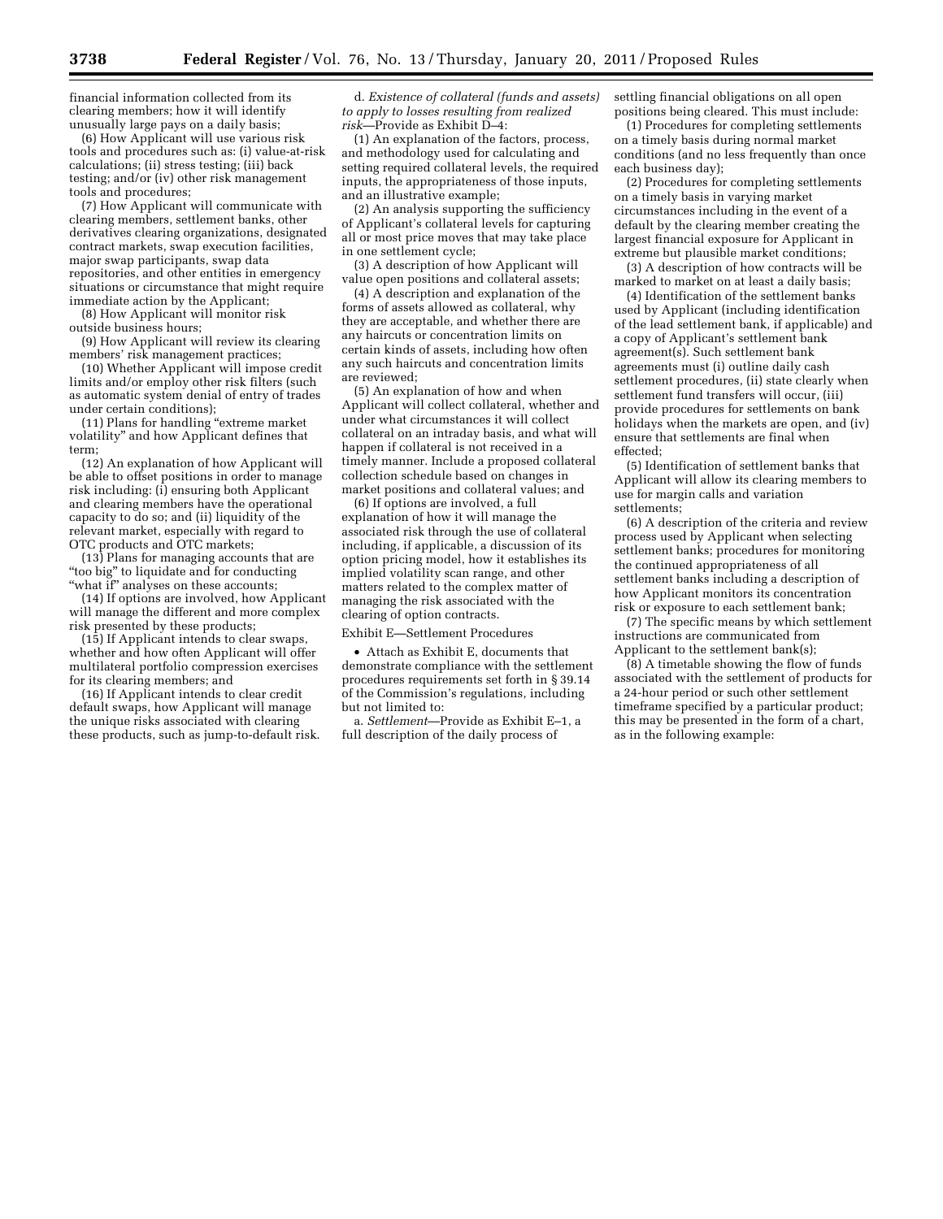financial information collected from its clearing members; how it will identify unusually large pays on a daily basis;

(6) How Applicant will use various risk tools and procedures such as: (i) value-at-risk calculations; (ii) stress testing; (iii) back testing; and/or (iv) other risk management tools and procedures;

(7) How Applicant will communicate with clearing members, settlement banks, other derivatives clearing organizations, designated contract markets, swap execution facilities, major swap participants, swap data repositories, and other entities in emergency situations or circumstance that might require immediate action by the Applicant;

(8) How Applicant will monitor risk outside business hours;

(9) How Applicant will review its clearing members' risk management practices;

(10) Whether Applicant will impose credit limits and/or employ other risk filters (such as automatic system denial of entry of trades under certain conditions);

(11) Plans for handling "extreme market volatility" and how Applicant defines that term;

(12) An explanation of how Applicant will be able to offset positions in order to manage risk including: (i) ensuring both Applicant and clearing members have the operational capacity to do so; and (ii) liquidity of the relevant market, especially with regard to OTC products and OTC markets;

(13) Plans for managing accounts that are "too big" to liquidate and for conducting "what if" analyses on these accounts;

(14) If options are involved, how Applicant will manage the different and more complex risk presented by these products;

(15) If Applicant intends to clear swaps, whether and how often Applicant will offer multilateral portfolio compression exercises for its clearing members; and

(16) If Applicant intends to clear credit default swaps, how Applicant will manage the unique risks associated with clearing these products, such as jump-to-default risk.

d. *Existence of collateral (funds and assets) to apply to losses resulting from realized risk*—Provide as Exhibit D–4:

(1) An explanation of the factors, process, and methodology used for calculating and setting required collateral levels, the required inputs, the appropriateness of those inputs, and an illustrative example;

(2) An analysis supporting the sufficiency of Applicant's collateral levels for capturing all or most price moves that may take place in one settlement cycle;

(3) A description of how Applicant will value open positions and collateral assets;

(4) A description and explanation of the forms of assets allowed as collateral, why they are acceptable, and whether there are any haircuts or concentration limits on certain kinds of assets, including how often any such haircuts and concentration limits are reviewed;

(5) An explanation of how and when Applicant will collect collateral, whether and under what circumstances it will collect collateral on an intraday basis, and what will happen if collateral is not received in a timely manner. Include a proposed collateral collection schedule based on changes in market positions and collateral values; and

(6) If options are involved, a full explanation of how it will manage the associated risk through the use of collateral including, if applicable, a discussion of its option pricing model, how it establishes its implied volatility scan range, and other matters related to the complex matter of managing the risk associated with the clearing of option contracts.

Exhibit E—Settlement Procedures

• Attach as Exhibit E, documents that demonstrate compliance with the settlement procedures requirements set forth in § 39.14 of the Commission's regulations, including but not limited to:

a. *Settlement*—Provide as Exhibit E–1, a full description of the daily process of settling financial obligations on all open positions being cleared. This must include:

(1) Procedures for completing settlements on a timely basis during normal market conditions (and no less frequently than once each business day);

(2) Procedures for completing settlements on a timely basis in varying market circumstances including in the event of a default by the clearing member creating the largest financial exposure for Applicant in extreme but plausible market conditions;

(3) A description of how contracts will be marked to market on at least a daily basis;

(4) Identification of the settlement banks used by Applicant (including identification of the lead settlement bank, if applicable) and a copy of Applicant's settlement bank agreement(s). Such settlement bank agreements must (i) outline daily cash settlement procedures, (ii) state clearly when settlement fund transfers will occur, (iii) provide procedures for settlements on bank holidays when the markets are open, and (iv) ensure that settlements are final when effected;

(5) Identification of settlement banks that Applicant will allow its clearing members to use for margin calls and variation settlements;

(6) A description of the criteria and review process used by Applicant when selecting settlement banks; procedures for monitoring the continued appropriateness of all settlement banks including a description of how Applicant monitors its concentration risk or exposure to each settlement bank;

(7) The specific means by which settlement instructions are communicated from Applicant to the settlement bank(s);

(8) A timetable showing the flow of funds associated with the settlement of products for a 24-hour period or such other settlement timeframe specified by a particular product; this may be presented in the form of a chart, as in the following example: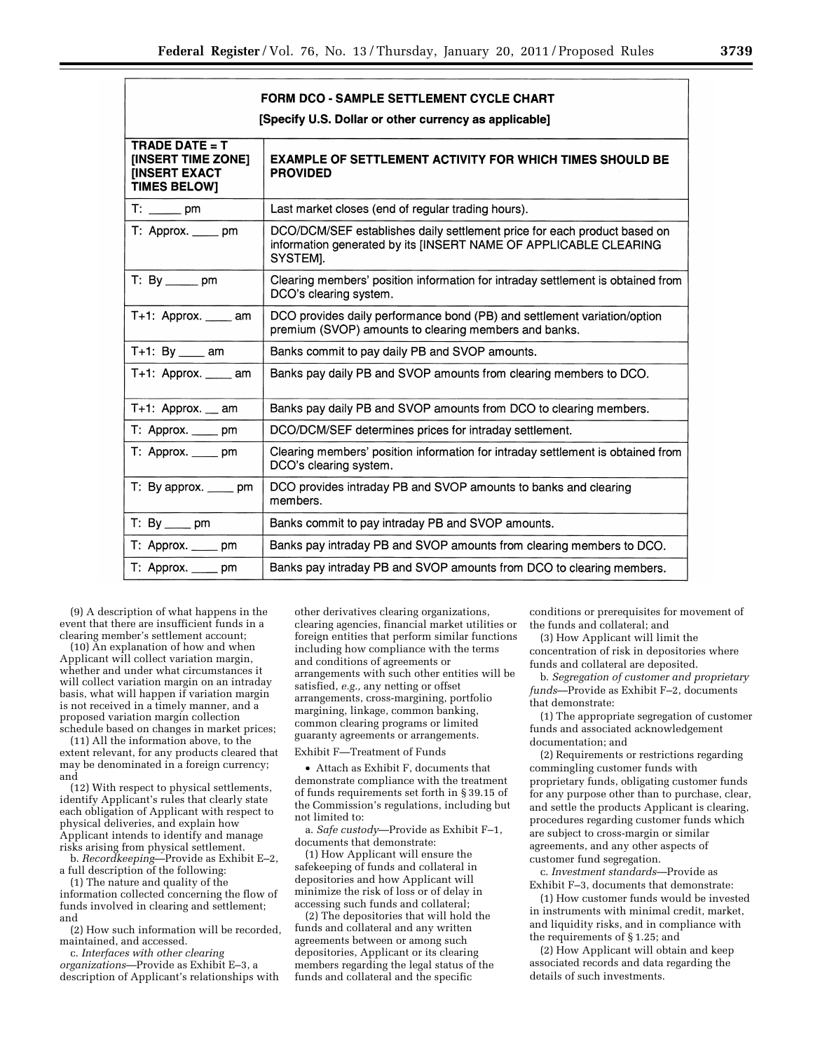**FORM DCO - SAMPLE SETTLEMENT CYCLE CHART**

**[Specify U.S. Dollar or other currency as applicable]**

| TRADE DATE = T [INSERT TIME ZONE] [INSERT EXACT TIMES BELOW] | EXAMPLE OF SETTLEMENT ACTIVITY FOR WHICH TIMES SHOULD BE PROVIDED |
|---|---|
| T: _____ pm | Last market closes (end of regular trading hours). |
| T: Approx. ____ pm | DCO/DCM/SEF establishes daily settlement price for each product based on information generated by its [INSERT NAME OF APPLICABLE CLEARING SYSTEM]. |
| T: By _____ pm | Clearing members' position information for intraday settlement is obtained from DCO's clearing system. |
| T+1: Approx. ____ am | DCO provides daily performance bond (PB) and settlement variation/option premium (SVOP) amounts to clearing members and banks. |
| T+1: By ____ am | Banks commit to pay daily PB and SVOP amounts. |
| T+1: Approx. ____ am | Banks pay daily PB and SVOP amounts from clearing members to DCO. |
| T+1: Approx. __ am | Banks pay daily PB and SVOP amounts from DCO to clearing members. |
| T: Approx. ____ pm | DCO/DCM/SEF determines prices for intraday settlement. |
| T: Approx. ____ pm | Clearing members' position information for intraday settlement is obtained from DCO's clearing system. |
| T: By approx. ____ pm | DCO provides intraday PB and SVOP amounts to banks and clearing members. |
| T: By ____ pm | Banks commit to pay intraday PB and SVOP amounts. |
| T: Approx. ____ pm | Banks pay intraday PB and SVOP amounts from clearing members to DCO. |
| T: Approx. ____ pm | Banks pay intraday PB and SVOP amounts from DCO to clearing members. |

(9) A description of what happens in the event that there are insufficient funds in a clearing member's settlement account;

(10) An explanation of how and when Applicant will collect variation margin, whether and under what circumstances it will collect variation margin on an intraday basis, what will happen if variation margin is not received in a timely manner, and a proposed variation margin collection schedule based on changes in market prices;

(11) All the information above, to the extent relevant, for any products cleared that may be denominated in a foreign currency; and

(12) With respect to physical settlements, identify Applicant's rules that clearly state each obligation of Applicant with respect to physical deliveries, and explain how Applicant intends to identify and manage risks arising from physical settlement.

b. *Recordkeeping*—Provide as Exhibit E–2, a full description of the following:

(1) The nature and quality of the information collected concerning the flow of funds involved in clearing and settlement; and

(2) How such information will be recorded, maintained, and accessed.

c. *Interfaces with other clearing organizations*—Provide as Exhibit E–3, a description of Applicant's relationships with other derivatives clearing organizations, clearing agencies, financial market utilities or foreign entities that perform similar functions including how compliance with the terms and conditions of agreements or arrangements with such other entities will be satisfied, *e.g.,* any netting or offset arrangements, cross-margining, portfolio margining, linkage, common banking, common clearing programs or limited guaranty agreements or arrangements.

Exhibit F—Treatment of Funds

• Attach as Exhibit F, documents that demonstrate compliance with the treatment of funds requirements set forth in § 39.15 of the Commission's regulations, including but not limited to:

a. *Safe custody*—Provide as Exhibit F–1, documents that demonstrate:

(1) How Applicant will ensure the safekeeping of funds and collateral in depositories and how Applicant will minimize the risk of loss or of delay in accessing such funds and collateral;

(2) The depositories that will hold the funds and collateral and any written agreements between or among such depositories, Applicant or its clearing members regarding the legal status of the funds and collateral and the specific conditions or prerequisites for movement of the funds and collateral; and

(3) How Applicant will limit the concentration of risk in depositories where funds and collateral are deposited.

b. *Segregation of customer and proprietary funds*—Provide as Exhibit F–2, documents that demonstrate:

(1) The appropriate segregation of customer funds and associated acknowledgement documentation; and

(2) Requirements or restrictions regarding commingling customer funds with proprietary funds, obligating customer funds for any purpose other than to purchase, clear, and settle the products Applicant is clearing, procedures regarding customer funds which are subject to cross-margin or similar agreements, and any other aspects of customer fund segregation.

c. *Investment standards*—Provide as Exhibit F–3, documents that demonstrate:

(1) How customer funds would be invested in instruments with minimal credit, market, and liquidity risks, and in compliance with the requirements of § 1.25; and

(2) How Applicant will obtain and keep associated records and data regarding the details of such investments.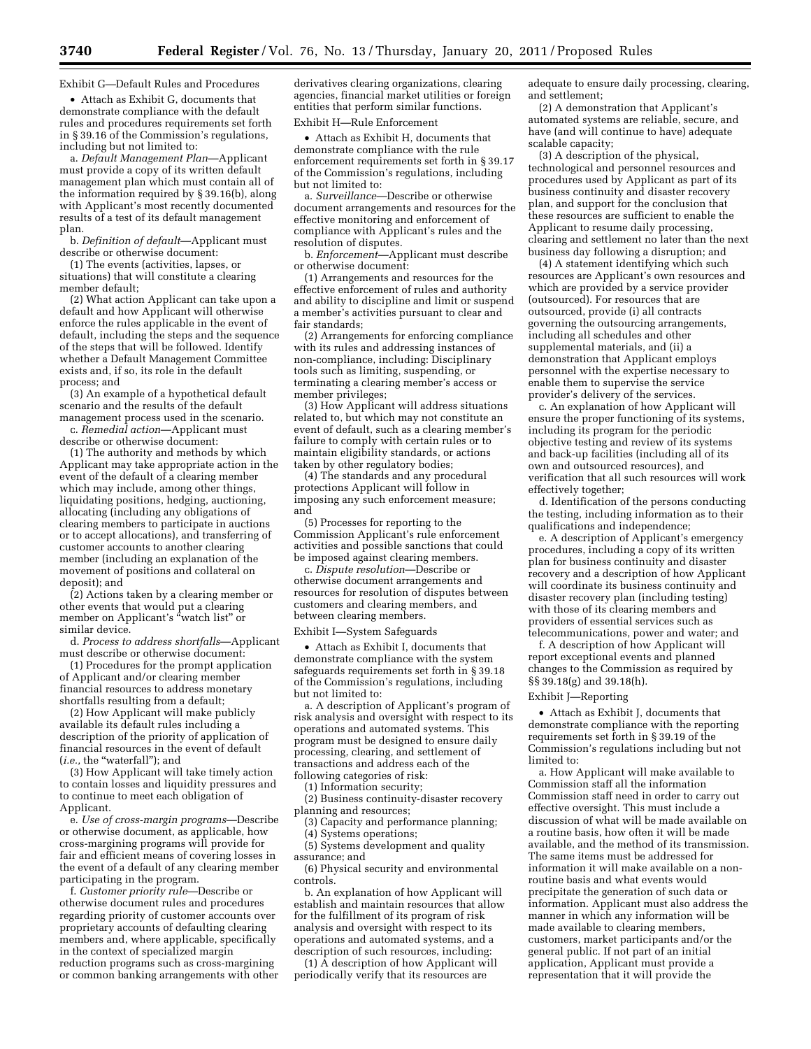Exhibit G—Default Rules and Procedures

- Attach as Exhibit G, documents that demonstrate compliance with the default rules and procedures requirements set forth in § 39.16 of the Commission's regulations, including but not limited to:

a. *Default Management Plan*—Applicant must provide a copy of its written default management plan which must contain all of the information required by § 39.16(b), along with Applicant's most recently documented results of a test of its default management plan.

b. *Definition of default*—Applicant must describe or otherwise document:

(1) The events (activities, lapses, or situations) that will constitute a clearing member default;

(2) What action Applicant can take upon a default and how Applicant will otherwise enforce the rules applicable in the event of default, including the steps and the sequence of the steps that will be followed. Identify whether a Default Management Committee exists and, if so, its role in the default process; and

(3) An example of a hypothetical default scenario and the results of the default management process used in the scenario.

c. *Remedial action*—Applicant must describe or otherwise document:

(1) The authority and methods by which Applicant may take appropriate action in the event of the default of a clearing member which may include, among other things, liquidating positions, hedging, auctioning, allocating (including any obligations of clearing members to participate in auctions or to accept allocations), and transferring of customer accounts to another clearing member (including an explanation of the movement of positions and collateral on deposit); and

(2) Actions taken by a clearing member or other events that would put a clearing member on Applicant's "watch list" or similar device.

d. *Process to address shortfalls*—Applicant must describe or otherwise document:

(1) Procedures for the prompt application of Applicant and/or clearing member financial resources to address monetary shortfalls resulting from a default;

(2) How Applicant will make publicly available its default rules including a description of the priority of application of financial resources in the event of default (*i.e.,* the "waterfall"); and

(3) How Applicant will take timely action to contain losses and liquidity pressures and to continue to meet each obligation of Applicant.

e. *Use of cross-margin programs*—Describe or otherwise document, as applicable, how cross-margining programs will provide for fair and efficient means of covering losses in the event of a default of any clearing member participating in the program.

f. *Customer priority rule*—Describe or otherwise document rules and procedures regarding priority of customer accounts over proprietary accounts of defaulting clearing members and, where applicable, specifically in the context of specialized margin reduction programs such as cross-margining or common banking arrangements with other derivatives clearing organizations, clearing agencies, financial market utilities or foreign entities that perform similar functions.

Exhibit H—Rule Enforcement

- Attach as Exhibit H, documents that demonstrate compliance with the rule enforcement requirements set forth in § 39.17 of the Commission's regulations, including but not limited to:

a. *Surveillance*—Describe or otherwise document arrangements and resources for the effective monitoring and enforcement of compliance with Applicant's rules and the resolution of disputes.

b. *Enforcement*—Applicant must describe or otherwise document:

(1) Arrangements and resources for the effective enforcement of rules and authority and ability to discipline and limit or suspend a member's activities pursuant to clear and fair standards;

(2) Arrangements for enforcing compliance with its rules and addressing instances of non-compliance, including: Disciplinary tools such as limiting, suspending, or terminating a clearing member's access or member privileges;

(3) How Applicant will address situations related to, but which may not constitute an event of default, such as a clearing member's failure to comply with certain rules or to maintain eligibility standards, or actions taken by other regulatory bodies;

(4) The standards and any procedural protections Applicant will follow in imposing any such enforcement measure; and

(5) Processes for reporting to the Commission Applicant's rule enforcement activities and possible sanctions that could be imposed against clearing members.

c. *Dispute resolution*—Describe or otherwise document arrangements and resources for resolution of disputes between customers and clearing members, and between clearing members.

Exhibit I—System Safeguards

- Attach as Exhibit I, documents that demonstrate compliance with the system safeguards requirements set forth in § 39.18 of the Commission's regulations, including but not limited to:

a. A description of Applicant's program of risk analysis and oversight with respect to its operations and automated systems. This program must be designed to ensure daily processing, clearing, and settlement of transactions and address each of the following categories of risk:

(1) Information security;

(2) Business continuity-disaster recovery planning and resources;

(3) Capacity and performance planning;

(4) Systems operations;

(5) Systems development and quality assurance; and

(6) Physical security and environmental controls.

b. An explanation of how Applicant will establish and maintain resources that allow for the fulfillment of its program of risk analysis and oversight with respect to its operations and automated systems, and a description of such resources, including:

(1) A description of how Applicant will periodically verify that its resources are adequate to ensure daily processing, clearing, and settlement;

(2) A demonstration that Applicant's automated systems are reliable, secure, and have (and will continue to have) adequate scalable capacity;

(3) A description of the physical, technological and personnel resources and procedures used by Applicant as part of its business continuity and disaster recovery plan, and support for the conclusion that these resources are sufficient to enable the Applicant to resume daily processing, clearing and settlement no later than the next business day following a disruption; and

(4) A statement identifying which such resources are Applicant's own resources and which are provided by a service provider (outsourced). For resources that are outsourced, provide (i) all contracts governing the outsourcing arrangements, including all schedules and other supplemental materials, and (ii) a demonstration that Applicant employs personnel with the expertise necessary to enable them to supervise the service provider's delivery of the services.

c. An explanation of how Applicant will ensure the proper functioning of its systems, including its program for the periodic objective testing and review of its systems and back-up facilities (including all of its own and outsourced resources), and verification that all such resources will work effectively together;

d. Identification of the persons conducting the testing, including information as to their qualifications and independence;

e. A description of Applicant's emergency procedures, including a copy of its written plan for business continuity and disaster recovery and a description of how Applicant will coordinate its business continuity and disaster recovery plan (including testing) with those of its clearing members and providers of essential services such as telecommunications, power and water; and

f. A description of how Applicant will report exceptional events and planned changes to the Commission as required by §§ 39.18(g) and 39.18(h).

Exhibit J—Reporting

- Attach as Exhibit J, documents that demonstrate compliance with the reporting requirements set forth in § 39.19 of the Commission's regulations including but not limited to:

a. How Applicant will make available to Commission staff all the information Commission staff need in order to carry out effective oversight. This must include a discussion of what will be made available on a routine basis, how often it will be made available, and the method of its transmission. The same items must be addressed for information it will make available on a non-routine basis and what events would precipitate the generation of such data or information. Applicant must also address the manner in which any information will be made available to clearing members, customers, market participants and/or the general public. If not part of an initial application, Applicant must provide a representation that it will provide the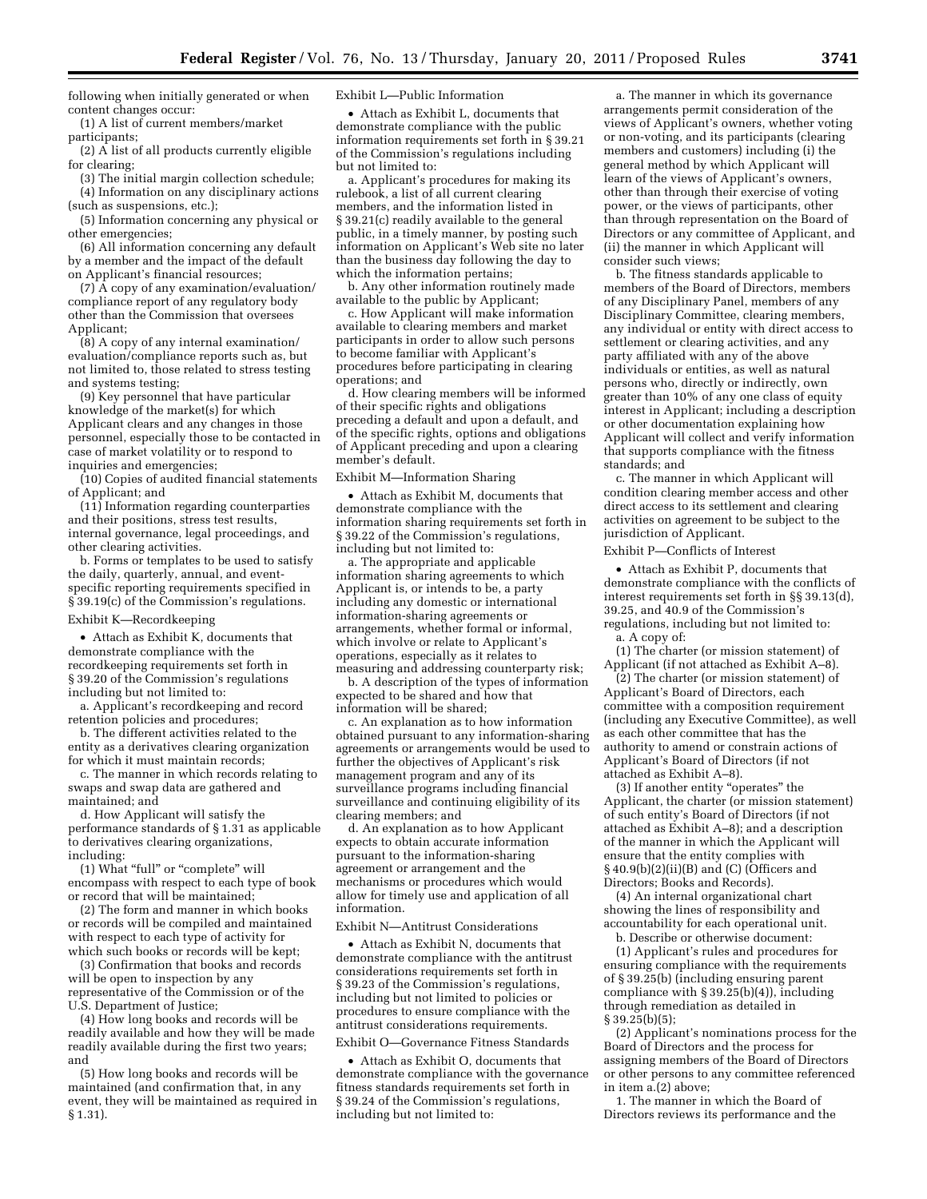following when initially generated or when content changes occur:

(1) A list of current members/market participants;

(2) A list of all products currently eligible for clearing;

(3) The initial margin collection schedule;

(4) Information on any disciplinary actions (such as suspensions, etc.);

(5) Information concerning any physical or other emergencies;

(6) All information concerning any default by a member and the impact of the default on Applicant's financial resources;

(7) A copy of any examination/evaluation/compliance report of any regulatory body other than the Commission that oversees Applicant;

(8) A copy of any internal examination/evaluation/compliance reports such as, but not limited to, those related to stress testing and systems testing;

(9) Key personnel that have particular knowledge of the market(s) for which Applicant clears and any changes in those personnel, especially those to be contacted in case of market volatility or to respond to inquiries and emergencies;

(10) Copies of audited financial statements of Applicant; and

(11) Information regarding counterparties and their positions, stress test results, internal governance, legal proceedings, and other clearing activities.

b. Forms or templates to be used to satisfy the daily, quarterly, annual, and event-specific reporting requirements specified in § 39.19(c) of the Commission's regulations.

Exhibit K—Recordkeeping

• Attach as Exhibit K, documents that demonstrate compliance with the recordkeeping requirements set forth in § 39.20 of the Commission's regulations including but not limited to:

a. Applicant's recordkeeping and record retention policies and procedures;

b. The different activities related to the entity as a derivatives clearing organization for which it must maintain records;

c. The manner in which records relating to swaps and swap data are gathered and maintained; and

d. How Applicant will satisfy the performance standards of § 1.31 as applicable to derivatives clearing organizations, including:

(1) What "full" or "complete" will encompass with respect to each type of book or record that will be maintained;

(2) The form and manner in which books or records will be compiled and maintained with respect to each type of activity for which such books or records will be kept;

(3) Confirmation that books and records will be open to inspection by any representative of the Commission or of the U.S. Department of Justice;

(4) How long books and records will be readily available and how they will be made readily available during the first two years; and

(5) How long books and records will be maintained (and confirmation that, in any event, they will be maintained as required in § 1.31).

Exhibit L—Public Information

• Attach as Exhibit L, documents that demonstrate compliance with the public information requirements set forth in § 39.21 of the Commission's regulations including but not limited to:

a. Applicant's procedures for making its rulebook, a list of all current clearing members, and the information listed in § 39.21(c) readily available to the general public, in a timely manner, by posting such information on Applicant's Web site no later than the business day following the day to which the information pertains;

b. Any other information routinely made available to the public by Applicant;

c. How Applicant will make information available to clearing members and market participants in order to allow such persons to become familiar with Applicant's procedures before participating in clearing operations; and

d. How clearing members will be informed of their specific rights and obligations preceding a default and upon a default, and of the specific rights, options and obligations of Applicant preceding and upon a clearing member's default.

Exhibit M—Information Sharing

• Attach as Exhibit M, documents that demonstrate compliance with the information sharing requirements set forth in § 39.22 of the Commission's regulations, including but not limited to:

a. The appropriate and applicable information sharing agreements to which Applicant is, or intends to be, a party including any domestic or international information-sharing agreements or arrangements, whether formal or informal, which involve or relate to Applicant's operations, especially as it relates to measuring and addressing counterparty risk;

b. A description of the types of information expected to be shared and how that information will be shared;

c. An explanation as to how information obtained pursuant to any information-sharing agreements or arrangements would be used to further the objectives of Applicant's risk management program and any of its surveillance programs including financial surveillance and continuing eligibility of its clearing members; and

d. An explanation as to how Applicant expects to obtain accurate information pursuant to the information-sharing agreement or arrangement and the mechanisms or procedures which would allow for timely use and application of all information.

Exhibit N—Antitrust Considerations

• Attach as Exhibit N, documents that demonstrate compliance with the antitrust considerations requirements set forth in § 39.23 of the Commission's regulations, including but not limited to policies or procedures to ensure compliance with the antitrust considerations requirements.

Exhibit O—Governance Fitness Standards

• Attach as Exhibit O, documents that demonstrate compliance with the governance fitness standards requirements set forth in § 39.24 of the Commission's regulations, including but not limited to:

a. The manner in which its governance arrangements permit consideration of the views of Applicant's owners, whether voting or non-voting, and its participants (clearing members and customers) including (i) the general method by which Applicant will learn of the views of Applicant's owners, other than through their exercise of voting power, or the views of participants, other than through representation on the Board of Directors or any committee of Applicant, and (ii) the manner in which Applicant will consider such views;

b. The fitness standards applicable to members of the Board of Directors, members of any Disciplinary Panel, members of any Disciplinary Committee, clearing members, any individual or entity with direct access to settlement or clearing activities, and any party affiliated with any of the above individuals or entities, as well as natural persons who, directly or indirectly, own greater than 10% of any one class of equity interest in Applicant; including a description or other documentation explaining how Applicant will collect and verify information that supports compliance with the fitness standards; and

c. The manner in which Applicant will condition clearing member access and other direct access to its settlement and clearing activities on agreement to be subject to the jurisdiction of Applicant.

Exhibit P—Conflicts of Interest

• Attach as Exhibit P, documents that demonstrate compliance with the conflicts of interest requirements set forth in §§ 39.13(d), 39.25, and 40.9 of the Commission's regulations, including but not limited to:

a. A copy of:

(1) The charter (or mission statement) of Applicant (if not attached as Exhibit A–8).

(2) The charter (or mission statement) of Applicant's Board of Directors, each committee with a composition requirement (including any Executive Committee), as well as each other committee that has the authority to amend or constrain actions of Applicant's Board of Directors (if not attached as Exhibit A–8).

(3) If another entity "operates" the Applicant, the charter (or mission statement) of such entity's Board of Directors (if not attached as Exhibit A–8); and a description of the manner in which the Applicant will ensure that the entity complies with § 40.9(b)(2)(ii)(B) and (C) (Officers and Directors; Books and Records).

(4) An internal organizational chart showing the lines of responsibility and accountability for each operational unit.

b. Describe or otherwise document:

(1) Applicant's rules and procedures for ensuring compliance with the requirements of § 39.25(b) (including ensuring parent compliance with § 39.25(b)(4)), including through remediation as detailed in § 39.25(b)(5);

(2) Applicant's nominations process for the Board of Directors and the process for assigning members of the Board of Directors or other persons to any committee referenced in item a.(2) above;

1. The manner in which the Board of Directors reviews its performance and the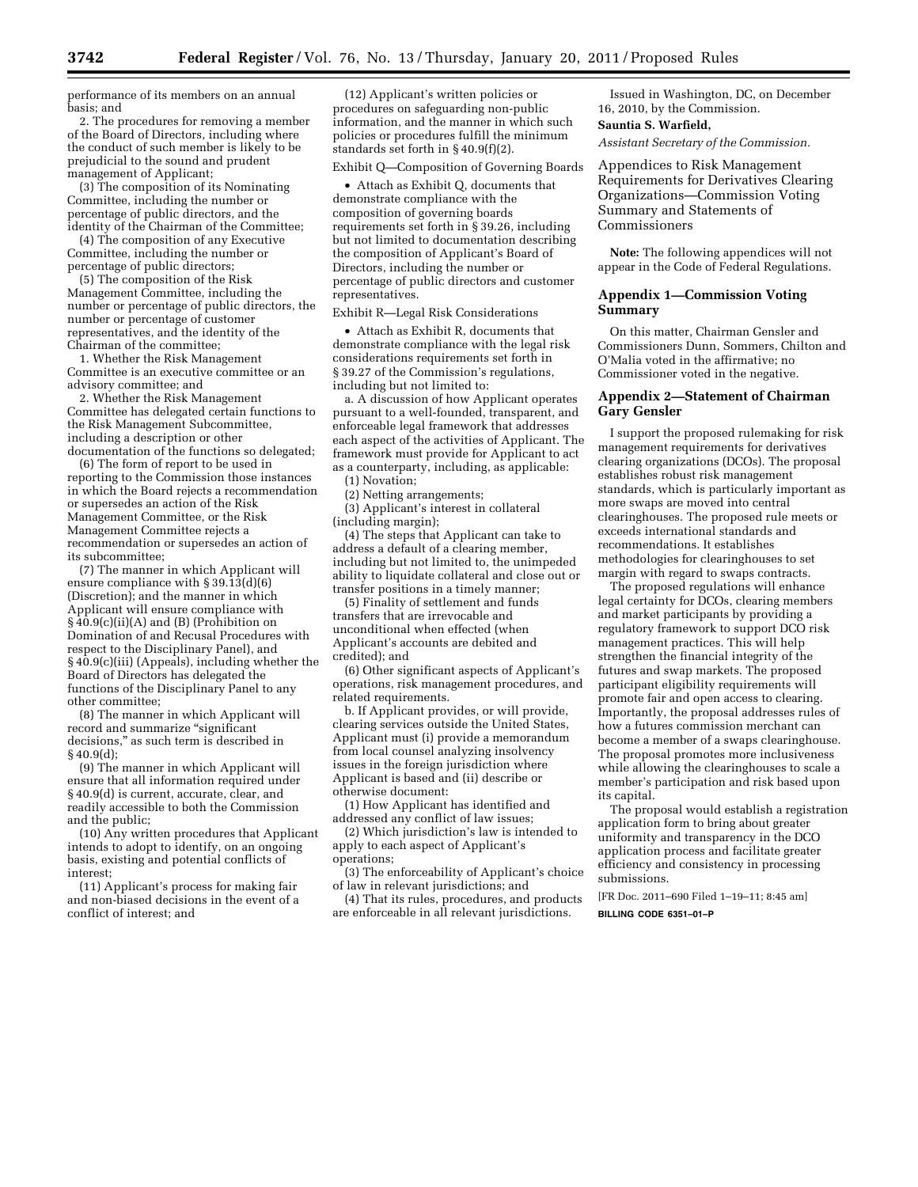performance of its members on an annual basis; and

2. The procedures for removing a member of the Board of Directors, including where the conduct of such member is likely to be prejudicial to the sound and prudent management of Applicant;

(3) The composition of its Nominating Committee, including the number or percentage of public directors, and the identity of the Chairman of the Committee;

(4) The composition of any Executive Committee, including the number or percentage of public directors;

(5) The composition of the Risk Management Committee, including the number or percentage of public directors, the number or percentage of customer representatives, and the identity of the Chairman of the committee;

1. Whether the Risk Management Committee is an executive committee or an advisory committee; and

2. Whether the Risk Management Committee has delegated certain functions to the Risk Management Subcommittee, including a description or other documentation of the functions so delegated;

(6) The form of report to be used in reporting to the Commission those instances in which the Board rejects a recommendation or supersedes an action of the Risk Management Committee, or the Risk Management Committee rejects a recommendation or supersedes an action of its subcommittee;

(7) The manner in which Applicant will ensure compliance with § 39.13(d)(6) (Discretion); and the manner in which Applicant will ensure compliance with § 40.9(c)(ii)(A) and (B) (Prohibition on Domination of and Recusal Procedures with respect to the Disciplinary Panel), and § 40.9(c)(iii) (Appeals), including whether the Board of Directors has delegated the functions of the Disciplinary Panel to any other committee;

(8) The manner in which Applicant will record and summarize "significant decisions," as such term is described in § 40.9(d);

(9) The manner in which Applicant will ensure that all information required under § 40.9(d) is current, accurate, clear, and readily accessible to both the Commission and the public;

(10) Any written procedures that Applicant intends to adopt to identify, on an ongoing basis, existing and potential conflicts of interest;

(11) Applicant's process for making fair and non-biased decisions in the event of a conflict of interest; and

(12) Applicant's written policies or procedures on safeguarding non-public information, and the manner in which such policies or procedures fulfill the minimum standards set forth in § 40.9(f)(2).

Exhibit Q—Composition of Governing Boards

• Attach as Exhibit Q, documents that demonstrate compliance with the composition of governing boards requirements set forth in § 39.26, including but not limited to documentation describing the composition of Applicant's Board of Directors, including the number or percentage of public directors and customer representatives.

Exhibit R—Legal Risk Considerations

• Attach as Exhibit R, documents that demonstrate compliance with the legal risk considerations requirements set forth in § 39.27 of the Commission's regulations, including but not limited to:

a. A discussion of how Applicant operates pursuant to a well-founded, transparent, and enforceable legal framework that addresses each aspect of the activities of Applicant. The framework must provide for Applicant to act as a counterparty, including, as applicable:

(1) Novation;

(2) Netting arrangements;

(3) Applicant's interest in collateral (including margin);

(4) The steps that Applicant can take to address a default of a clearing member, including but not limited to, the unimpeded ability to liquidate collateral and close out or transfer positions in a timely manner;

(5) Finality of settlement and funds transfers that are irrevocable and unconditional when effected (when Applicant's accounts are debited and credited); and

(6) Other significant aspects of Applicant's operations, risk management procedures, and related requirements.

b. If Applicant provides, or will provide, clearing services outside the United States, Applicant must (i) provide a memorandum from local counsel analyzing insolvency issues in the foreign jurisdiction where Applicant is based and (ii) describe or otherwise document:

(1) How Applicant has identified and addressed any conflict of law issues;

(2) Which jurisdiction's law is intended to apply to each aspect of Applicant's operations;

(3) The enforceability of Applicant's choice of law in relevant jurisdictions; and

(4) That its rules, procedures, and products are enforceable in all relevant jurisdictions.

Issued in Washington, DC, on December 16, 2010, by the Commission.

**Sauntia S. Warfield,**

*Assistant Secretary of the Commission.*

Appendices to Risk Management Requirements for Derivatives Clearing Organizations—Commission Voting Summary and Statements of Commissioners

**Note:** The following appendices will not appear in the Code of Federal Regulations.

## Appendix 1—Commission Voting Summary

On this matter, Chairman Gensler and Commissioners Dunn, Sommers, Chilton and O'Malia voted in the affirmative; no Commissioner voted in the negative.

## Appendix 2—Statement of Chairman Gary Gensler

I support the proposed rulemaking for risk management requirements for derivatives clearing organizations (DCOs). The proposal establishes robust risk management standards, which is particularly important as more swaps are moved into central clearinghouses. The proposed rule meets or exceeds international standards and recommendations. It establishes methodologies for clearinghouses to set margin with regard to swaps contracts.

The proposed regulations will enhance legal certainty for DCOs, clearing members and market participants by providing a regulatory framework to support DCO risk management practices. This will help strengthen the financial integrity of the futures and swap markets. The proposed participant eligibility requirements will promote fair and open access to clearing. Importantly, the proposal addresses rules of how a futures commission merchant can become a member of a swaps clearinghouse. The proposal promotes more inclusiveness while allowing the clearinghouses to scale a member's participation and risk based upon its capital.

The proposal would establish a registration application form to bring about greater uniformity and transparency in the DCO application process and facilitate greater efficiency and consistency in processing submissions.

[FR Doc. 2011–690 Filed 1–19–11; 8:45 am]

**BILLING CODE 6351–01–P**